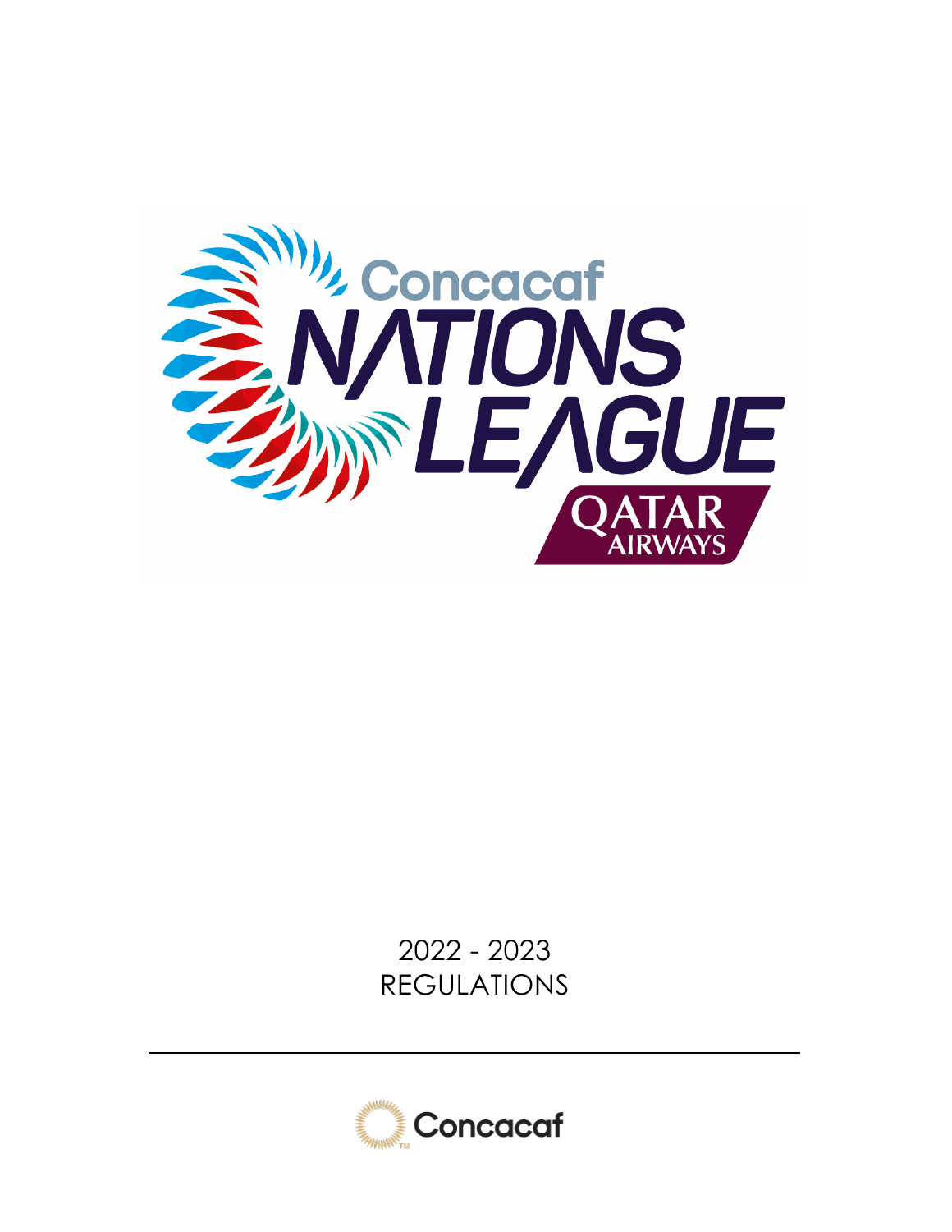Concacaf

NATIONS LEAGUE

QATAR AIRWAYS

2022 - 2023

REGULATIONS

Concacaf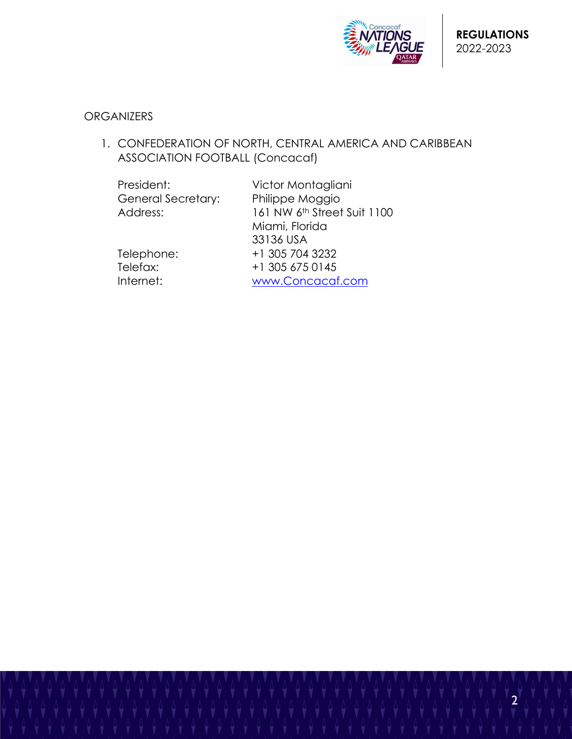## ORGANIZERS

1. CONFEDERATION OF NORTH, CENTRAL AMERICA AND CARIBBEAN ASSOCIATION FOOTBALL (Concacaf)

| | |
|---|---|
| President: | Victor Montagliani |
| General Secretary: | Philippe Moggio |
| Address: | 161 NW 6th Street Suit 1100<br>Miami, Florida<br>33136 USA |
| Telephone: | +1 305 704 3232 |
| Telefax: | +1 305 675 0145 |
| Internet: | www.Concacaf.com |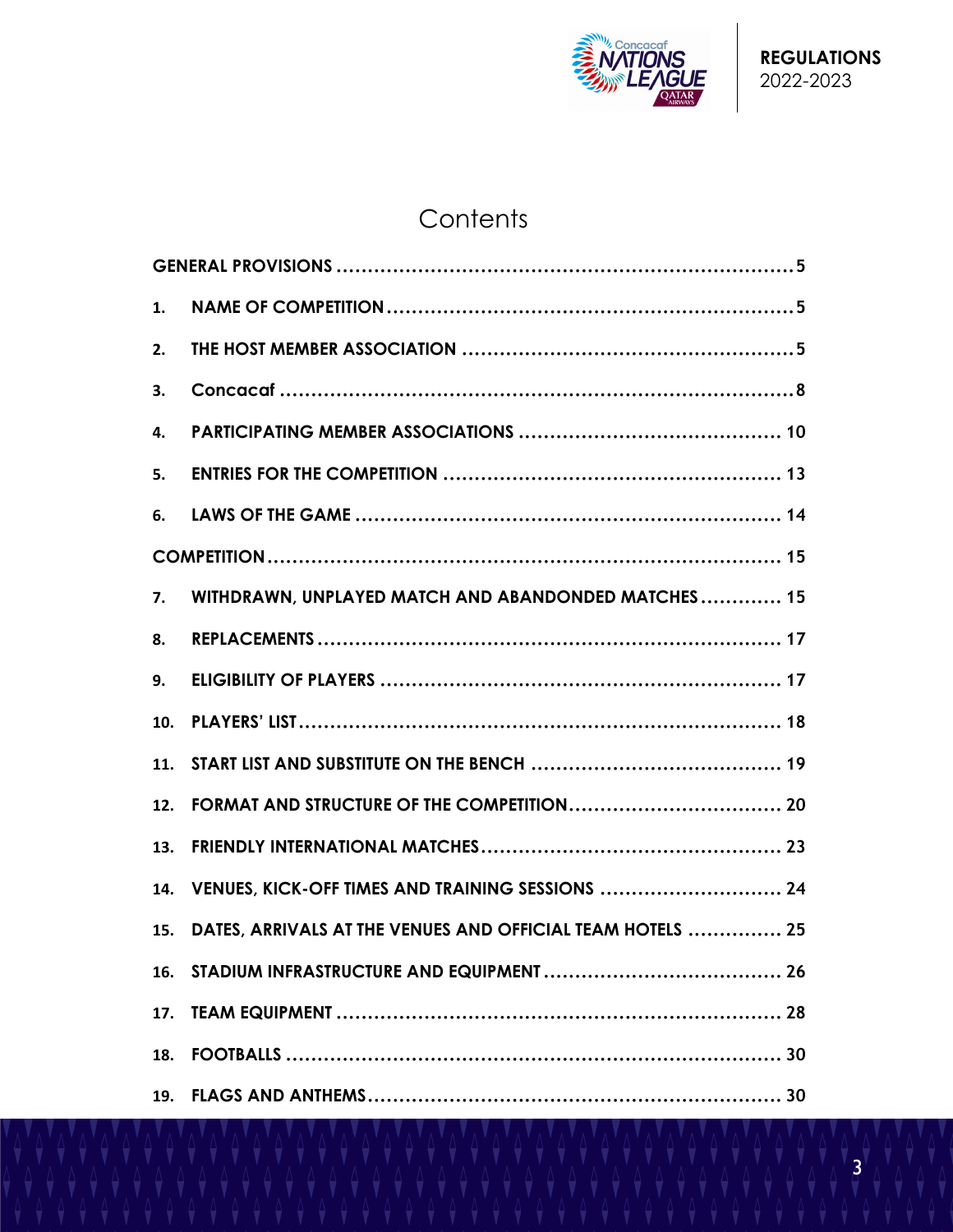# Contents

GENERAL PROVISIONS ........................................................................ 5

1. NAME OF COMPETITION ................................................................ 5
2. THE HOST MEMBER ASSOCIATION .................................................... 5
3. Concacaf ................................................................................. 8
4. PARTICIPATING MEMBER ASSOCIATIONS .......................................... 10
5. ENTRIES FOR THE COMPETITION ...................................................... 13
6. LAWS OF THE GAME ...................................................................... 14

COMPETITION ................................................................................... 15

7. WITHDRAWN, UNPLAYED MATCH AND ABANDONDED MATCHES ............. 15
8. REPLACEMENTS ............................................................................ 17
9. ELIGIBILITY OF PLAYERS ................................................................ 17
10. PLAYERS' LIST ............................................................................. 18
11. START LIST AND SUBSTITUTE ON THE BENCH ........................................ 19
12. FORMAT AND STRUCTURE OF THE COMPETITION .................................. 20
13. FRIENDLY INTERNATIONAL MATCHES ................................................ 23
14. VENUES, KICK-OFF TIMES AND TRAINING SESSIONS ............................. 24
15. DATES, ARRIVALS AT THE VENUES AND OFFICIAL TEAM HOTELS ............... 25
16. STADIUM INFRASTRUCTURE AND EQUIPMENT ...................................... 26
17. TEAM EQUIPMENT ....................................................................... 28
18. FOOTBALLS ................................................................................ 30
19. FLAGS AND ANTHEMS .................................................................. 30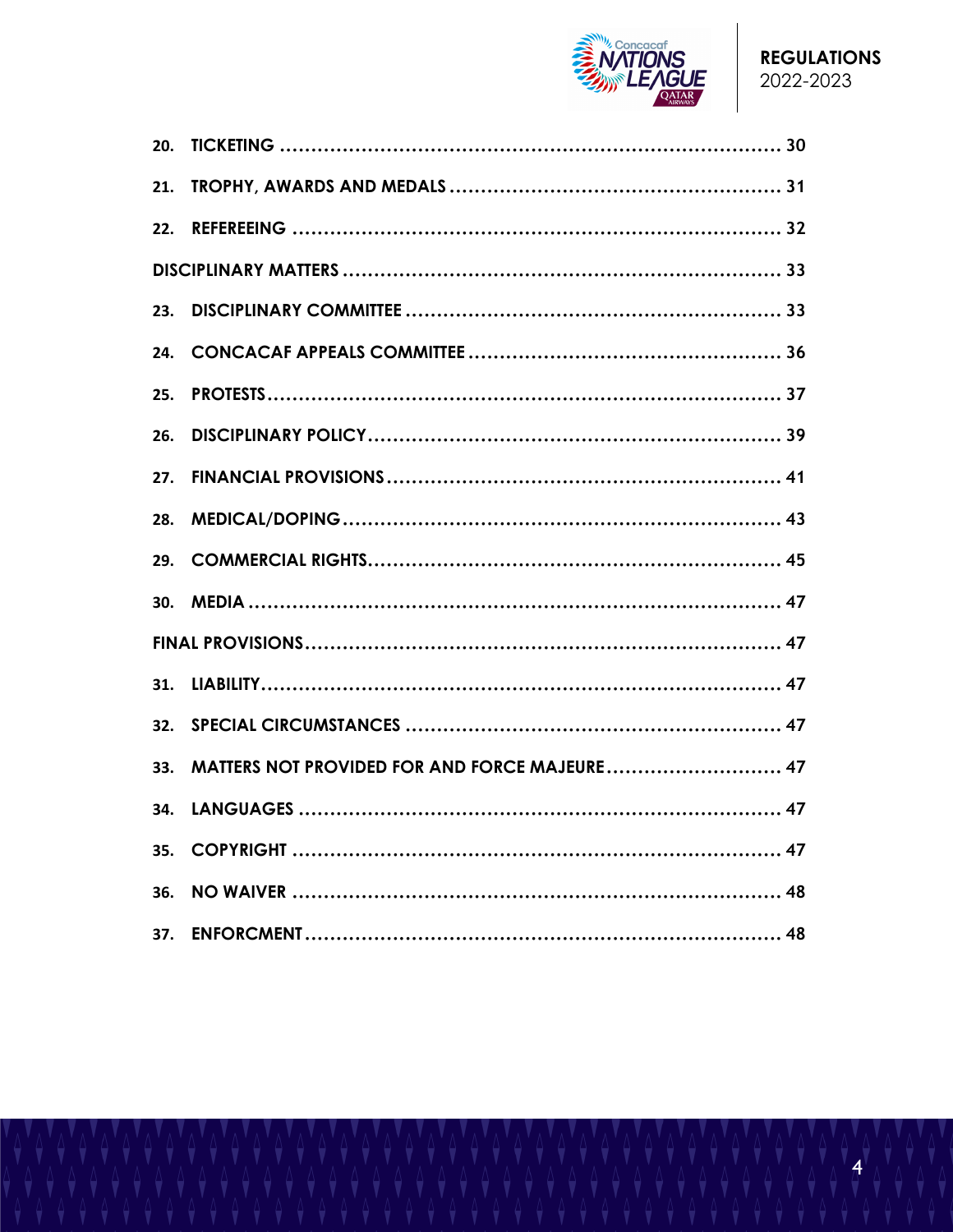20. TICKETING ........................................................................ 30

21. TROPHY, AWARDS AND MEDALS ........................................................................ 31

22. REFEREEING ........................................................................ 32

DISCIPLINARY MATTERS ........................................................................ 33

23. DISCIPLINARY COMMITTEE ........................................................................ 33

24. CONCACAF APPEALS COMMITTEE ........................................................................ 36

25. PROTESTS ........................................................................ 37

26. DISCIPLINARY POLICY ........................................................................ 39

27. FINANCIAL PROVISIONS ........................................................................ 41

28. MEDICAL/DOPING ........................................................................ 43

29. COMMERCIAL RIGHTS ........................................................................ 45

30. MEDIA ........................................................................ 47

FINAL PROVISIONS ........................................................................ 47

31. LIABILITY ........................................................................ 47

32. SPECIAL CIRCUMSTANCES ........................................................................ 47

33. MATTERS NOT PROVIDED FOR AND FORCE MAJEURE ........................................................................ 47

34. LANGUAGES ........................................................................ 47

35. COPYRIGHT ........................................................................ 47

36. NO WAIVER ........................................................................ 48

37. ENFORCMENT ........................................................................ 48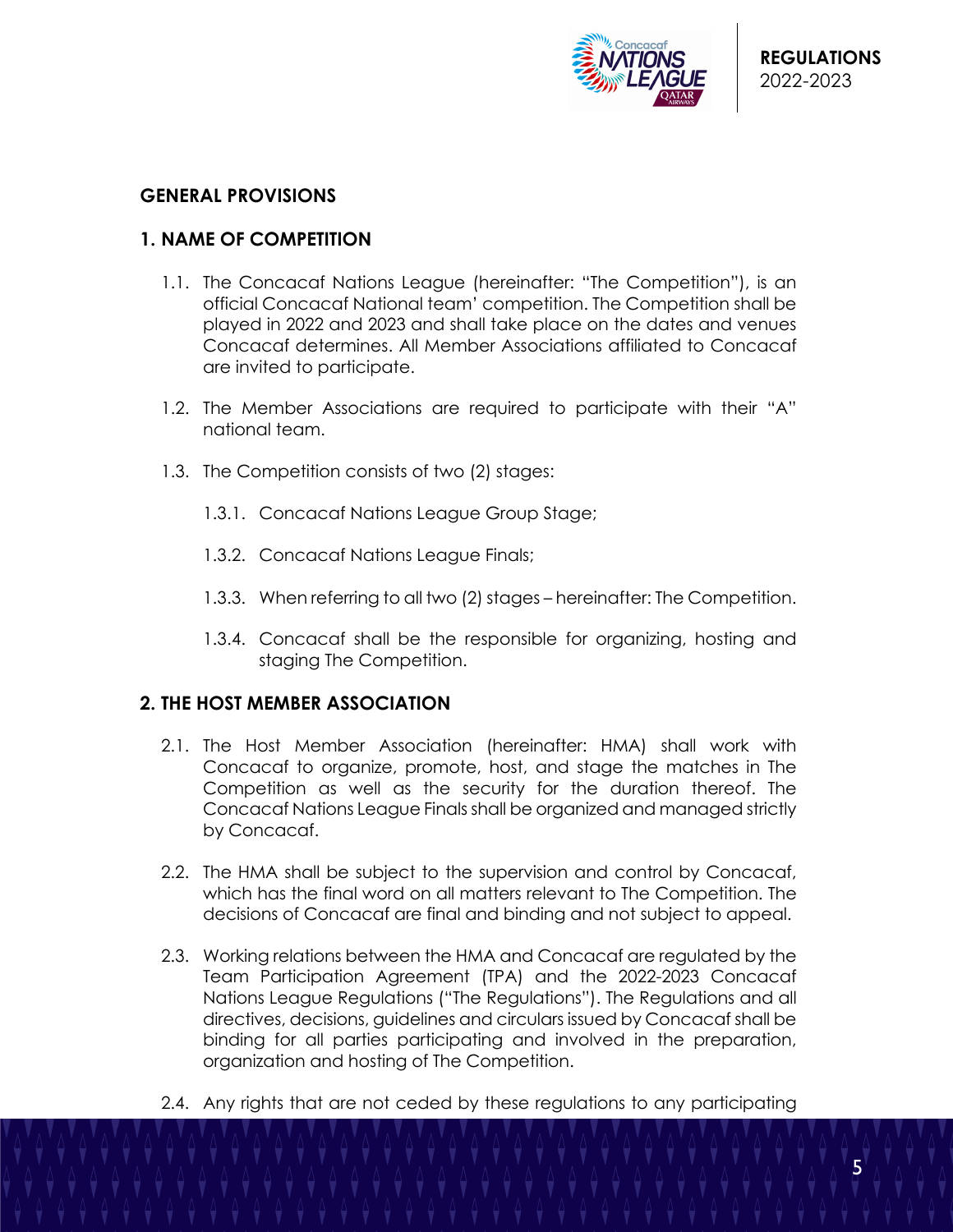## GENERAL PROVISIONS

## 1. NAME OF COMPETITION

1.1. The Concacaf Nations League (hereinafter: "The Competition"), is an official Concacaf National team' competition. The Competition shall be played in 2022 and 2023 and shall take place on the dates and venues Concacaf determines. All Member Associations affiliated to Concacaf are invited to participate.

1.2. The Member Associations are required to participate with their "A" national team.

1.3. The Competition consists of two (2) stages:

1.3.1. Concacaf Nations League Group Stage;

1.3.2. Concacaf Nations League Finals;

1.3.3. When referring to all two (2) stages – hereinafter: The Competition.

1.3.4. Concacaf shall be the responsible for organizing, hosting and staging The Competition.

## 2. THE HOST MEMBER ASSOCIATION

2.1. The Host Member Association (hereinafter: HMA) shall work with Concacaf to organize, promote, host, and stage the matches in The Competition as well as the security for the duration thereof. The Concacaf Nations League Finals shall be organized and managed strictly by Concacaf.

2.2. The HMA shall be subject to the supervision and control by Concacaf, which has the final word on all matters relevant to The Competition. The decisions of Concacaf are final and binding and not subject to appeal.

2.3. Working relations between the HMA and Concacaf are regulated by the Team Participation Agreement (TPA) and the 2022-2023 Concacaf Nations League Regulations ("The Regulations"). The Regulations and all directives, decisions, guidelines and circulars issued by Concacaf shall be binding for all parties participating and involved in the preparation, organization and hosting of The Competition.

2.4. Any rights that are not ceded by these regulations to any participating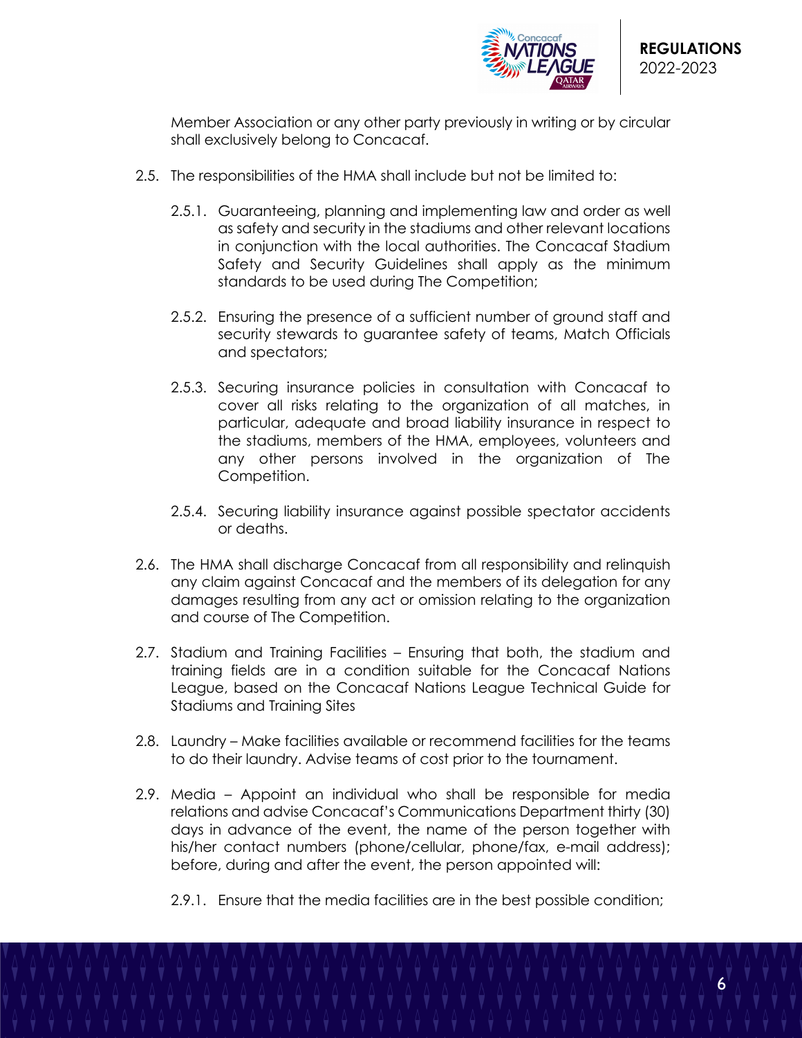Member Association or any other party previously in writing or by circular shall exclusively belong to Concacaf.

2.5. The responsibilities of the HMA shall include but not be limited to:

2.5.1. Guaranteeing, planning and implementing law and order as well as safety and security in the stadiums and other relevant locations in conjunction with the local authorities. The Concacaf Stadium Safety and Security Guidelines shall apply as the minimum standards to be used during The Competition;

2.5.2. Ensuring the presence of a sufficient number of ground staff and security stewards to guarantee safety of teams, Match Officials and spectators;

2.5.3. Securing insurance policies in consultation with Concacaf to cover all risks relating to the organization of all matches, in particular, adequate and broad liability insurance in respect to the stadiums, members of the HMA, employees, volunteers and any other persons involved in the organization of The Competition.

2.5.4. Securing liability insurance against possible spectator accidents or deaths.

2.6. The HMA shall discharge Concacaf from all responsibility and relinquish any claim against Concacaf and the members of its delegation for any damages resulting from any act or omission relating to the organization and course of The Competition.

2.7. Stadium and Training Facilities – Ensuring that both, the stadium and training fields are in a condition suitable for the Concacaf Nations League, based on the Concacaf Nations League Technical Guide for Stadiums and Training Sites

2.8. Laundry – Make facilities available or recommend facilities for the teams to do their laundry. Advise teams of cost prior to the tournament.

2.9. Media – Appoint an individual who shall be responsible for media relations and advise Concacaf's Communications Department thirty (30) days in advance of the event, the name of the person together with his/her contact numbers (phone/cellular, phone/fax, e-mail address); before, during and after the event, the person appointed will:

2.9.1. Ensure that the media facilities are in the best possible condition;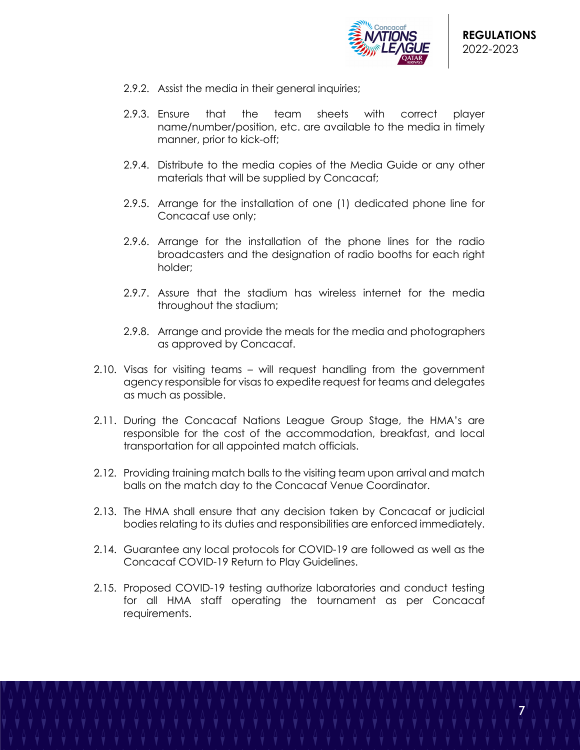2.9.2. Assist the media in their general inquiries;

2.9.3. Ensure that the team sheets with correct player name/number/position, etc. are available to the media in timely manner, prior to kick-off;

2.9.4. Distribute to the media copies of the Media Guide or any other materials that will be supplied by Concacaf;

2.9.5. Arrange for the installation of one (1) dedicated phone line for Concacaf use only;

2.9.6. Arrange for the installation of the phone lines for the radio broadcasters and the designation of radio booths for each right holder;

2.9.7. Assure that the stadium has wireless internet for the media throughout the stadium;

2.9.8. Arrange and provide the meals for the media and photographers as approved by Concacaf.

2.10. Visas for visiting teams – will request handling from the government agency responsible for visas to expedite request for teams and delegates as much as possible.

2.11. During the Concacaf Nations League Group Stage, the HMA's are responsible for the cost of the accommodation, breakfast, and local transportation for all appointed match officials.

2.12. Providing training match balls to the visiting team upon arrival and match balls on the match day to the Concacaf Venue Coordinator.

2.13. The HMA shall ensure that any decision taken by Concacaf or judicial bodies relating to its duties and responsibilities are enforced immediately.

2.14. Guarantee any local protocols for COVID-19 are followed as well as the Concacaf COVID-19 Return to Play Guidelines.

2.15. Proposed COVID-19 testing authorize laboratories and conduct testing for all HMA staff operating the tournament as per Concacaf requirements.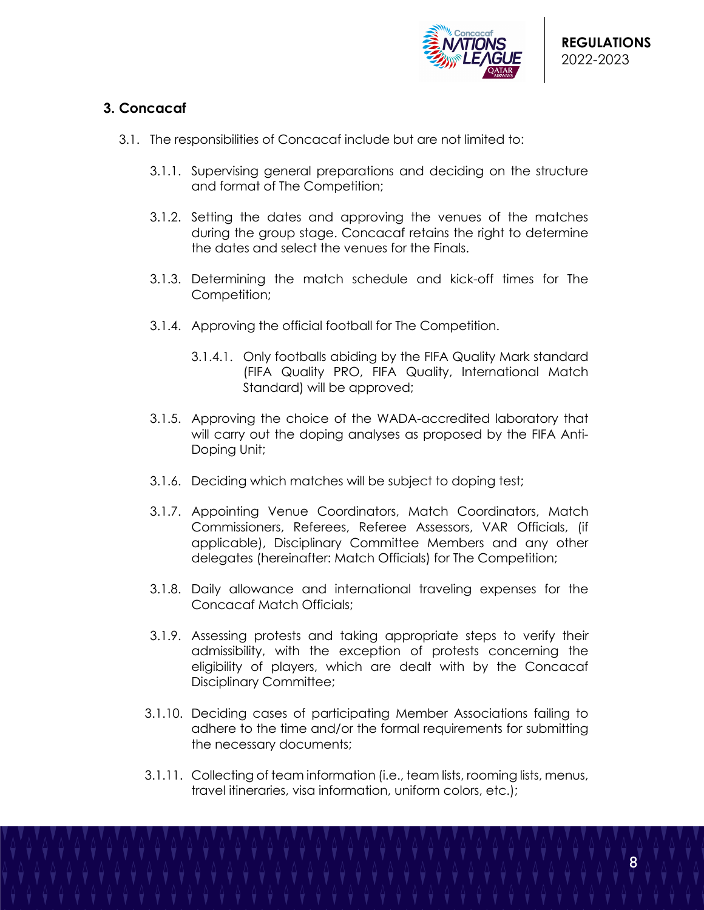## 3. Concacaf

3.1. The responsibilities of Concacaf include but are not limited to:

3.1.1. Supervising general preparations and deciding on the structure and format of The Competition;

3.1.2. Setting the dates and approving the venues of the matches during the group stage. Concacaf retains the right to determine the dates and select the venues for the Finals.

3.1.3. Determining the match schedule and kick-off times for The Competition;

3.1.4. Approving the official football for The Competition.

3.1.4.1. Only footballs abiding by the FIFA Quality Mark standard (FIFA Quality PRO, FIFA Quality, International Match Standard) will be approved;

3.1.5. Approving the choice of the WADA-accredited laboratory that will carry out the doping analyses as proposed by the FIFA Anti-Doping Unit;

3.1.6. Deciding which matches will be subject to doping test;

3.1.7. Appointing Venue Coordinators, Match Coordinators, Match Commissioners, Referees, Referee Assessors, VAR Officials, (if applicable), Disciplinary Committee Members and any other delegates (hereinafter: Match Officials) for The Competition;

3.1.8. Daily allowance and international traveling expenses for the Concacaf Match Officials;

3.1.9. Assessing protests and taking appropriate steps to verify their admissibility, with the exception of protests concerning the eligibility of players, which are dealt with by the Concacaf Disciplinary Committee;

3.1.10. Deciding cases of participating Member Associations failing to adhere to the time and/or the formal requirements for submitting the necessary documents;

3.1.11. Collecting of team information (i.e., team lists, rooming lists, menus, travel itineraries, visa information, uniform colors, etc.);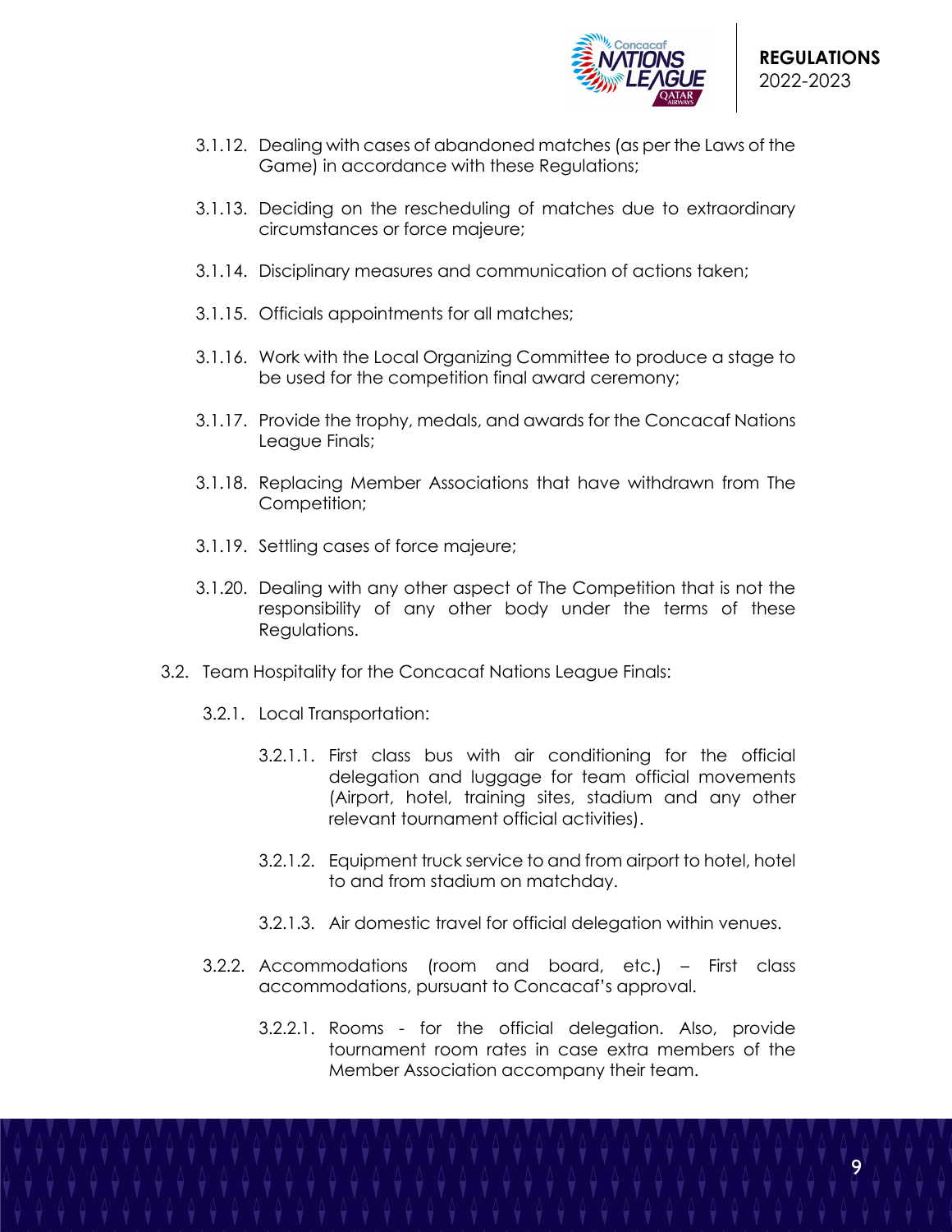3.1.12. Dealing with cases of abandoned matches (as per the Laws of the Game) in accordance with these Regulations;

3.1.13. Deciding on the rescheduling of matches due to extraordinary circumstances or force majeure;

3.1.14. Disciplinary measures and communication of actions taken;

3.1.15. Officials appointments for all matches;

3.1.16. Work with the Local Organizing Committee to produce a stage to be used for the competition final award ceremony;

3.1.17. Provide the trophy, medals, and awards for the Concacaf Nations League Finals;

3.1.18. Replacing Member Associations that have withdrawn from The Competition;

3.1.19. Settling cases of force majeure;

3.1.20. Dealing with any other aspect of The Competition that is not the responsibility of any other body under the terms of these Regulations.

3.2. Team Hospitality for the Concacaf Nations League Finals:

3.2.1. Local Transportation:

3.2.1.1. First class bus with air conditioning for the official delegation and luggage for team official movements (Airport, hotel, training sites, stadium and any other relevant tournament official activities).

3.2.1.2. Equipment truck service to and from airport to hotel, hotel to and from stadium on matchday.

3.2.1.3. Air domestic travel for official delegation within venues.

3.2.2. Accommodations (room and board, etc.) – First class accommodations, pursuant to Concacaf's approval.

3.2.2.1. Rooms - for the official delegation. Also, provide tournament room rates in case extra members of the Member Association accompany their team.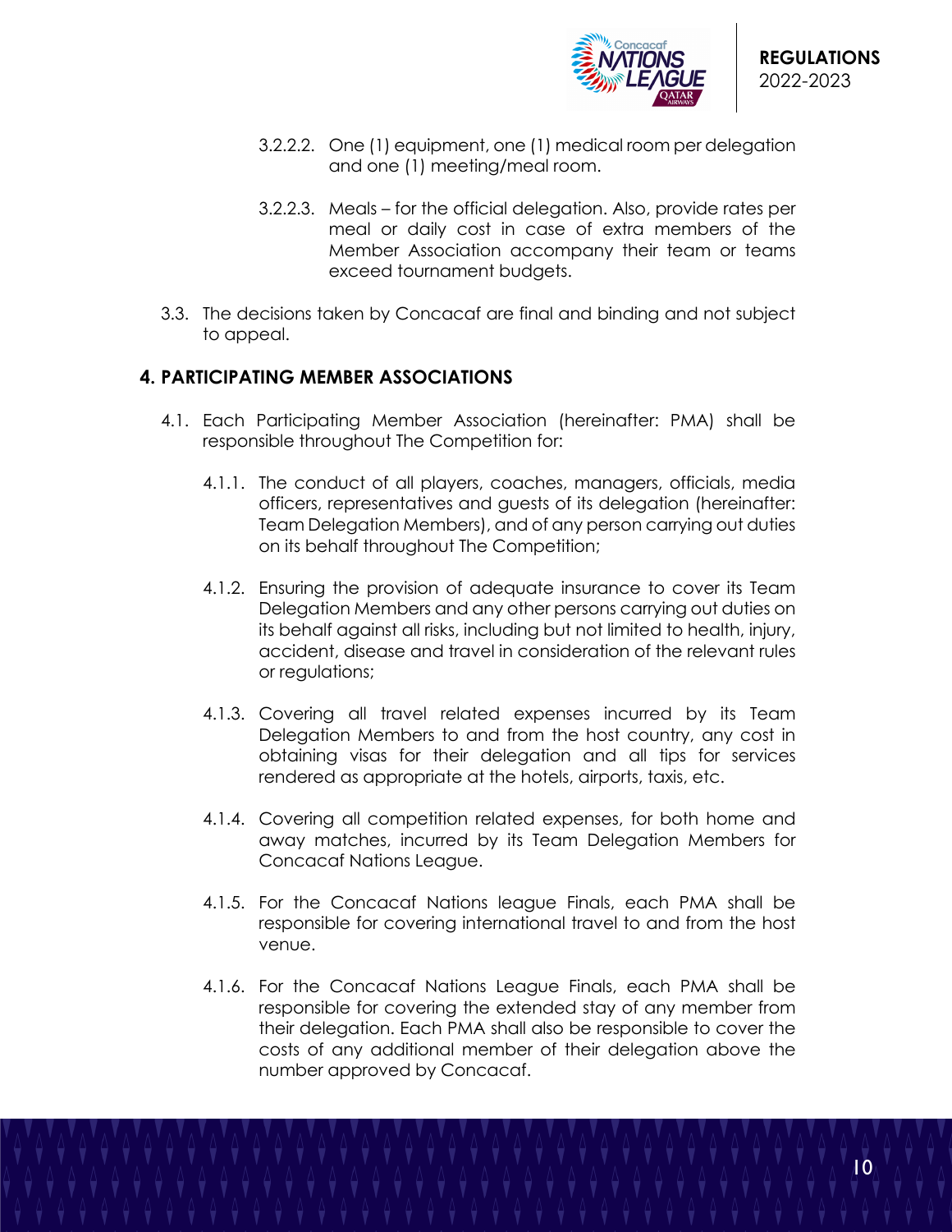3.2.2.2. One (1) equipment, one (1) medical room per delegation and one (1) meeting/meal room.

3.2.2.3. Meals – for the official delegation. Also, provide rates per meal or daily cost in case of extra members of the Member Association accompany their team or teams exceed tournament budgets.

3.3. The decisions taken by Concacaf are final and binding and not subject to appeal.

## 4. PARTICIPATING MEMBER ASSOCIATIONS

4.1. Each Participating Member Association (hereinafter: PMA) shall be responsible throughout The Competition for:

4.1.1. The conduct of all players, coaches, managers, officials, media officers, representatives and guests of its delegation (hereinafter: Team Delegation Members), and of any person carrying out duties on its behalf throughout The Competition;

4.1.2. Ensuring the provision of adequate insurance to cover its Team Delegation Members and any other persons carrying out duties on its behalf against all risks, including but not limited to health, injury, accident, disease and travel in consideration of the relevant rules or regulations;

4.1.3. Covering all travel related expenses incurred by its Team Delegation Members to and from the host country, any cost in obtaining visas for their delegation and all tips for services rendered as appropriate at the hotels, airports, taxis, etc.

4.1.4. Covering all competition related expenses, for both home and away matches, incurred by its Team Delegation Members for Concacaf Nations League.

4.1.5. For the Concacaf Nations league Finals, each PMA shall be responsible for covering international travel to and from the host venue.

4.1.6. For the Concacaf Nations League Finals, each PMA shall be responsible for covering the extended stay of any member from their delegation. Each PMA shall also be responsible to cover the costs of any additional member of their delegation above the number approved by Concacaf.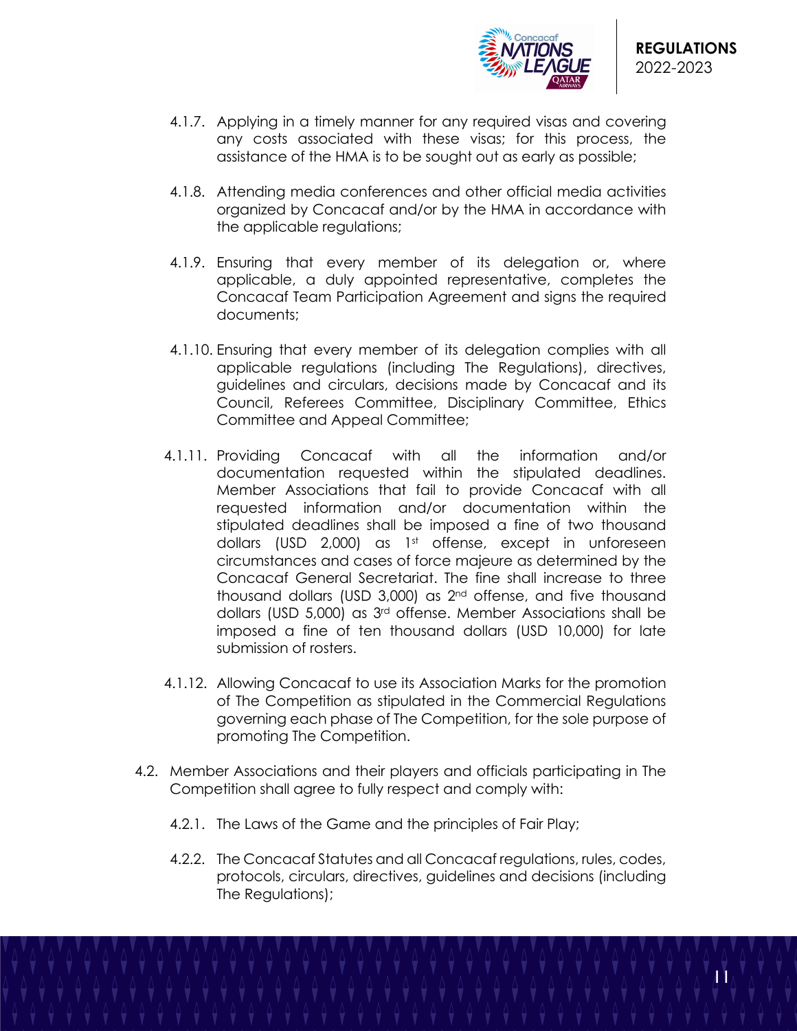4.1.7. Applying in a timely manner for any required visas and covering any costs associated with these visas; for this process, the assistance of the HMA is to be sought out as early as possible;

4.1.8. Attending media conferences and other official media activities organized by Concacaf and/or by the HMA in accordance with the applicable regulations;

4.1.9. Ensuring that every member of its delegation or, where applicable, a duly appointed representative, completes the Concacaf Team Participation Agreement and signs the required documents;

4.1.10. Ensuring that every member of its delegation complies with all applicable regulations (including The Regulations), directives, guidelines and circulars, decisions made by Concacaf and its Council, Referees Committee, Disciplinary Committee, Ethics Committee and Appeal Committee;

4.1.11. Providing Concacaf with all the information and/or documentation requested within the stipulated deadlines. Member Associations that fail to provide Concacaf with all requested information and/or documentation within the stipulated deadlines shall be imposed a fine of two thousand dollars (USD 2,000) as 1st offense, except in unforeseen circumstances and cases of force majeure as determined by the Concacaf General Secretariat. The fine shall increase to three thousand dollars (USD 3,000) as 2nd offense, and five thousand dollars (USD 5,000) as 3rd offense. Member Associations shall be imposed a fine of ten thousand dollars (USD 10,000) for late submission of rosters.

4.1.12. Allowing Concacaf to use its Association Marks for the promotion of The Competition as stipulated in the Commercial Regulations governing each phase of The Competition, for the sole purpose of promoting The Competition.

4.2. Member Associations and their players and officials participating in The Competition shall agree to fully respect and comply with:

4.2.1. The Laws of the Game and the principles of Fair Play;

4.2.2. The Concacaf Statutes and all Concacaf regulations, rules, codes, protocols, circulars, directives, guidelines and decisions (including The Regulations);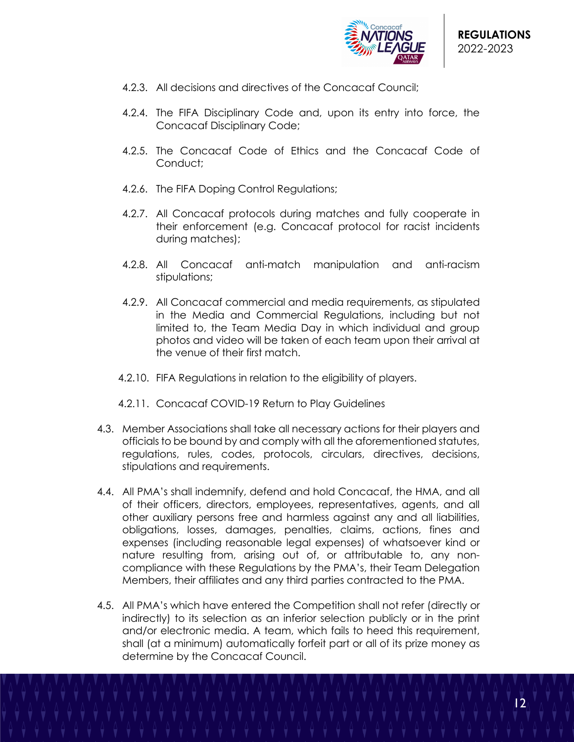4.2.3. All decisions and directives of the Concacaf Council;

4.2.4. The FIFA Disciplinary Code and, upon its entry into force, the Concacaf Disciplinary Code;

4.2.5. The Concacaf Code of Ethics and the Concacaf Code of Conduct;

4.2.6. The FIFA Doping Control Regulations;

4.2.7. All Concacaf protocols during matches and fully cooperate in their enforcement (e.g. Concacaf protocol for racist incidents during matches);

4.2.8. All Concacaf anti-match manipulation and anti-racism stipulations;

4.2.9. All Concacaf commercial and media requirements, as stipulated in the Media and Commercial Regulations, including but not limited to, the Team Media Day in which individual and group photos and video will be taken of each team upon their arrival at the venue of their first match.

4.2.10. FIFA Regulations in relation to the eligibility of players.

4.2.11. Concacaf COVID-19 Return to Play Guidelines

4.3. Member Associations shall take all necessary actions for their players and officials to be bound by and comply with all the aforementioned statutes, regulations, rules, codes, protocols, circulars, directives, decisions, stipulations and requirements.

4.4. All PMA's shall indemnify, defend and hold Concacaf, the HMA, and all of their officers, directors, employees, representatives, agents, and all other auxiliary persons free and harmless against any and all liabilities, obligations, losses, damages, penalties, claims, actions, fines and expenses (including reasonable legal expenses) of whatsoever kind or nature resulting from, arising out of, or attributable to, any non-compliance with these Regulations by the PMA's, their Team Delegation Members, their affiliates and any third parties contracted to the PMA.

4.5. All PMA's which have entered the Competition shall not refer (directly or indirectly) to its selection as an inferior selection publicly or in the print and/or electronic media. A team, which fails to heed this requirement, shall (at a minimum) automatically forfeit part or all of its prize money as determine by the Concacaf Council.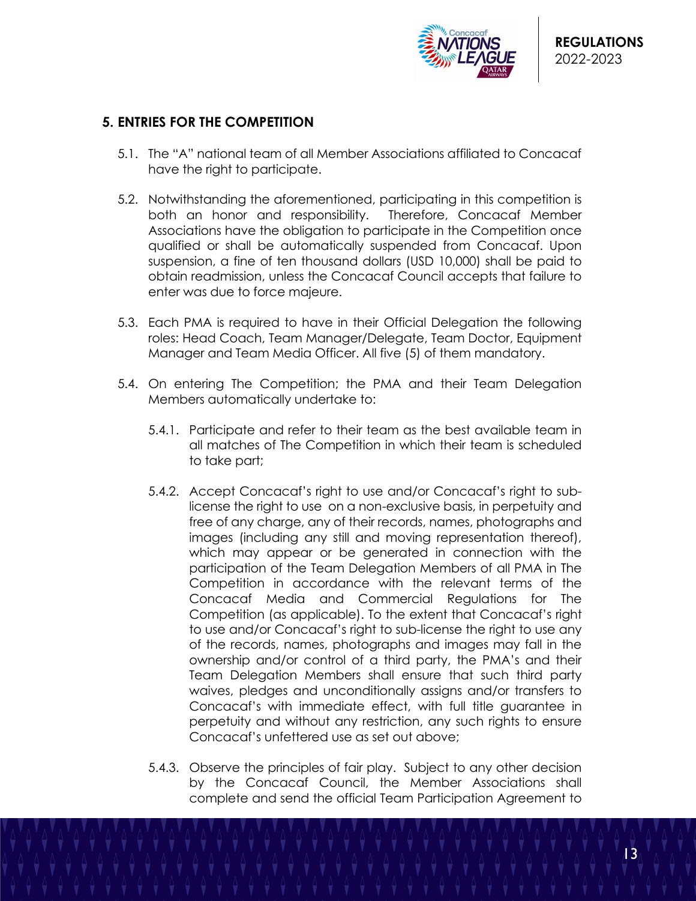## 5. ENTRIES FOR THE COMPETITION

5.1. The "A" national team of all Member Associations affiliated to Concacaf have the right to participate.

5.2. Notwithstanding the aforementioned, participating in this competition is both an honor and responsibility. Therefore, Concacaf Member Associations have the obligation to participate in the Competition once qualified or shall be automatically suspended from Concacaf. Upon suspension, a fine of ten thousand dollars (USD 10,000) shall be paid to obtain readmission, unless the Concacaf Council accepts that failure to enter was due to force majeure.

5.3. Each PMA is required to have in their Official Delegation the following roles: Head Coach, Team Manager/Delegate, Team Doctor, Equipment Manager and Team Media Officer. All five (5) of them mandatory.

5.4. On entering The Competition; the PMA and their Team Delegation Members automatically undertake to:

5.4.1. Participate and refer to their team as the best available team in all matches of The Competition in which their team is scheduled to take part;

5.4.2. Accept Concacaf's right to use and/or Concacaf's right to sub-license the right to use on a non-exclusive basis, in perpetuity and free of any charge, any of their records, names, photographs and images (including any still and moving representation thereof), which may appear or be generated in connection with the participation of the Team Delegation Members of all PMA in The Competition in accordance with the relevant terms of the Concacaf Media and Commercial Regulations for The Competition (as applicable). To the extent that Concacaf's right to use and/or Concacaf's right to sub-license the right to use any of the records, names, photographs and images may fall in the ownership and/or control of a third party, the PMA's and their Team Delegation Members shall ensure that such third party waives, pledges and unconditionally assigns and/or transfers to Concacaf's with immediate effect, with full title guarantee in perpetuity and without any restriction, any such rights to ensure Concacaf's unfettered use as set out above;

5.4.3. Observe the principles of fair play. Subject to any other decision by the Concacaf Council, the Member Associations shall complete and send the official Team Participation Agreement to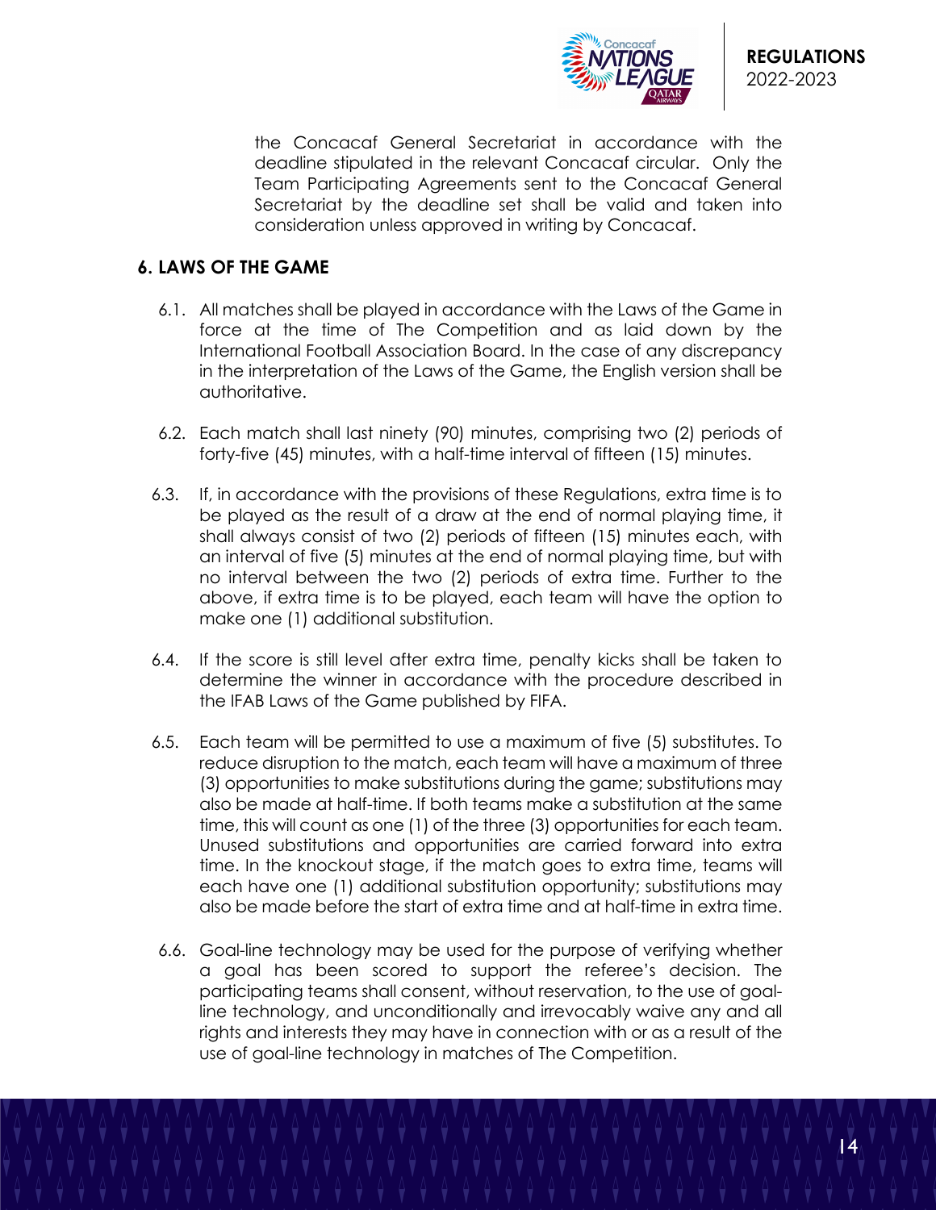the Concacaf General Secretariat in accordance with the deadline stipulated in the relevant Concacaf circular. Only the Team Participating Agreements sent to the Concacaf General Secretariat by the deadline set shall be valid and taken into consideration unless approved in writing by Concacaf.

## 6. LAWS OF THE GAME

6.1. All matches shall be played in accordance with the Laws of the Game in force at the time of The Competition and as laid down by the International Football Association Board. In the case of any discrepancy in the interpretation of the Laws of the Game, the English version shall be authoritative.

6.2. Each match shall last ninety (90) minutes, comprising two (2) periods of forty-five (45) minutes, with a half-time interval of fifteen (15) minutes.

6.3. If, in accordance with the provisions of these Regulations, extra time is to be played as the result of a draw at the end of normal playing time, it shall always consist of two (2) periods of fifteen (15) minutes each, with an interval of five (5) minutes at the end of normal playing time, but with no interval between the two (2) periods of extra time. Further to the above, if extra time is to be played, each team will have the option to make one (1) additional substitution.

6.4. If the score is still level after extra time, penalty kicks shall be taken to determine the winner in accordance with the procedure described in the IFAB Laws of the Game published by FIFA.

6.5. Each team will be permitted to use a maximum of five (5) substitutes. To reduce disruption to the match, each team will have a maximum of three (3) opportunities to make substitutions during the game; substitutions may also be made at half-time. If both teams make a substitution at the same time, this will count as one (1) of the three (3) opportunities for each team. Unused substitutions and opportunities are carried forward into extra time. In the knockout stage, if the match goes to extra time, teams will each have one (1) additional substitution opportunity; substitutions may also be made before the start of extra time and at half-time in extra time.

6.6. Goal-line technology may be used for the purpose of verifying whether a goal has been scored to support the referee's decision. The participating teams shall consent, without reservation, to the use of goal-line technology, and unconditionally and irrevocably waive any and all rights and interests they may have in connection with or as a result of the use of goal-line technology in matches of The Competition.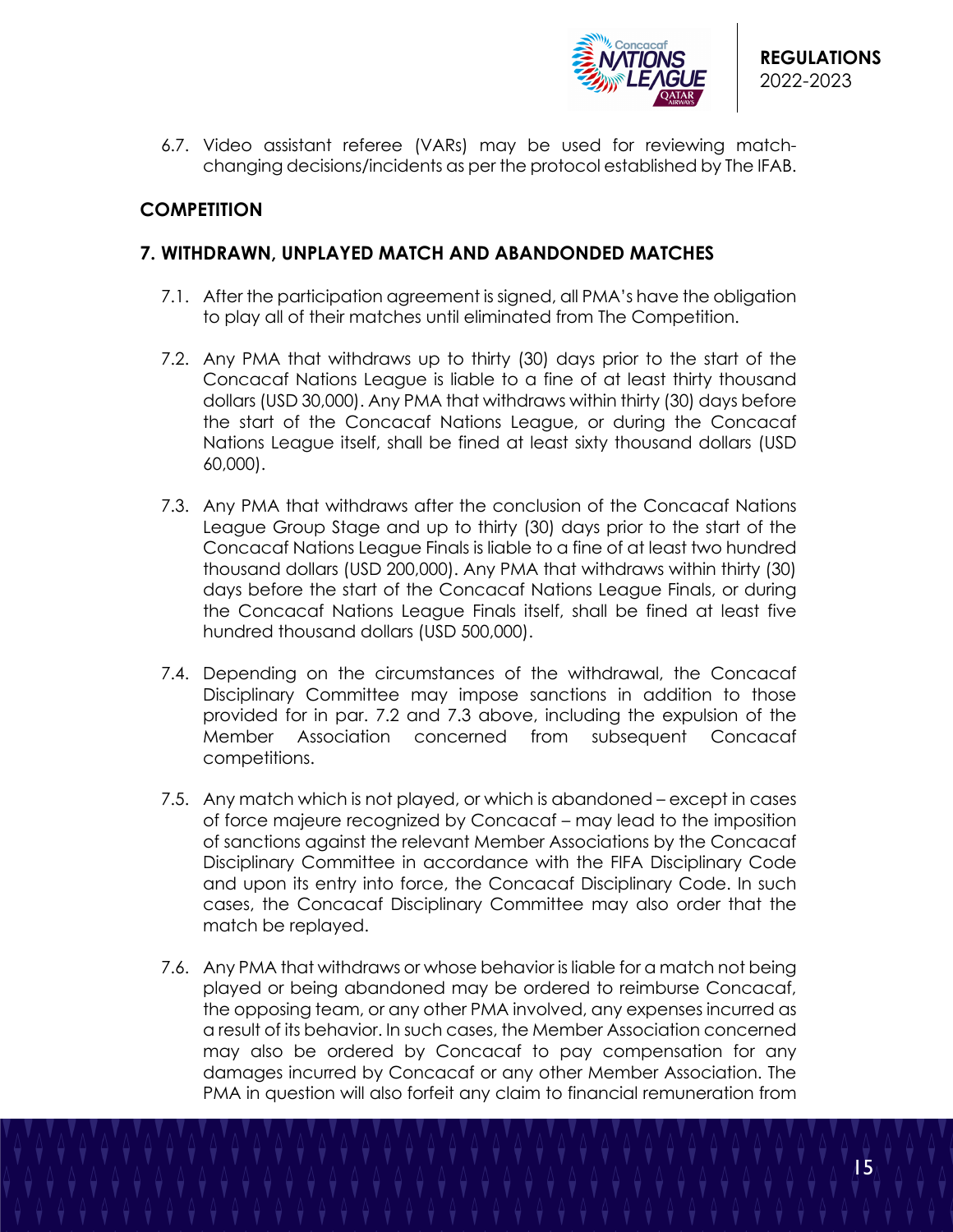6.7. Video assistant referee (VARs) may be used for reviewing match-changing decisions/incidents as per the protocol established by The IFAB.

## COMPETITION

### 7. WITHDRAWN, UNPLAYED MATCH AND ABANDONDED MATCHES

7.1. After the participation agreement is signed, all PMA's have the obligation to play all of their matches until eliminated from The Competition.

7.2. Any PMA that withdraws up to thirty (30) days prior to the start of the Concacaf Nations League is liable to a fine of at least thirty thousand dollars (USD 30,000). Any PMA that withdraws within thirty (30) days before the start of the Concacaf Nations League, or during the Concacaf Nations League itself, shall be fined at least sixty thousand dollars (USD 60,000).

7.3. Any PMA that withdraws after the conclusion of the Concacaf Nations League Group Stage and up to thirty (30) days prior to the start of the Concacaf Nations League Finals is liable to a fine of at least two hundred thousand dollars (USD 200,000). Any PMA that withdraws within thirty (30) days before the start of the Concacaf Nations League Finals, or during the Concacaf Nations League Finals itself, shall be fined at least five hundred thousand dollars (USD 500,000).

7.4. Depending on the circumstances of the withdrawal, the Concacaf Disciplinary Committee may impose sanctions in addition to those provided for in par. 7.2 and 7.3 above, including the expulsion of the Member Association concerned from subsequent Concacaf competitions.

7.5. Any match which is not played, or which is abandoned – except in cases of force majeure recognized by Concacaf – may lead to the imposition of sanctions against the relevant Member Associations by the Concacaf Disciplinary Committee in accordance with the FIFA Disciplinary Code and upon its entry into force, the Concacaf Disciplinary Code. In such cases, the Concacaf Disciplinary Committee may also order that the match be replayed.

7.6. Any PMA that withdraws or whose behavior is liable for a match not being played or being abandoned may be ordered to reimburse Concacaf, the opposing team, or any other PMA involved, any expenses incurred as a result of its behavior. In such cases, the Member Association concerned may also be ordered by Concacaf to pay compensation for any damages incurred by Concacaf or any other Member Association. The PMA in question will also forfeit any claim to financial remuneration from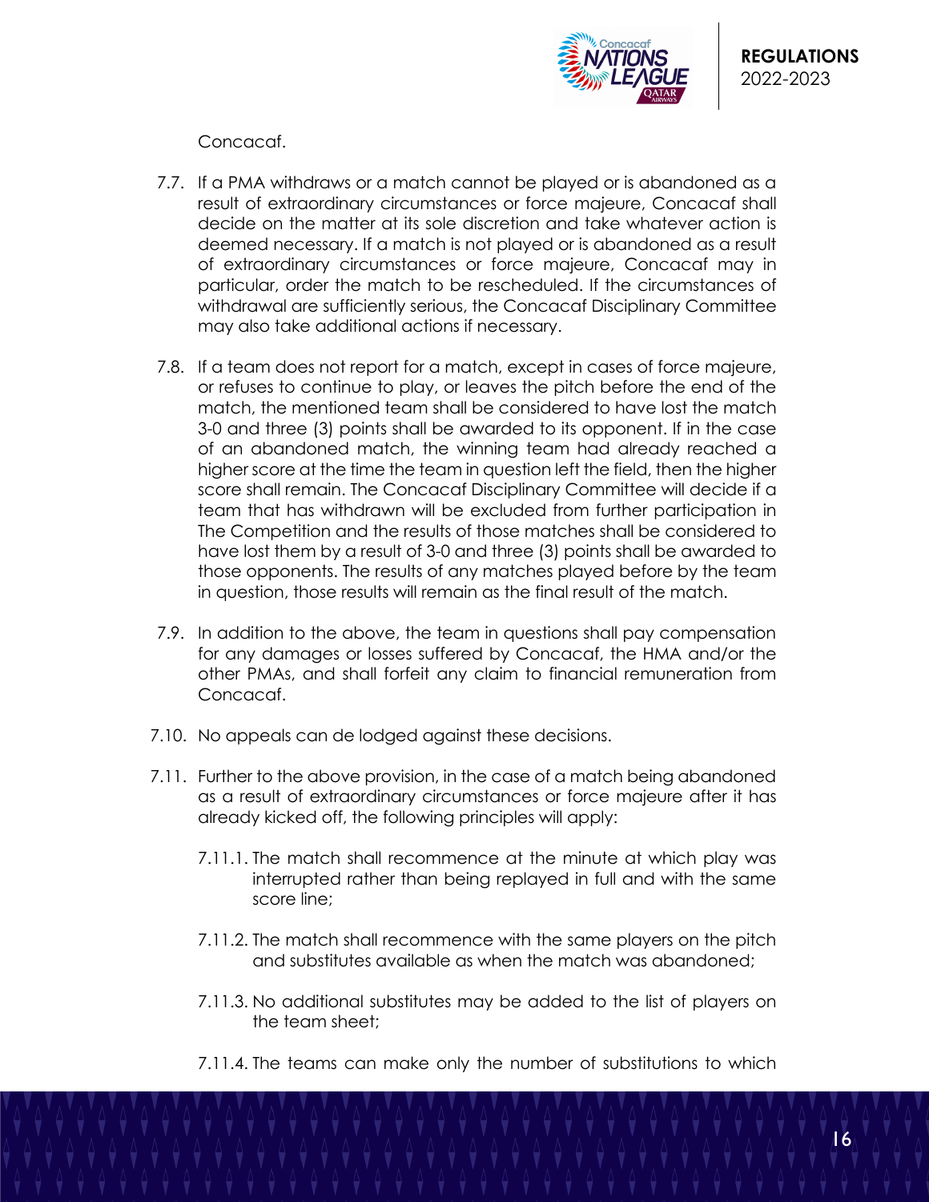Concacaf.

7.7. If a PMA withdraws or a match cannot be played or is abandoned as a result of extraordinary circumstances or force majeure, Concacaf shall decide on the matter at its sole discretion and take whatever action is deemed necessary. If a match is not played or is abandoned as a result of extraordinary circumstances or force majeure, Concacaf may in particular, order the match to be rescheduled. If the circumstances of withdrawal are sufficiently serious, the Concacaf Disciplinary Committee may also take additional actions if necessary.

7.8. If a team does not report for a match, except in cases of force majeure, or refuses to continue to play, or leaves the pitch before the end of the match, the mentioned team shall be considered to have lost the match 3-0 and three (3) points shall be awarded to its opponent. If in the case of an abandoned match, the winning team had already reached a higher score at the time the team in question left the field, then the higher score shall remain. The Concacaf Disciplinary Committee will decide if a team that has withdrawn will be excluded from further participation in The Competition and the results of those matches shall be considered to have lost them by a result of 3-0 and three (3) points shall be awarded to those opponents. The results of any matches played before by the team in question, those results will remain as the final result of the match.

7.9. In addition to the above, the team in questions shall pay compensation for any damages or losses suffered by Concacaf, the HMA and/or the other PMAs, and shall forfeit any claim to financial remuneration from Concacaf.

7.10. No appeals can de lodged against these decisions.

7.11. Further to the above provision, in the case of a match being abandoned as a result of extraordinary circumstances or force majeure after it has already kicked off, the following principles will apply:

7.11.1. The match shall recommence at the minute at which play was interrupted rather than being replayed in full and with the same score line;

7.11.2. The match shall recommence with the same players on the pitch and substitutes available as when the match was abandoned;

7.11.3. No additional substitutes may be added to the list of players on the team sheet;

7.11.4. The teams can make only the number of substitutions to which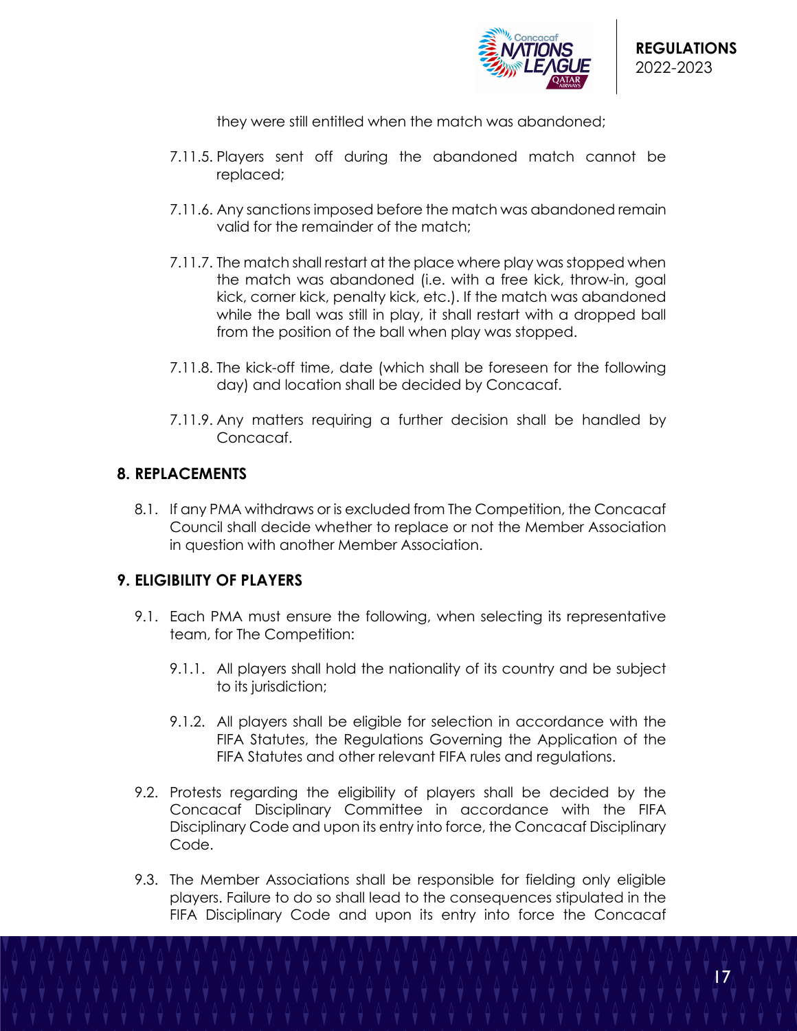they were still entitled when the match was abandoned;

7.11.5. Players sent off during the abandoned match cannot be replaced;

7.11.6. Any sanctions imposed before the match was abandoned remain valid for the remainder of the match;

7.11.7. The match shall restart at the place where play was stopped when the match was abandoned (i.e. with a free kick, throw-in, goal kick, corner kick, penalty kick, etc.). If the match was abandoned while the ball was still in play, it shall restart with a dropped ball from the position of the ball when play was stopped.

7.11.8. The kick-off time, date (which shall be foreseen for the following day) and location shall be decided by Concacaf.

7.11.9. Any matters requiring a further decision shall be handled by Concacaf.

## 8. REPLACEMENTS

8.1. If any PMA withdraws or is excluded from The Competition, the Concacaf Council shall decide whether to replace or not the Member Association in question with another Member Association.

## 9. ELIGIBILITY OF PLAYERS

9.1. Each PMA must ensure the following, when selecting its representative team, for The Competition:

9.1.1. All players shall hold the nationality of its country and be subject to its jurisdiction;

9.1.2. All players shall be eligible for selection in accordance with the FIFA Statutes, the Regulations Governing the Application of the FIFA Statutes and other relevant FIFA rules and regulations.

9.2. Protests regarding the eligibility of players shall be decided by the Concacaf Disciplinary Committee in accordance with the FIFA Disciplinary Code and upon its entry into force, the Concacaf Disciplinary Code.

9.3. The Member Associations shall be responsible for fielding only eligible players. Failure to do so shall lead to the consequences stipulated in the FIFA Disciplinary Code and upon its entry into force the Concacaf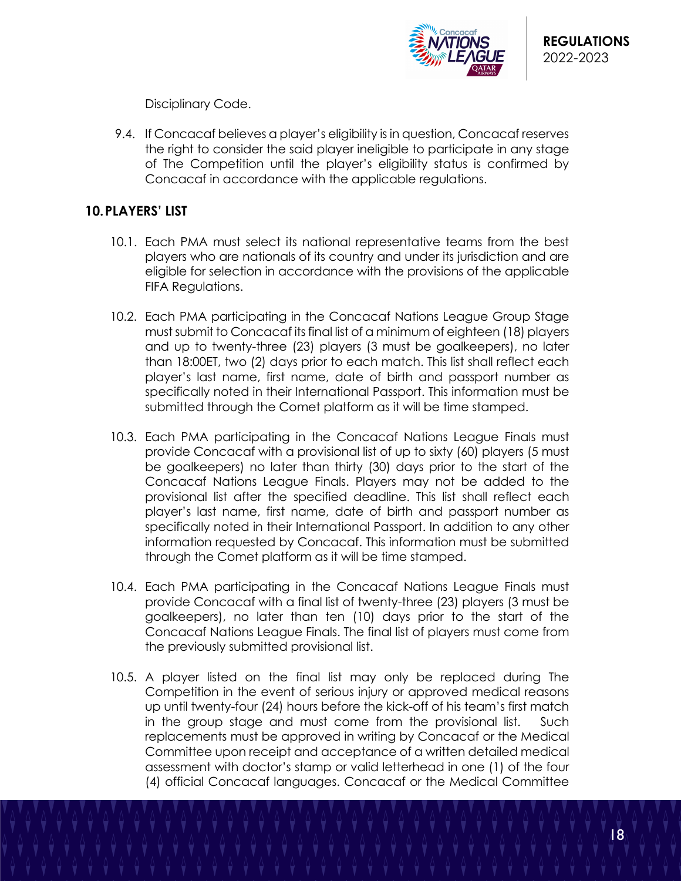Disciplinary Code.

9.4. If Concacaf believes a player's eligibility is in question, Concacaf reserves the right to consider the said player ineligible to participate in any stage of The Competition until the player's eligibility status is confirmed by Concacaf in accordance with the applicable regulations.

## 10. PLAYERS' LIST

10.1. Each PMA must select its national representative teams from the best players who are nationals of its country and under its jurisdiction and are eligible for selection in accordance with the provisions of the applicable FIFA Regulations.

10.2. Each PMA participating in the Concacaf Nations League Group Stage must submit to Concacaf its final list of a minimum of eighteen (18) players and up to twenty-three (23) players (3 must be goalkeepers), no later than 18:00ET, two (2) days prior to each match. This list shall reflect each player's last name, first name, date of birth and passport number as specifically noted in their International Passport. This information must be submitted through the Comet platform as it will be time stamped.

10.3. Each PMA participating in the Concacaf Nations League Finals must provide Concacaf with a provisional list of up to sixty (60) players (5 must be goalkeepers) no later than thirty (30) days prior to the start of the Concacaf Nations League Finals. Players may not be added to the provisional list after the specified deadline. This list shall reflect each player's last name, first name, date of birth and passport number as specifically noted in their International Passport. In addition to any other information requested by Concacaf. This information must be submitted through the Comet platform as it will be time stamped.

10.4. Each PMA participating in the Concacaf Nations League Finals must provide Concacaf with a final list of twenty-three (23) players (3 must be goalkeepers), no later than ten (10) days prior to the start of the Concacaf Nations League Finals. The final list of players must come from the previously submitted provisional list.

10.5. A player listed on the final list may only be replaced during The Competition in the event of serious injury or approved medical reasons up until twenty-four (24) hours before the kick-off of his team's first match in the group stage and must come from the provisional list. Such replacements must be approved in writing by Concacaf or the Medical Committee upon receipt and acceptance of a written detailed medical assessment with doctor's stamp or valid letterhead in one (1) of the four (4) official Concacaf languages. Concacaf or the Medical Committee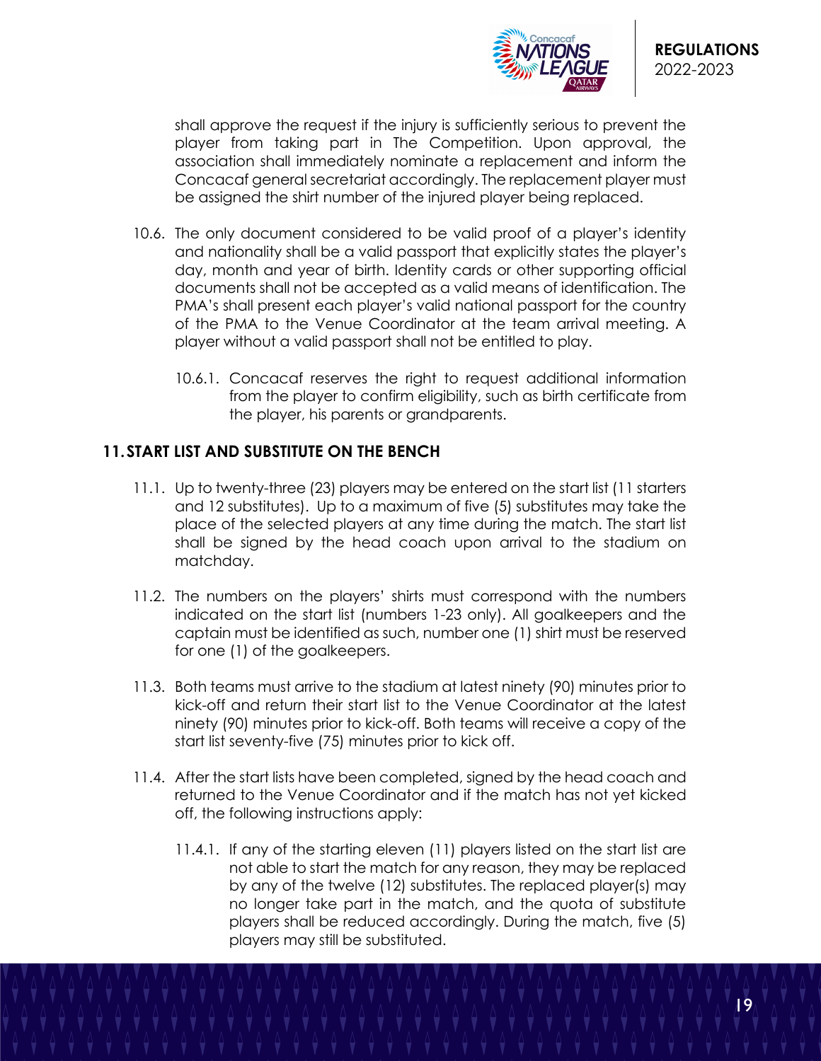shall approve the request if the injury is sufficiently serious to prevent the player from taking part in The Competition. Upon approval, the association shall immediately nominate a replacement and inform the Concacaf general secretariat accordingly. The replacement player must be assigned the shirt number of the injured player being replaced.

10.6. The only document considered to be valid proof of a player's identity and nationality shall be a valid passport that explicitly states the player's day, month and year of birth. Identity cards or other supporting official documents shall not be accepted as a valid means of identification. The PMA's shall present each player's valid national passport for the country of the PMA to the Venue Coordinator at the team arrival meeting. A player without a valid passport shall not be entitled to play.

10.6.1. Concacaf reserves the right to request additional information from the player to confirm eligibility, such as birth certificate from the player, his parents or grandparents.

## 11. START LIST AND SUBSTITUTE ON THE BENCH

11.1. Up to twenty-three (23) players may be entered on the start list (11 starters and 12 substitutes). Up to a maximum of five (5) substitutes may take the place of the selected players at any time during the match. The start list shall be signed by the head coach upon arrival to the stadium on matchday.

11.2. The numbers on the players' shirts must correspond with the numbers indicated on the start list (numbers 1-23 only). All goalkeepers and the captain must be identified as such, number one (1) shirt must be reserved for one (1) of the goalkeepers.

11.3. Both teams must arrive to the stadium at latest ninety (90) minutes prior to kick-off and return their start list to the Venue Coordinator at the latest ninety (90) minutes prior to kick-off. Both teams will receive a copy of the start list seventy-five (75) minutes prior to kick off.

11.4. After the start lists have been completed, signed by the head coach and returned to the Venue Coordinator and if the match has not yet kicked off, the following instructions apply:

11.4.1. If any of the starting eleven (11) players listed on the start list are not able to start the match for any reason, they may be replaced by any of the twelve (12) substitutes. The replaced player(s) may no longer take part in the match, and the quota of substitute players shall be reduced accordingly. During the match, five (5) players may still be substituted.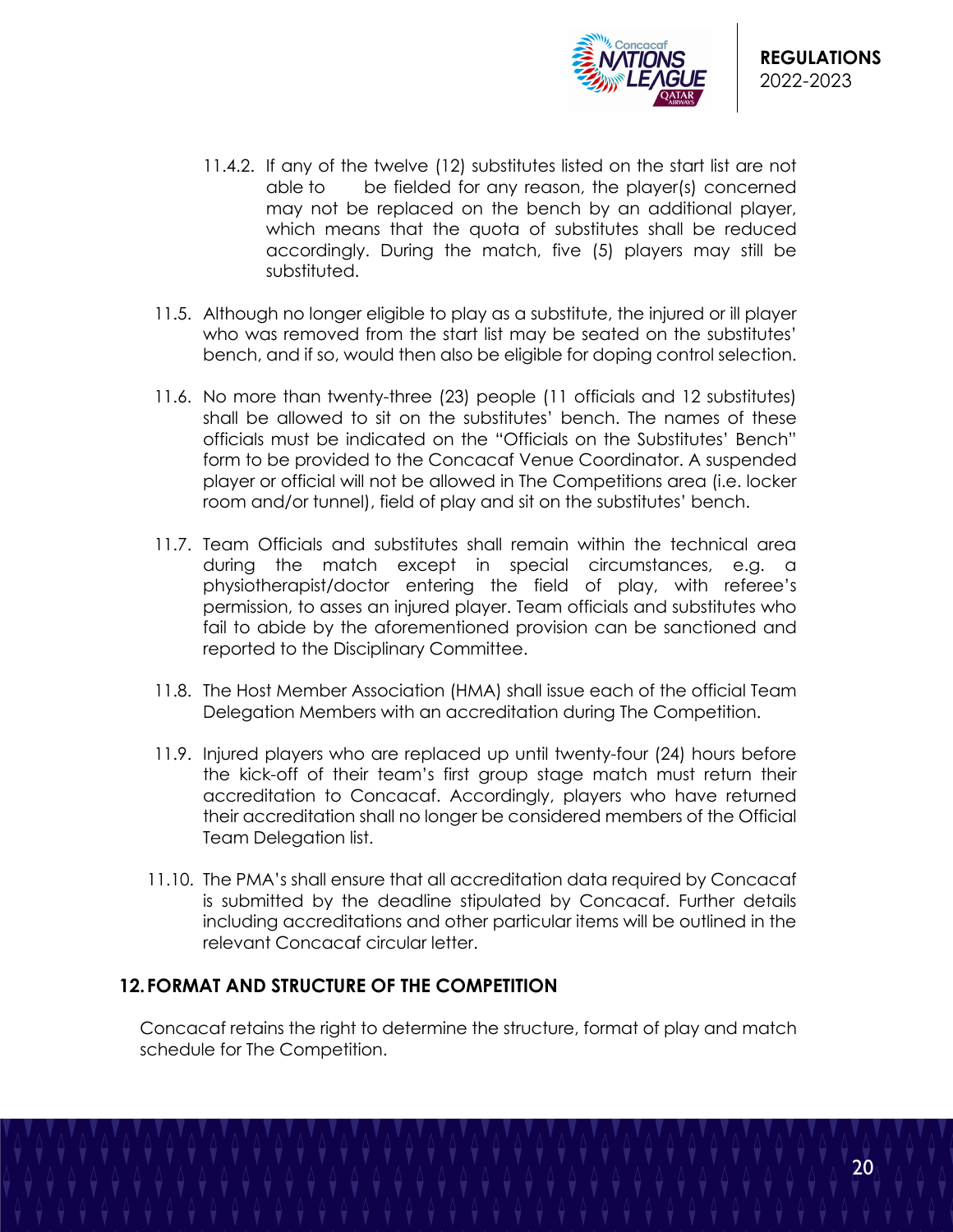11.4.2. If any of the twelve (12) substitutes listed on the start list are not able to be fielded for any reason, the player(s) concerned may not be replaced on the bench by an additional player, which means that the quota of substitutes shall be reduced accordingly. During the match, five (5) players may still be substituted.

11.5. Although no longer eligible to play as a substitute, the injured or ill player who was removed from the start list may be seated on the substitutes' bench, and if so, would then also be eligible for doping control selection.

11.6. No more than twenty-three (23) people (11 officials and 12 substitutes) shall be allowed to sit on the substitutes' bench. The names of these officials must be indicated on the "Officials on the Substitutes' Bench" form to be provided to the Concacaf Venue Coordinator. A suspended player or official will not be allowed in The Competitions area (i.e. locker room and/or tunnel), field of play and sit on the substitutes' bench.

11.7. Team Officials and substitutes shall remain within the technical area during the match except in special circumstances, e.g. a physiotherapist/doctor entering the field of play, with referee's permission, to asses an injured player. Team officials and substitutes who fail to abide by the aforementioned provision can be sanctioned and reported to the Disciplinary Committee.

11.8. The Host Member Association (HMA) shall issue each of the official Team Delegation Members with an accreditation during The Competition.

11.9. Injured players who are replaced up until twenty-four (24) hours before the kick-off of their team's first group stage match must return their accreditation to Concacaf. Accordingly, players who have returned their accreditation shall no longer be considered members of the Official Team Delegation list.

11.10. The PMA's shall ensure that all accreditation data required by Concacaf is submitted by the deadline stipulated by Concacaf. Further details including accreditations and other particular items will be outlined in the relevant Concacaf circular letter.

## 12. FORMAT AND STRUCTURE OF THE COMPETITION

Concacaf retains the right to determine the structure, format of play and match schedule for The Competition.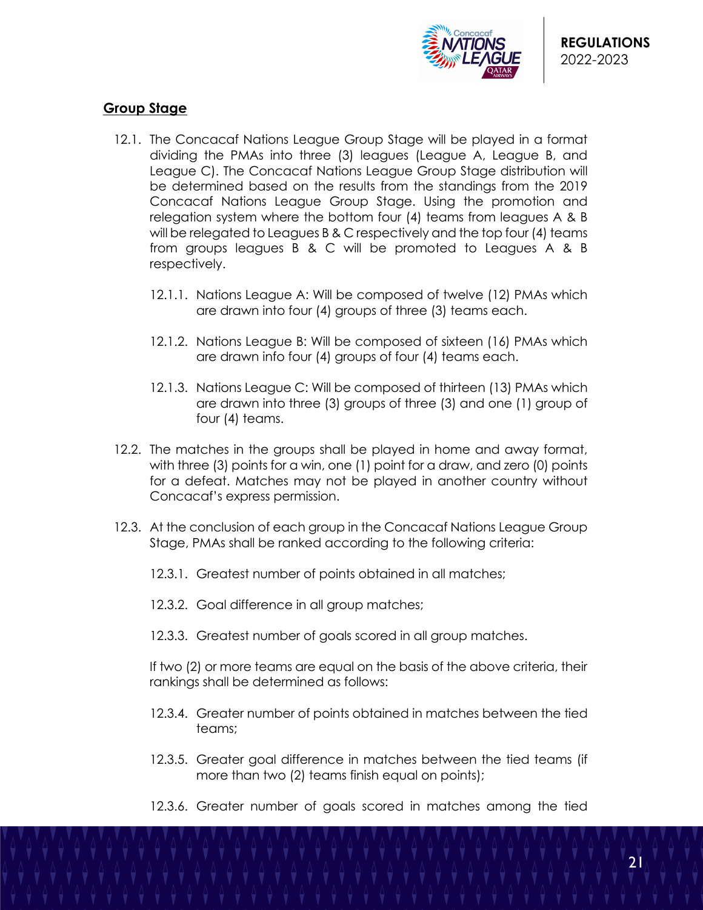## Group Stage

12.1. The Concacaf Nations League Group Stage will be played in a format dividing the PMAs into three (3) leagues (League A, League B, and League C). The Concacaf Nations League Group Stage distribution will be determined based on the results from the standings from the 2019 Concacaf Nations League Group Stage. Using the promotion and relegation system where the bottom four (4) teams from leagues A & B will be relegated to Leagues B & C respectively and the top four (4) teams from groups leagues B & C will be promoted to Leagues A & B respectively.

12.1.1. Nations League A: Will be composed of twelve (12) PMAs which are drawn into four (4) groups of three (3) teams each.

12.1.2. Nations League B: Will be composed of sixteen (16) PMAs which are drawn info four (4) groups of four (4) teams each.

12.1.3. Nations League C: Will be composed of thirteen (13) PMAs which are drawn into three (3) groups of three (3) and one (1) group of four (4) teams.

12.2. The matches in the groups shall be played in home and away format, with three (3) points for a win, one (1) point for a draw, and zero (0) points for a defeat. Matches may not be played in another country without Concacaf's express permission.

12.3. At the conclusion of each group in the Concacaf Nations League Group Stage, PMAs shall be ranked according to the following criteria:

12.3.1. Greatest number of points obtained in all matches;

12.3.2. Goal difference in all group matches;

12.3.3. Greatest number of goals scored in all group matches.

If two (2) or more teams are equal on the basis of the above criteria, their rankings shall be determined as follows:

12.3.4. Greater number of points obtained in matches between the tied teams;

12.3.5. Greater goal difference in matches between the tied teams (if more than two (2) teams finish equal on points);

12.3.6. Greater number of goals scored in matches among the tied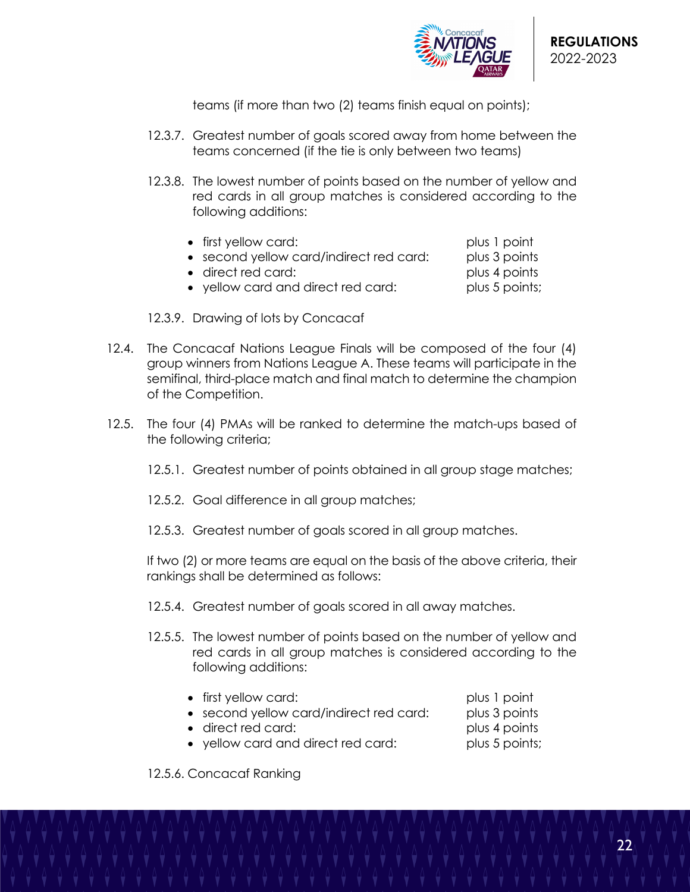teams (if more than two (2) teams finish equal on points);

12.3.7. Greatest number of goals scored away from home between the teams concerned (if the tie is only between two teams)

12.3.8. The lowest number of points based on the number of yellow and red cards in all group matches is considered according to the following additions:

- first yellow card: plus 1 point
- second yellow card/indirect red card: plus 3 points
- direct red card: plus 4 points
- yellow card and direct red card: plus 5 points;

12.3.9. Drawing of lots by Concacaf

12.4. The Concacaf Nations League Finals will be composed of the four (4) group winners from Nations League A. These teams will participate in the semifinal, third-place match and final match to determine the champion of the Competition.

12.5. The four (4) PMAs will be ranked to determine the match-ups based of the following criteria;

12.5.1. Greatest number of points obtained in all group stage matches;

12.5.2. Goal difference in all group matches;

12.5.3. Greatest number of goals scored in all group matches.

If two (2) or more teams are equal on the basis of the above criteria, their rankings shall be determined as follows:

12.5.4. Greatest number of goals scored in all away matches.

12.5.5. The lowest number of points based on the number of yellow and red cards in all group matches is considered according to the following additions:

- first yellow card: plus 1 point
- second yellow card/indirect red card: plus 3 points
- direct red card: plus 4 points
- yellow card and direct red card: plus 5 points;

12.5.6. Concacaf Ranking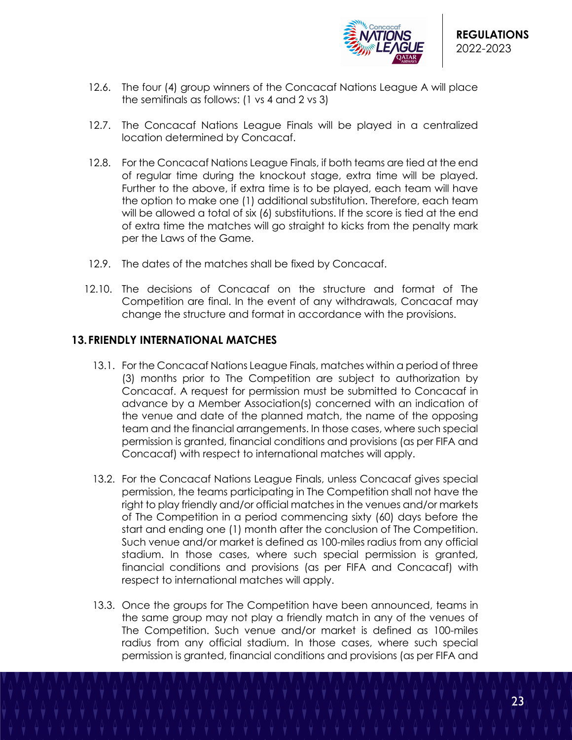12.6. The four (4) group winners of the Concacaf Nations League A will place the semifinals as follows: (1 vs 4 and 2 vs 3)

12.7. The Concacaf Nations League Finals will be played in a centralized location determined by Concacaf.

12.8. For the Concacaf Nations League Finals, if both teams are tied at the end of regular time during the knockout stage, extra time will be played. Further to the above, if extra time is to be played, each team will have the option to make one (1) additional substitution. Therefore, each team will be allowed a total of six (6) substitutions. If the score is tied at the end of extra time the matches will go straight to kicks from the penalty mark per the Laws of the Game.

12.9. The dates of the matches shall be fixed by Concacaf.

12.10. The decisions of Concacaf on the structure and format of The Competition are final. In the event of any withdrawals, Concacaf may change the structure and format in accordance with the provisions.

## 13. FRIENDLY INTERNATIONAL MATCHES

13.1. For the Concacaf Nations League Finals, matches within a period of three (3) months prior to The Competition are subject to authorization by Concacaf. A request for permission must be submitted to Concacaf in advance by a Member Association(s) concerned with an indication of the venue and date of the planned match, the name of the opposing team and the financial arrangements. In those cases, where such special permission is granted, financial conditions and provisions (as per FIFA and Concacaf) with respect to international matches will apply.

13.2. For the Concacaf Nations League Finals, unless Concacaf gives special permission, the teams participating in The Competition shall not have the right to play friendly and/or official matches in the venues and/or markets of The Competition in a period commencing sixty (60) days before the start and ending one (1) month after the conclusion of The Competition. Such venue and/or market is defined as 100-miles radius from any official stadium. In those cases, where such special permission is granted, financial conditions and provisions (as per FIFA and Concacaf) with respect to international matches will apply.

13.3. Once the groups for The Competition have been announced, teams in the same group may not play a friendly match in any of the venues of The Competition. Such venue and/or market is defined as 100-miles radius from any official stadium. In those cases, where such special permission is granted, financial conditions and provisions (as per FIFA and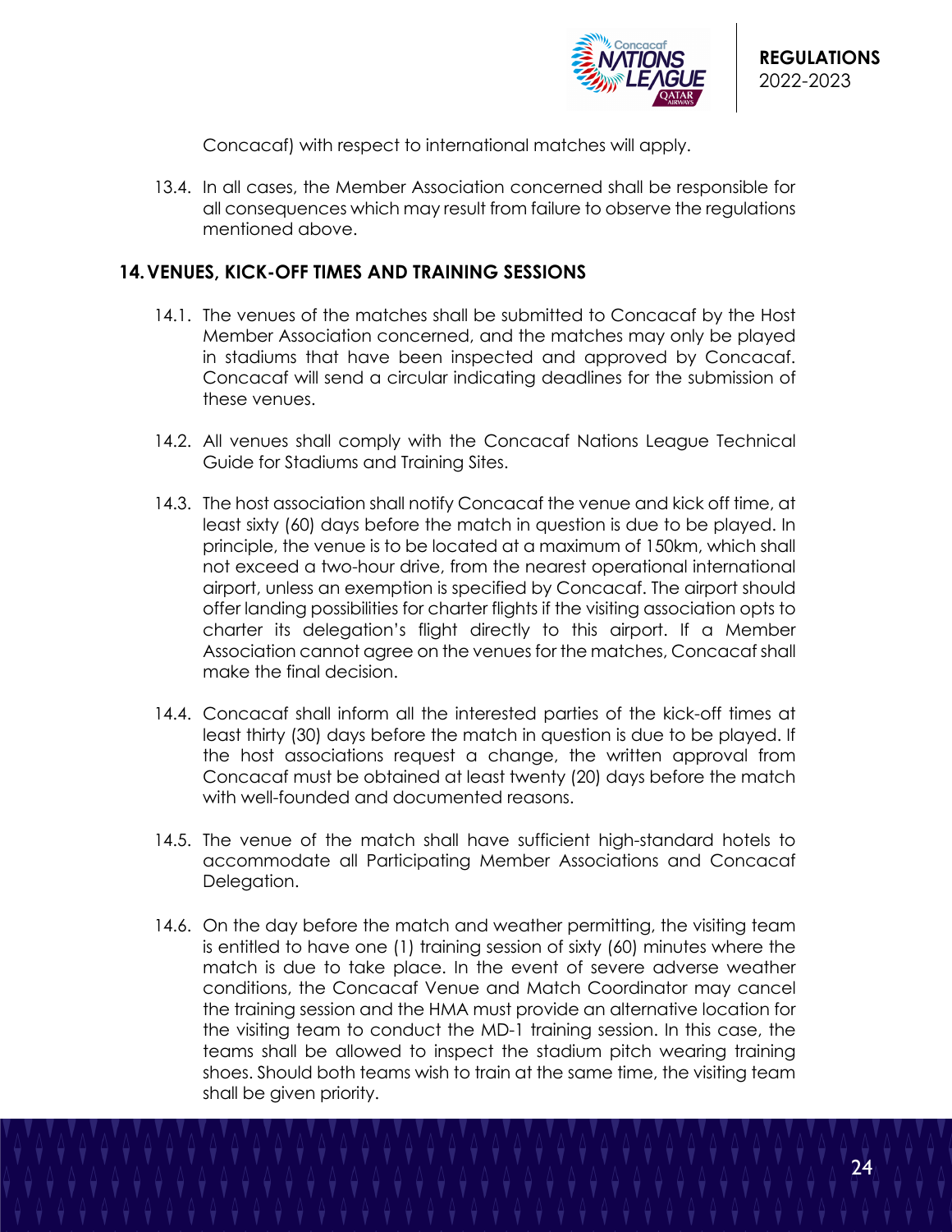Concacaf) with respect to international matches will apply.

13.4. In all cases, the Member Association concerned shall be responsible for all consequences which may result from failure to observe the regulations mentioned above.

## 14. VENUES, KICK-OFF TIMES AND TRAINING SESSIONS

14.1. The venues of the matches shall be submitted to Concacaf by the Host Member Association concerned, and the matches may only be played in stadiums that have been inspected and approved by Concacaf. Concacaf will send a circular indicating deadlines for the submission of these venues.

14.2. All venues shall comply with the Concacaf Nations League Technical Guide for Stadiums and Training Sites.

14.3. The host association shall notify Concacaf the venue and kick off time, at least sixty (60) days before the match in question is due to be played. In principle, the venue is to be located at a maximum of 150km, which shall not exceed a two-hour drive, from the nearest operational international airport, unless an exemption is specified by Concacaf. The airport should offer landing possibilities for charter flights if the visiting association opts to charter its delegation's flight directly to this airport. If a Member Association cannot agree on the venues for the matches, Concacaf shall make the final decision.

14.4. Concacaf shall inform all the interested parties of the kick-off times at least thirty (30) days before the match in question is due to be played. If the host associations request a change, the written approval from Concacaf must be obtained at least twenty (20) days before the match with well-founded and documented reasons.

14.5. The venue of the match shall have sufficient high-standard hotels to accommodate all Participating Member Associations and Concacaf Delegation.

14.6. On the day before the match and weather permitting, the visiting team is entitled to have one (1) training session of sixty (60) minutes where the match is due to take place. In the event of severe adverse weather conditions, the Concacaf Venue and Match Coordinator may cancel the training session and the HMA must provide an alternative location for the visiting team to conduct the MD-1 training session. In this case, the teams shall be allowed to inspect the stadium pitch wearing training shoes. Should both teams wish to train at the same time, the visiting team shall be given priority.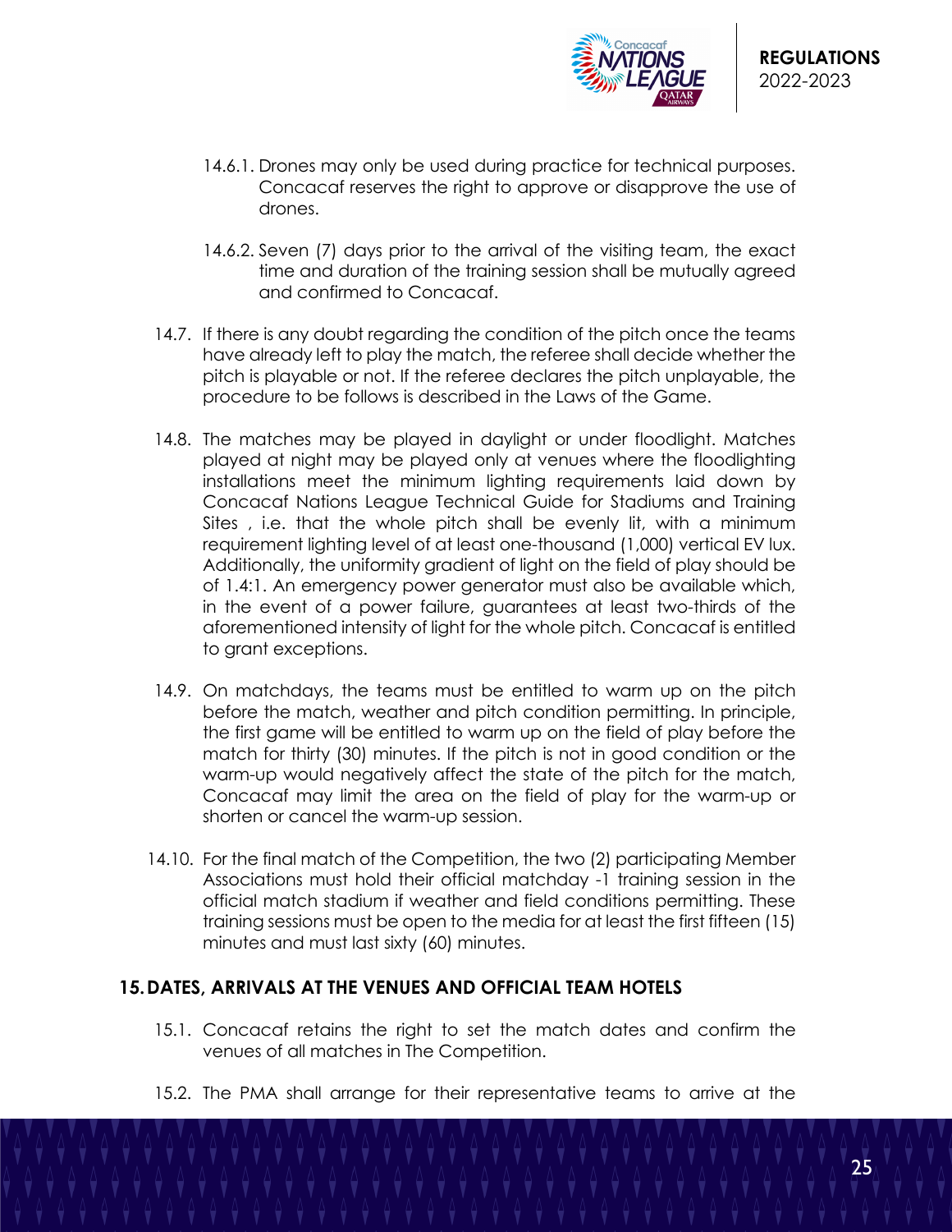14.6.1. Drones may only be used during practice for technical purposes. Concacaf reserves the right to approve or disapprove the use of drones.

14.6.2. Seven (7) days prior to the arrival of the visiting team, the exact time and duration of the training session shall be mutually agreed and confirmed to Concacaf.

14.7. If there is any doubt regarding the condition of the pitch once the teams have already left to play the match, the referee shall decide whether the pitch is playable or not. If the referee declares the pitch unplayable, the procedure to be follows is described in the Laws of the Game.

14.8. The matches may be played in daylight or under floodlight. Matches played at night may be played only at venues where the floodlighting installations meet the minimum lighting requirements laid down by Concacaf Nations League Technical Guide for Stadiums and Training Sites , i.e. that the whole pitch shall be evenly lit, with a minimum requirement lighting level of at least one-thousand (1,000) vertical EV lux. Additionally, the uniformity gradient of light on the field of play should be of 1.4:1. An emergency power generator must also be available which, in the event of a power failure, guarantees at least two-thirds of the aforementioned intensity of light for the whole pitch. Concacaf is entitled to grant exceptions.

14.9. On matchdays, the teams must be entitled to warm up on the pitch before the match, weather and pitch condition permitting. In principle, the first game will be entitled to warm up on the field of play before the match for thirty (30) minutes. If the pitch is not in good condition or the warm-up would negatively affect the state of the pitch for the match, Concacaf may limit the area on the field of play for the warm-up or shorten or cancel the warm-up session.

14.10. For the final match of the Competition, the two (2) participating Member Associations must hold their official matchday -1 training session in the official match stadium if weather and field conditions permitting. These training sessions must be open to the media for at least the first fifteen (15) minutes and must last sixty (60) minutes.

## 15. DATES, ARRIVALS AT THE VENUES AND OFFICIAL TEAM HOTELS

15.1. Concacaf retains the right to set the match dates and confirm the venues of all matches in The Competition.

15.2. The PMA shall arrange for their representative teams to arrive at the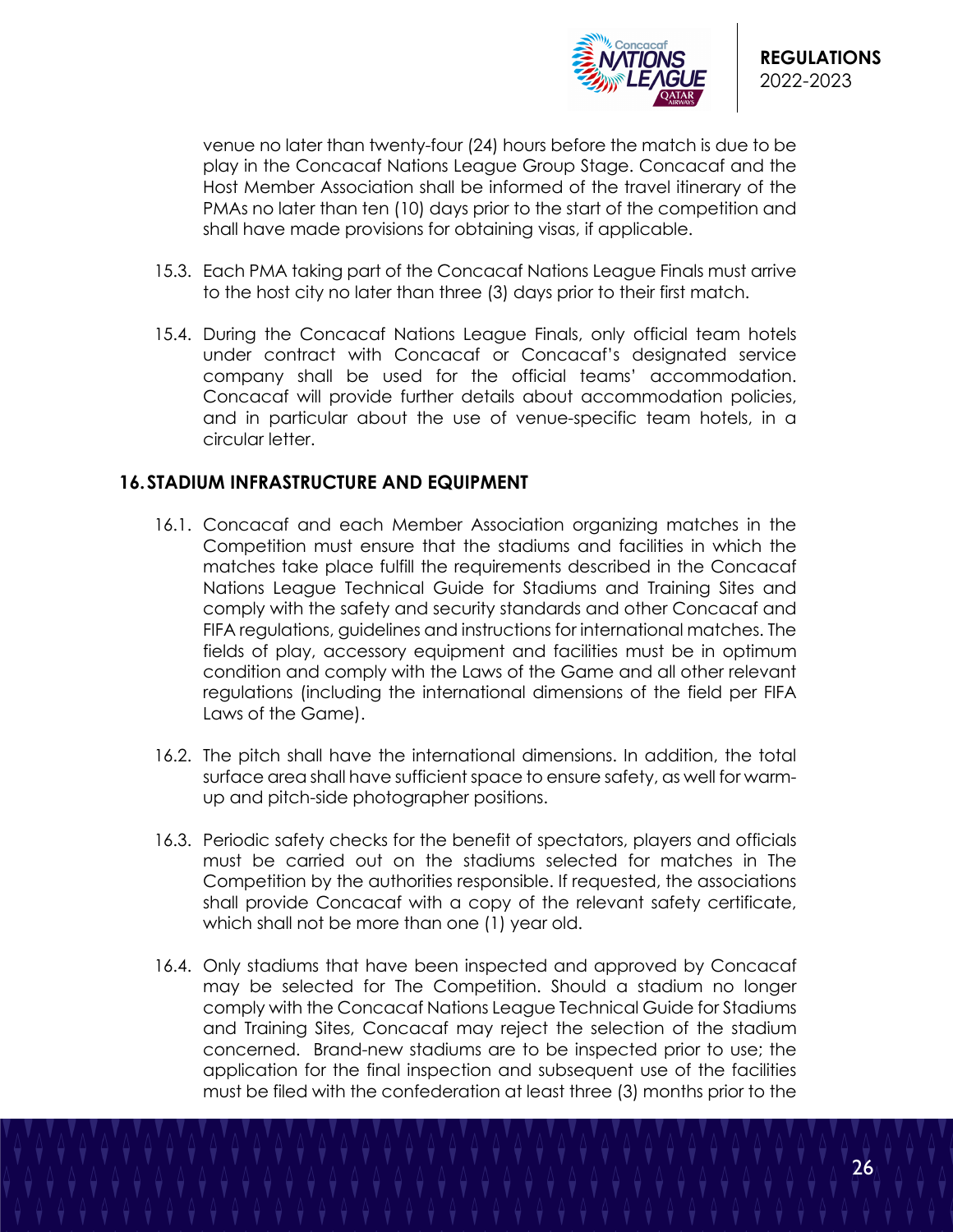venue no later than twenty-four (24) hours before the match is due to be play in the Concacaf Nations League Group Stage. Concacaf and the Host Member Association shall be informed of the travel itinerary of the PMAs no later than ten (10) days prior to the start of the competition and shall have made provisions for obtaining visas, if applicable.

15.3. Each PMA taking part of the Concacaf Nations League Finals must arrive to the host city no later than three (3) days prior to their first match.

15.4. During the Concacaf Nations League Finals, only official team hotels under contract with Concacaf or Concacaf's designated service company shall be used for the official teams' accommodation. Concacaf will provide further details about accommodation policies, and in particular about the use of venue-specific team hotels, in a circular letter.

## 16. STADIUM INFRASTRUCTURE AND EQUIPMENT

16.1. Concacaf and each Member Association organizing matches in the Competition must ensure that the stadiums and facilities in which the matches take place fulfill the requirements described in the Concacaf Nations League Technical Guide for Stadiums and Training Sites and comply with the safety and security standards and other Concacaf and FIFA regulations, guidelines and instructions for international matches. The fields of play, accessory equipment and facilities must be in optimum condition and comply with the Laws of the Game and all other relevant regulations (including the international dimensions of the field per FIFA Laws of the Game).

16.2. The pitch shall have the international dimensions. In addition, the total surface area shall have sufficient space to ensure safety, as well for warm-up and pitch-side photographer positions.

16.3. Periodic safety checks for the benefit of spectators, players and officials must be carried out on the stadiums selected for matches in The Competition by the authorities responsible. If requested, the associations shall provide Concacaf with a copy of the relevant safety certificate, which shall not be more than one (1) year old.

16.4. Only stadiums that have been inspected and approved by Concacaf may be selected for The Competition. Should a stadium no longer comply with the Concacaf Nations League Technical Guide for Stadiums and Training Sites, Concacaf may reject the selection of the stadium concerned. Brand-new stadiums are to be inspected prior to use; the application for the final inspection and subsequent use of the facilities must be filed with the confederation at least three (3) months prior to the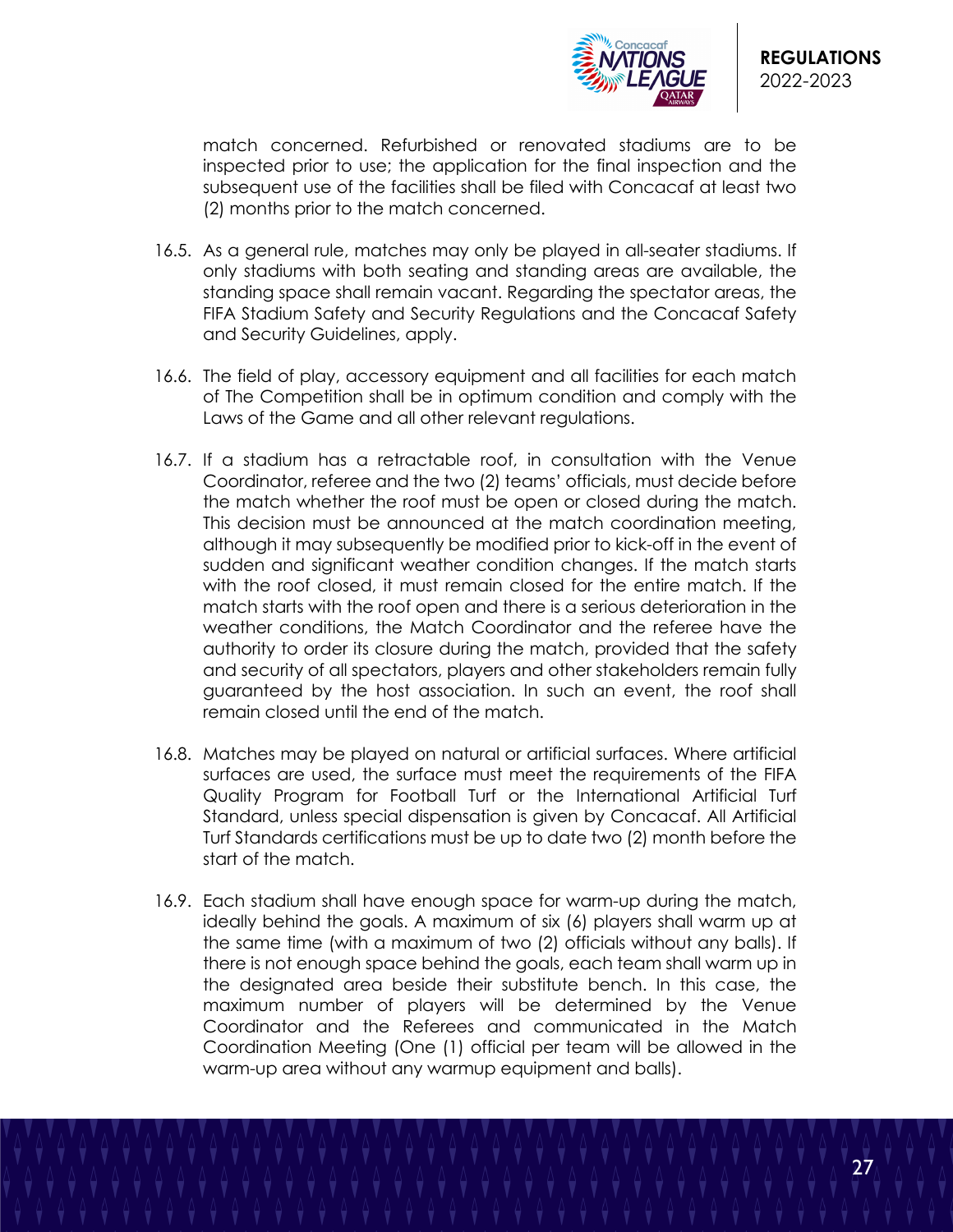match concerned. Refurbished or renovated stadiums are to be inspected prior to use; the application for the final inspection and the subsequent use of the facilities shall be filed with Concacaf at least two (2) months prior to the match concerned.

16.5. As a general rule, matches may only be played in all-seater stadiums. If only stadiums with both seating and standing areas are available, the standing space shall remain vacant. Regarding the spectator areas, the FIFA Stadium Safety and Security Regulations and the Concacaf Safety and Security Guidelines, apply.

16.6. The field of play, accessory equipment and all facilities for each match of The Competition shall be in optimum condition and comply with the Laws of the Game and all other relevant regulations.

16.7. If a stadium has a retractable roof, in consultation with the Venue Coordinator, referee and the two (2) teams' officials, must decide before the match whether the roof must be open or closed during the match. This decision must be announced at the match coordination meeting, although it may subsequently be modified prior to kick-off in the event of sudden and significant weather condition changes. If the match starts with the roof closed, it must remain closed for the entire match. If the match starts with the roof open and there is a serious deterioration in the weather conditions, the Match Coordinator and the referee have the authority to order its closure during the match, provided that the safety and security of all spectators, players and other stakeholders remain fully guaranteed by the host association. In such an event, the roof shall remain closed until the end of the match.

16.8. Matches may be played on natural or artificial surfaces. Where artificial surfaces are used, the surface must meet the requirements of the FIFA Quality Program for Football Turf or the International Artificial Turf Standard, unless special dispensation is given by Concacaf. All Artificial Turf Standards certifications must be up to date two (2) month before the start of the match.

16.9. Each stadium shall have enough space for warm-up during the match, ideally behind the goals. A maximum of six (6) players shall warm up at the same time (with a maximum of two (2) officials without any balls). If there is not enough space behind the goals, each team shall warm up in the designated area beside their substitute bench. In this case, the maximum number of players will be determined by the Venue Coordinator and the Referees and communicated in the Match Coordination Meeting (One (1) official per team will be allowed in the warm-up area without any warmup equipment and balls).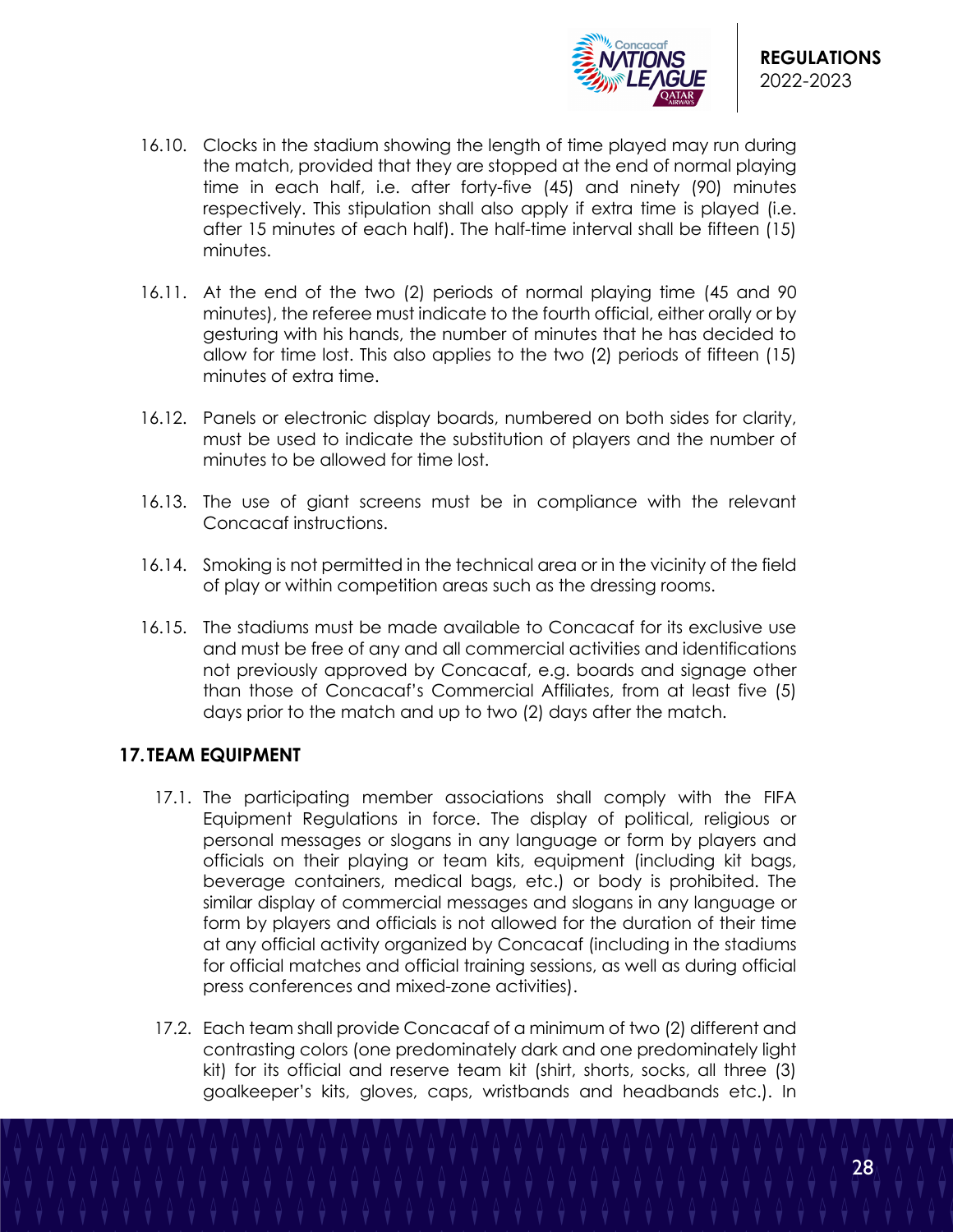16.10. Clocks in the stadium showing the length of time played may run during the match, provided that they are stopped at the end of normal playing time in each half, i.e. after forty-five (45) and ninety (90) minutes respectively. This stipulation shall also apply if extra time is played (i.e. after 15 minutes of each half). The half-time interval shall be fifteen (15) minutes.

16.11. At the end of the two (2) periods of normal playing time (45 and 90 minutes), the referee must indicate to the fourth official, either orally or by gesturing with his hands, the number of minutes that he has decided to allow for time lost. This also applies to the two (2) periods of fifteen (15) minutes of extra time.

16.12. Panels or electronic display boards, numbered on both sides for clarity, must be used to indicate the substitution of players and the number of minutes to be allowed for time lost.

16.13. The use of giant screens must be in compliance with the relevant Concacaf instructions.

16.14. Smoking is not permitted in the technical area or in the vicinity of the field of play or within competition areas such as the dressing rooms.

16.15. The stadiums must be made available to Concacaf for its exclusive use and must be free of any and all commercial activities and identifications not previously approved by Concacaf, e.g. boards and signage other than those of Concacaf's Commercial Affiliates, from at least five (5) days prior to the match and up to two (2) days after the match.

## 17. TEAM EQUIPMENT

17.1. The participating member associations shall comply with the FIFA Equipment Regulations in force. The display of political, religious or personal messages or slogans in any language or form by players and officials on their playing or team kits, equipment (including kit bags, beverage containers, medical bags, etc.) or body is prohibited. The similar display of commercial messages and slogans in any language or form by players and officials is not allowed for the duration of their time at any official activity organized by Concacaf (including in the stadiums for official matches and official training sessions, as well as during official press conferences and mixed-zone activities).

17.2. Each team shall provide Concacaf of a minimum of two (2) different and contrasting colors (one predominately dark and one predominately light kit) for its official and reserve team kit (shirt, shorts, socks, all three (3) goalkeeper's kits, gloves, caps, wristbands and headbands etc.). In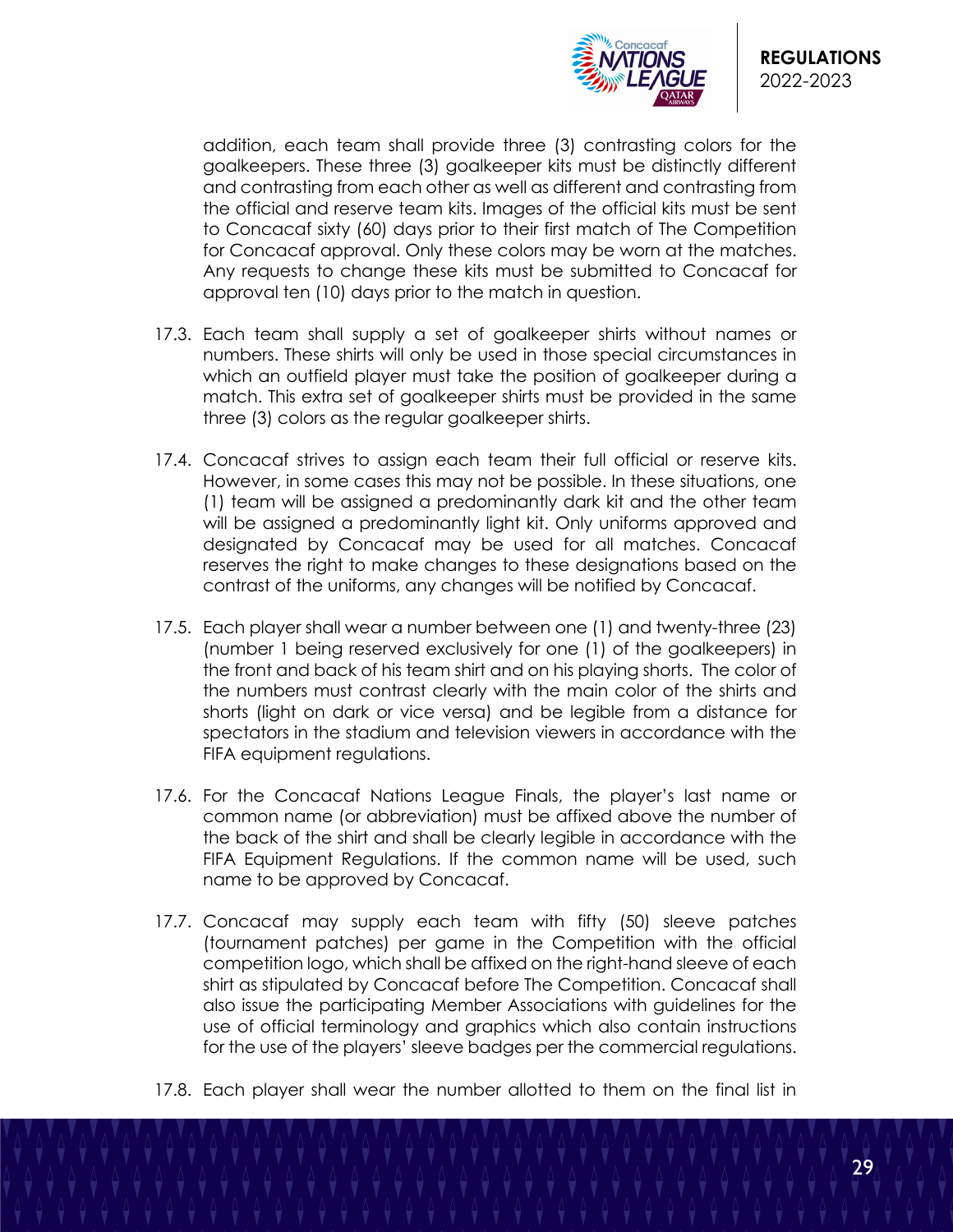addition, each team shall provide three (3) contrasting colors for the goalkeepers. These three (3) goalkeeper kits must be distinctly different and contrasting from each other as well as different and contrasting from the official and reserve team kits. Images of the official kits must be sent to Concacaf sixty (60) days prior to their first match of The Competition for Concacaf approval. Only these colors may be worn at the matches. Any requests to change these kits must be submitted to Concacaf for approval ten (10) days prior to the match in question.

17.3. Each team shall supply a set of goalkeeper shirts without names or numbers. These shirts will only be used in those special circumstances in which an outfield player must take the position of goalkeeper during a match. This extra set of goalkeeper shirts must be provided in the same three (3) colors as the regular goalkeeper shirts.

17.4. Concacaf strives to assign each team their full official or reserve kits. However, in some cases this may not be possible. In these situations, one (1) team will be assigned a predominantly dark kit and the other team will be assigned a predominantly light kit. Only uniforms approved and designated by Concacaf may be used for all matches. Concacaf reserves the right to make changes to these designations based on the contrast of the uniforms, any changes will be notified by Concacaf.

17.5. Each player shall wear a number between one (1) and twenty-three (23) (number 1 being reserved exclusively for one (1) of the goalkeepers) in the front and back of his team shirt and on his playing shorts. The color of the numbers must contrast clearly with the main color of the shirts and shorts (light on dark or vice versa) and be legible from a distance for spectators in the stadium and television viewers in accordance with the FIFA equipment regulations.

17.6. For the Concacaf Nations League Finals, the player's last name or common name (or abbreviation) must be affixed above the number of the back of the shirt and shall be clearly legible in accordance with the FIFA Equipment Regulations. If the common name will be used, such name to be approved by Concacaf.

17.7. Concacaf may supply each team with fifty (50) sleeve patches (tournament patches) per game in the Competition with the official competition logo, which shall be affixed on the right-hand sleeve of each shirt as stipulated by Concacaf before The Competition. Concacaf shall also issue the participating Member Associations with guidelines for the use of official terminology and graphics which also contain instructions for the use of the players' sleeve badges per the commercial regulations.

17.8. Each player shall wear the number allotted to them on the final list in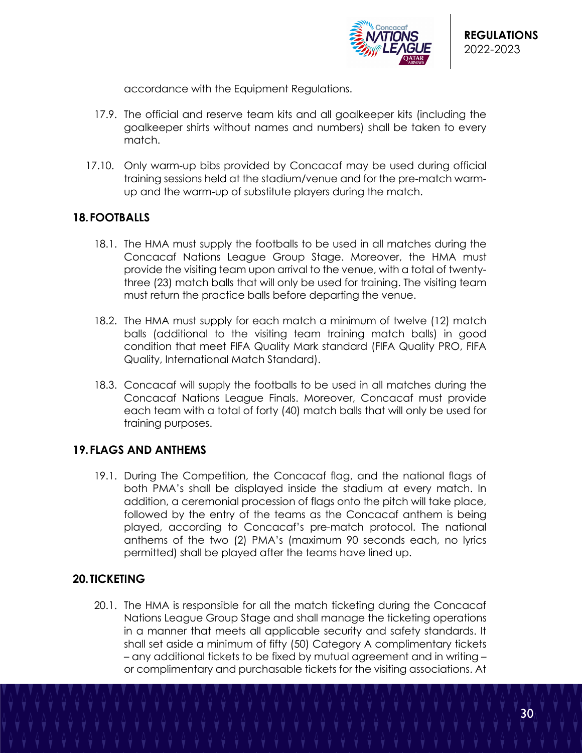accordance with the Equipment Regulations.

17.9. The official and reserve team kits and all goalkeeper kits (including the goalkeeper shirts without names and numbers) shall be taken to every match.

17.10. Only warm-up bibs provided by Concacaf may be used during official training sessions held at the stadium/venue and for the pre-match warm-up and the warm-up of substitute players during the match.

## 18. FOOTBALLS

18.1. The HMA must supply the footballs to be used in all matches during the Concacaf Nations League Group Stage. Moreover, the HMA must provide the visiting team upon arrival to the venue, with a total of twenty-three (23) match balls that will only be used for training. The visiting team must return the practice balls before departing the venue.

18.2. The HMA must supply for each match a minimum of twelve (12) match balls (additional to the visiting team training match balls) in good condition that meet FIFA Quality Mark standard (FIFA Quality PRO, FIFA Quality, International Match Standard).

18.3. Concacaf will supply the footballs to be used in all matches during the Concacaf Nations League Finals. Moreover, Concacaf must provide each team with a total of forty (40) match balls that will only be used for training purposes.

## 19. FLAGS AND ANTHEMS

19.1. During The Competition, the Concacaf flag, and the national flags of both PMA's shall be displayed inside the stadium at every match. In addition, a ceremonial procession of flags onto the pitch will take place, followed by the entry of the teams as the Concacaf anthem is being played, according to Concacaf's pre-match protocol. The national anthems of the two (2) PMA's (maximum 90 seconds each, no lyrics permitted) shall be played after the teams have lined up.

## 20. TICKETING

20.1. The HMA is responsible for all the match ticketing during the Concacaf Nations League Group Stage and shall manage the ticketing operations in a manner that meets all applicable security and safety standards. It shall set aside a minimum of fifty (50) Category A complimentary tickets – any additional tickets to be fixed by mutual agreement and in writing – or complimentary and purchasable tickets for the visiting associations. At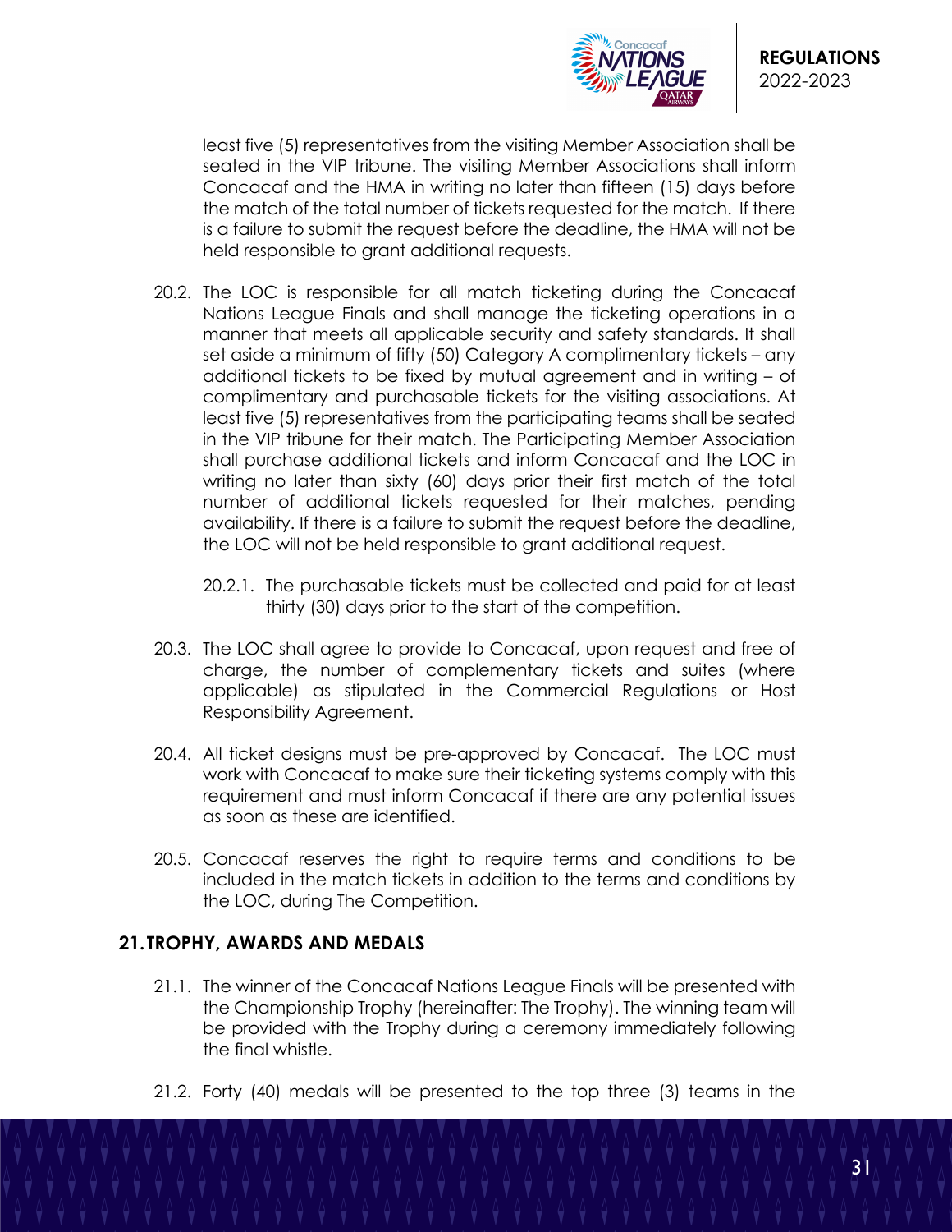least five (5) representatives from the visiting Member Association shall be seated in the VIP tribune. The visiting Member Associations shall inform Concacaf and the HMA in writing no later than fifteen (15) days before the match of the total number of tickets requested for the match. If there is a failure to submit the request before the deadline, the HMA will not be held responsible to grant additional requests.

20.2. The LOC is responsible for all match ticketing during the Concacaf Nations League Finals and shall manage the ticketing operations in a manner that meets all applicable security and safety standards. It shall set aside a minimum of fifty (50) Category A complimentary tickets – any additional tickets to be fixed by mutual agreement and in writing – of complimentary and purchasable tickets for the visiting associations. At least five (5) representatives from the participating teams shall be seated in the VIP tribune for their match. The Participating Member Association shall purchase additional tickets and inform Concacaf and the LOC in writing no later than sixty (60) days prior their first match of the total number of additional tickets requested for their matches, pending availability. If there is a failure to submit the request before the deadline, the LOC will not be held responsible to grant additional request.

20.2.1. The purchasable tickets must be collected and paid for at least thirty (30) days prior to the start of the competition.

20.3. The LOC shall agree to provide to Concacaf, upon request and free of charge, the number of complementary tickets and suites (where applicable) as stipulated in the Commercial Regulations or Host Responsibility Agreement.

20.4. All ticket designs must be pre-approved by Concacaf. The LOC must work with Concacaf to make sure their ticketing systems comply with this requirement and must inform Concacaf if there are any potential issues as soon as these are identified.

20.5. Concacaf reserves the right to require terms and conditions to be included in the match tickets in addition to the terms and conditions by the LOC, during The Competition.

## 21. TROPHY, AWARDS AND MEDALS

21.1. The winner of the Concacaf Nations League Finals will be presented with the Championship Trophy (hereinafter: The Trophy). The winning team will be provided with the Trophy during a ceremony immediately following the final whistle.

21.2. Forty (40) medals will be presented to the top three (3) teams in the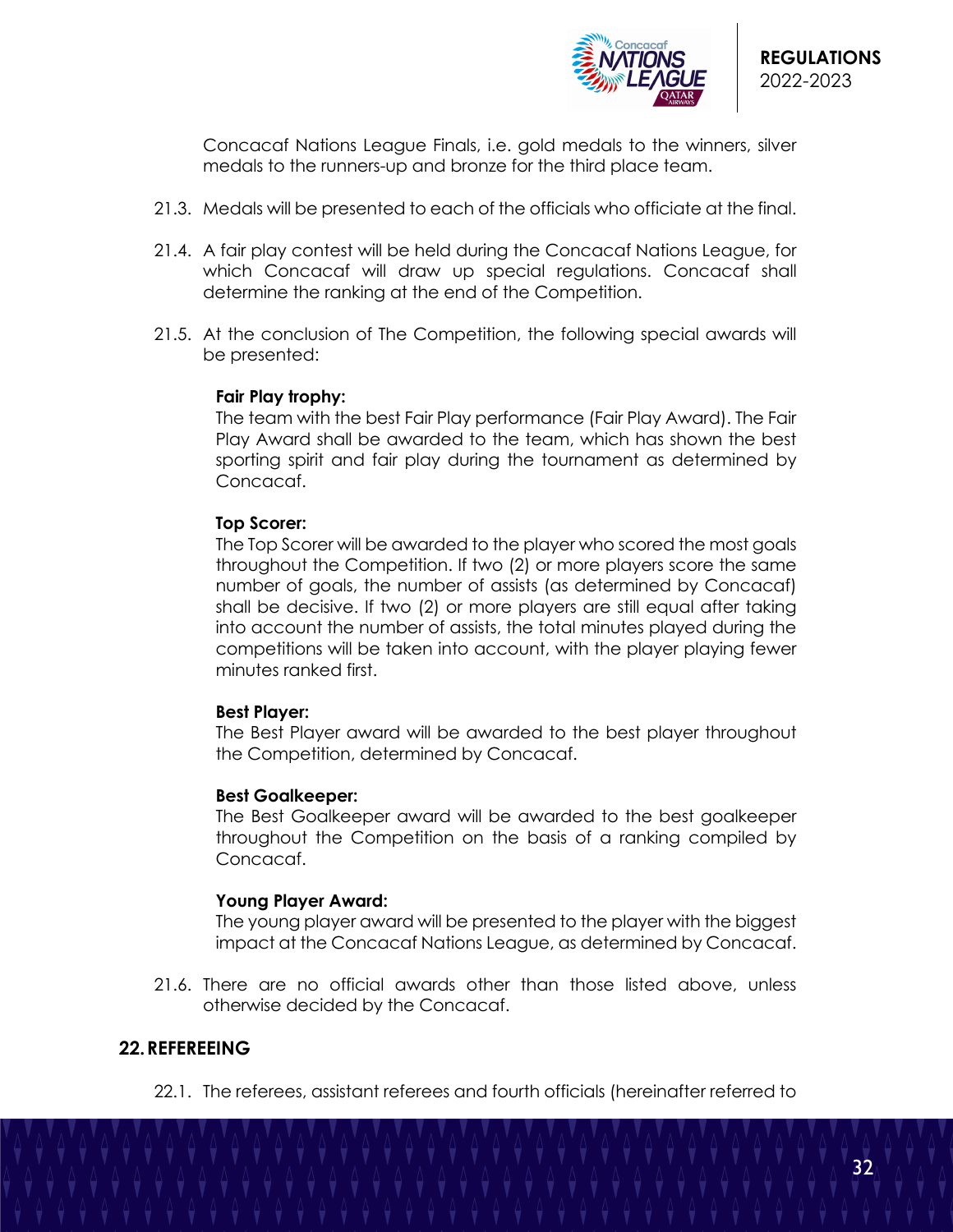Concacaf Nations League Finals, i.e. gold medals to the winners, silver medals to the runners-up and bronze for the third place team.

21.3. Medals will be presented to each of the officials who officiate at the final.

21.4. A fair play contest will be held during the Concacaf Nations League, for which Concacaf will draw up special regulations. Concacaf shall determine the ranking at the end of the Competition.

21.5. At the conclusion of The Competition, the following special awards will be presented:

**Fair Play trophy:**
The team with the best Fair Play performance (Fair Play Award). The Fair Play Award shall be awarded to the team, which has shown the best sporting spirit and fair play during the tournament as determined by Concacaf.

**Top Scorer:**
The Top Scorer will be awarded to the player who scored the most goals throughout the Competition. If two (2) or more players score the same number of goals, the number of assists (as determined by Concacaf) shall be decisive. If two (2) or more players are still equal after taking into account the number of assists, the total minutes played during the competitions will be taken into account, with the player playing fewer minutes ranked first.

**Best Player:**
The Best Player award will be awarded to the best player throughout the Competition, determined by Concacaf.

**Best Goalkeeper:**
The Best Goalkeeper award will be awarded to the best goalkeeper throughout the Competition on the basis of a ranking compiled by Concacaf.

**Young Player Award:**
The young player award will be presented to the player with the biggest impact at the Concacaf Nations League, as determined by Concacaf.

21.6. There are no official awards other than those listed above, unless otherwise decided by the Concacaf.

## 22. REFEREEING

22.1. The referees, assistant referees and fourth officials (hereinafter referred to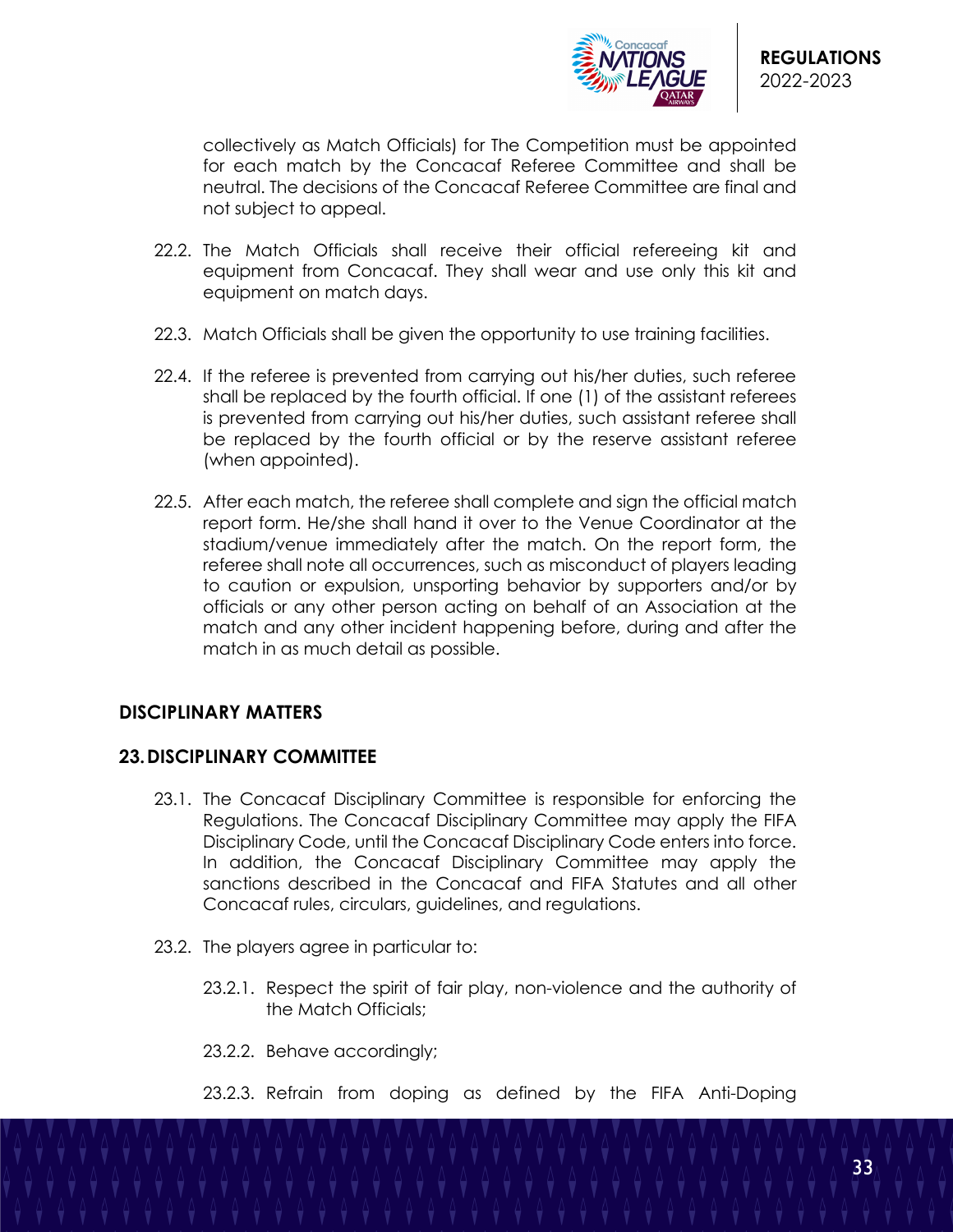collectively as Match Officials) for The Competition must be appointed for each match by the Concacaf Referee Committee and shall be neutral. The decisions of the Concacaf Referee Committee are final and not subject to appeal.

22.2. The Match Officials shall receive their official refereeing kit and equipment from Concacaf. They shall wear and use only this kit and equipment on match days.

22.3. Match Officials shall be given the opportunity to use training facilities.

22.4. If the referee is prevented from carrying out his/her duties, such referee shall be replaced by the fourth official. If one (1) of the assistant referees is prevented from carrying out his/her duties, such assistant referee shall be replaced by the fourth official or by the reserve assistant referee (when appointed).

22.5. After each match, the referee shall complete and sign the official match report form. He/she shall hand it over to the Venue Coordinator at the stadium/venue immediately after the match. On the report form, the referee shall note all occurrences, such as misconduct of players leading to caution or expulsion, unsporting behavior by supporters and/or by officials or any other person acting on behalf of an Association at the match and any other incident happening before, during and after the match in as much detail as possible.

## DISCIPLINARY MATTERS

## 23. DISCIPLINARY COMMITTEE

23.1. The Concacaf Disciplinary Committee is responsible for enforcing the Regulations. The Concacaf Disciplinary Committee may apply the FIFA Disciplinary Code, until the Concacaf Disciplinary Code enters into force. In addition, the Concacaf Disciplinary Committee may apply the sanctions described in the Concacaf and FIFA Statutes and all other Concacaf rules, circulars, guidelines, and regulations.

23.2. The players agree in particular to:

23.2.1. Respect the spirit of fair play, non-violence and the authority of the Match Officials;

23.2.2. Behave accordingly;

23.2.3. Refrain from doping as defined by the FIFA Anti-Doping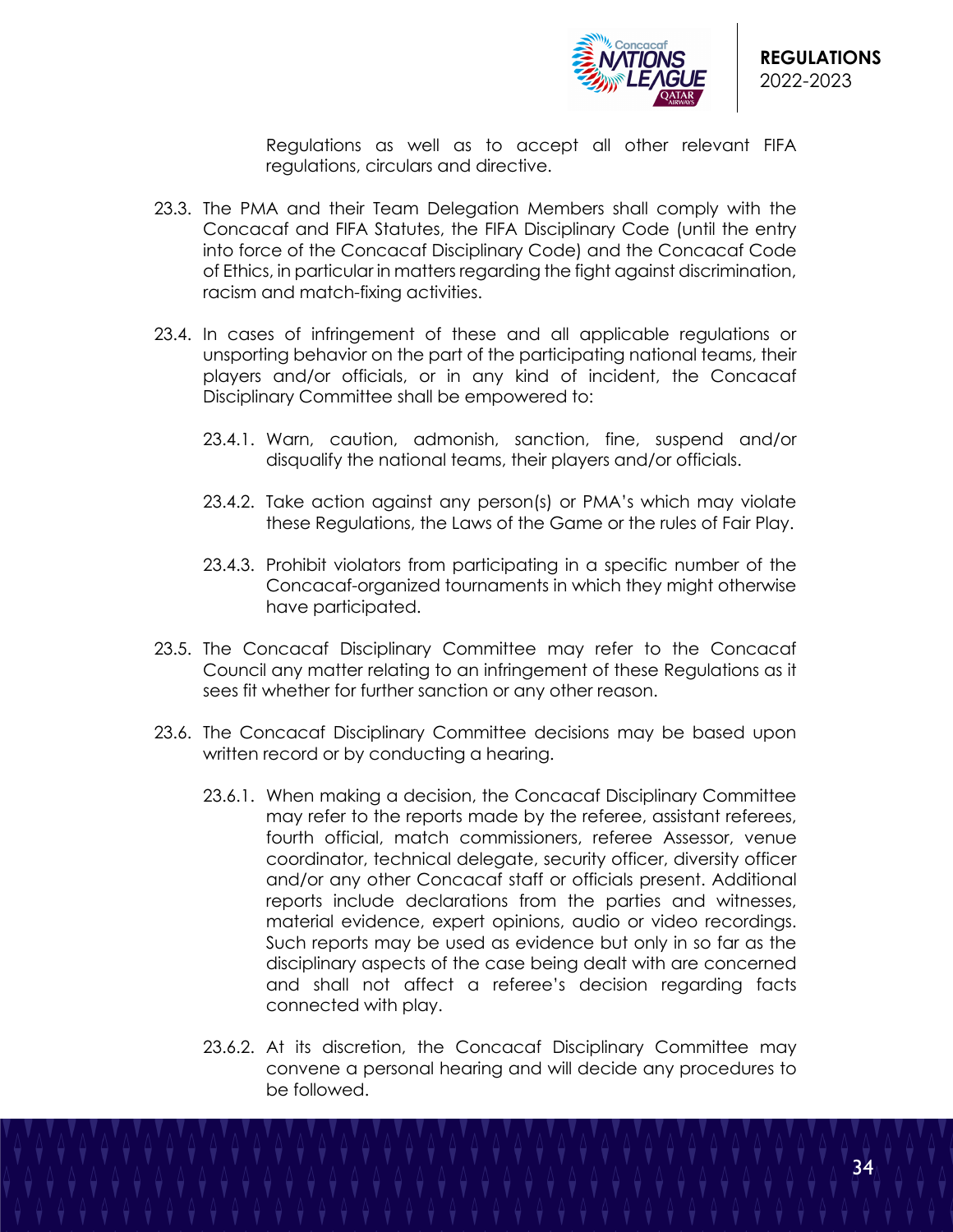Regulations as well as to accept all other relevant FIFA regulations, circulars and directive.

23.3. The PMA and their Team Delegation Members shall comply with the Concacaf and FIFA Statutes, the FIFA Disciplinary Code (until the entry into force of the Concacaf Disciplinary Code) and the Concacaf Code of Ethics, in particular in matters regarding the fight against discrimination, racism and match-fixing activities.

23.4. In cases of infringement of these and all applicable regulations or unsporting behavior on the part of the participating national teams, their players and/or officials, or in any kind of incident, the Concacaf Disciplinary Committee shall be empowered to:

23.4.1. Warn, caution, admonish, sanction, fine, suspend and/or disqualify the national teams, their players and/or officials.

23.4.2. Take action against any person(s) or PMA's which may violate these Regulations, the Laws of the Game or the rules of Fair Play.

23.4.3. Prohibit violators from participating in a specific number of the Concacaf-organized tournaments in which they might otherwise have participated.

23.5. The Concacaf Disciplinary Committee may refer to the Concacaf Council any matter relating to an infringement of these Regulations as it sees fit whether for further sanction or any other reason.

23.6. The Concacaf Disciplinary Committee decisions may be based upon written record or by conducting a hearing.

23.6.1. When making a decision, the Concacaf Disciplinary Committee may refer to the reports made by the referee, assistant referees, fourth official, match commissioners, referee Assessor, venue coordinator, technical delegate, security officer, diversity officer and/or any other Concacaf staff or officials present. Additional reports include declarations from the parties and witnesses, material evidence, expert opinions, audio or video recordings. Such reports may be used as evidence but only in so far as the disciplinary aspects of the case being dealt with are concerned and shall not affect a referee's decision regarding facts connected with play.

23.6.2. At its discretion, the Concacaf Disciplinary Committee may convene a personal hearing and will decide any procedures to be followed.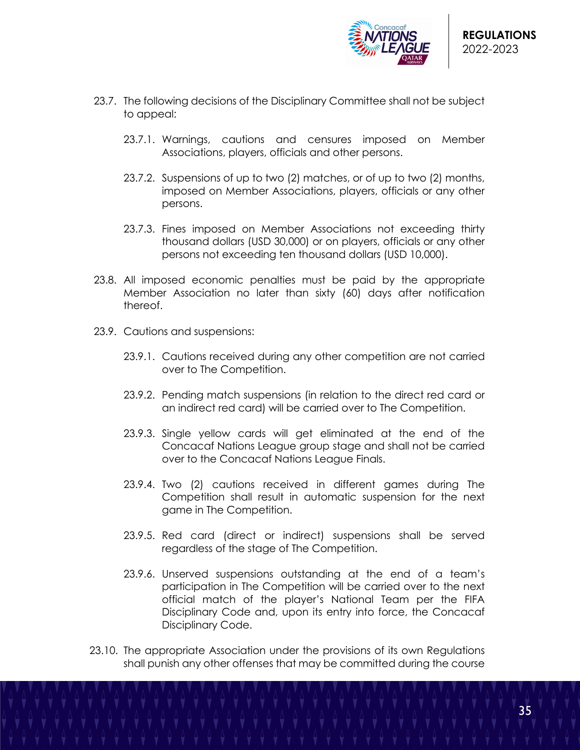23.7. The following decisions of the Disciplinary Committee shall not be subject to appeal:

   23.7.1. Warnings, cautions and censures imposed on Member Associations, players, officials and other persons.

   23.7.2. Suspensions of up to two (2) matches, or of up to two (2) months, imposed on Member Associations, players, officials or any other persons.

   23.7.3. Fines imposed on Member Associations not exceeding thirty thousand dollars (USD 30,000) or on players, officials or any other persons not exceeding ten thousand dollars (USD 10,000).

23.8. All imposed economic penalties must be paid by the appropriate Member Association no later than sixty (60) days after notification thereof.

23.9. Cautions and suspensions:

   23.9.1. Cautions received during any other competition are not carried over to The Competition.

   23.9.2. Pending match suspensions (in relation to the direct red card or an indirect red card) will be carried over to The Competition.

   23.9.3. Single yellow cards will get eliminated at the end of the Concacaf Nations League group stage and shall not be carried over to the Concacaf Nations League Finals.

   23.9.4. Two (2) cautions received in different games during The Competition shall result in automatic suspension for the next game in The Competition.

   23.9.5. Red card (direct or indirect) suspensions shall be served regardless of the stage of The Competition.

   23.9.6. Unserved suspensions outstanding at the end of a team's participation in The Competition will be carried over to the next official match of the player's National Team per the FIFA Disciplinary Code and, upon its entry into force, the Concacaf Disciplinary Code.

23.10. The appropriate Association under the provisions of its own Regulations shall punish any other offenses that may be committed during the course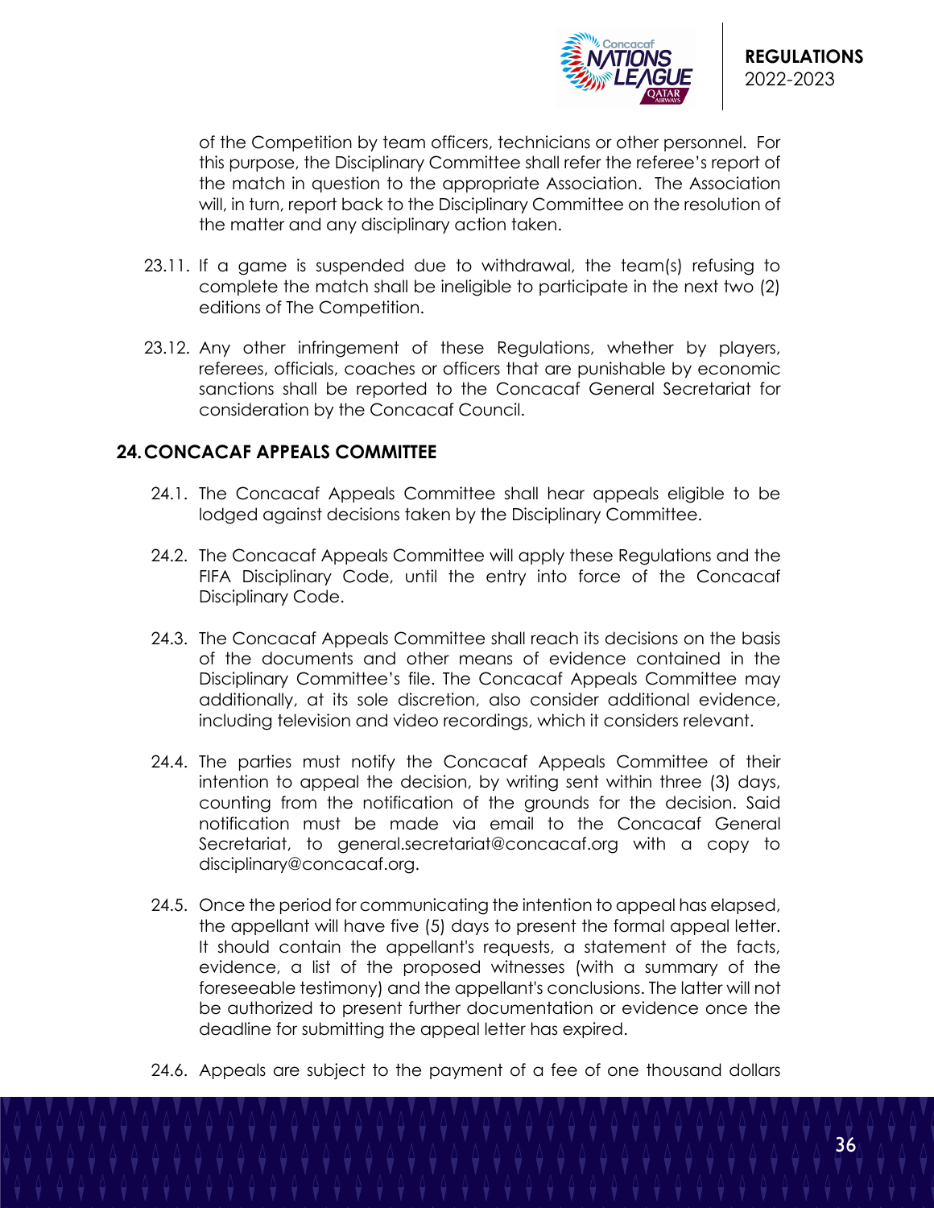of the Competition by team officers, technicians or other personnel. For this purpose, the Disciplinary Committee shall refer the referee's report of the match in question to the appropriate Association. The Association will, in turn, report back to the Disciplinary Committee on the resolution of the matter and any disciplinary action taken.

23.11. If a game is suspended due to withdrawal, the team(s) refusing to complete the match shall be ineligible to participate in the next two (2) editions of The Competition.

23.12. Any other infringement of these Regulations, whether by players, referees, officials, coaches or officers that are punishable by economic sanctions shall be reported to the Concacaf General Secretariat for consideration by the Concacaf Council.

## 24. CONCACAF APPEALS COMMITTEE

24.1. The Concacaf Appeals Committee shall hear appeals eligible to be lodged against decisions taken by the Disciplinary Committee.

24.2. The Concacaf Appeals Committee will apply these Regulations and the FIFA Disciplinary Code, until the entry into force of the Concacaf Disciplinary Code.

24.3. The Concacaf Appeals Committee shall reach its decisions on the basis of the documents and other means of evidence contained in the Disciplinary Committee's file. The Concacaf Appeals Committee may additionally, at its sole discretion, also consider additional evidence, including television and video recordings, which it considers relevant.

24.4. The parties must notify the Concacaf Appeals Committee of their intention to appeal the decision, by writing sent within three (3) days, counting from the notification of the grounds for the decision. Said notification must be made via email to the Concacaf General Secretariat, to general.secretariat@concacaf.org with a copy to disciplinary@concacaf.org.

24.5. Once the period for communicating the intention to appeal has elapsed, the appellant will have five (5) days to present the formal appeal letter. It should contain the appellant's requests, a statement of the facts, evidence, a list of the proposed witnesses (with a summary of the foreseeable testimony) and the appellant's conclusions. The latter will not be authorized to present further documentation or evidence once the deadline for submitting the appeal letter has expired.

24.6. Appeals are subject to the payment of a fee of one thousand dollars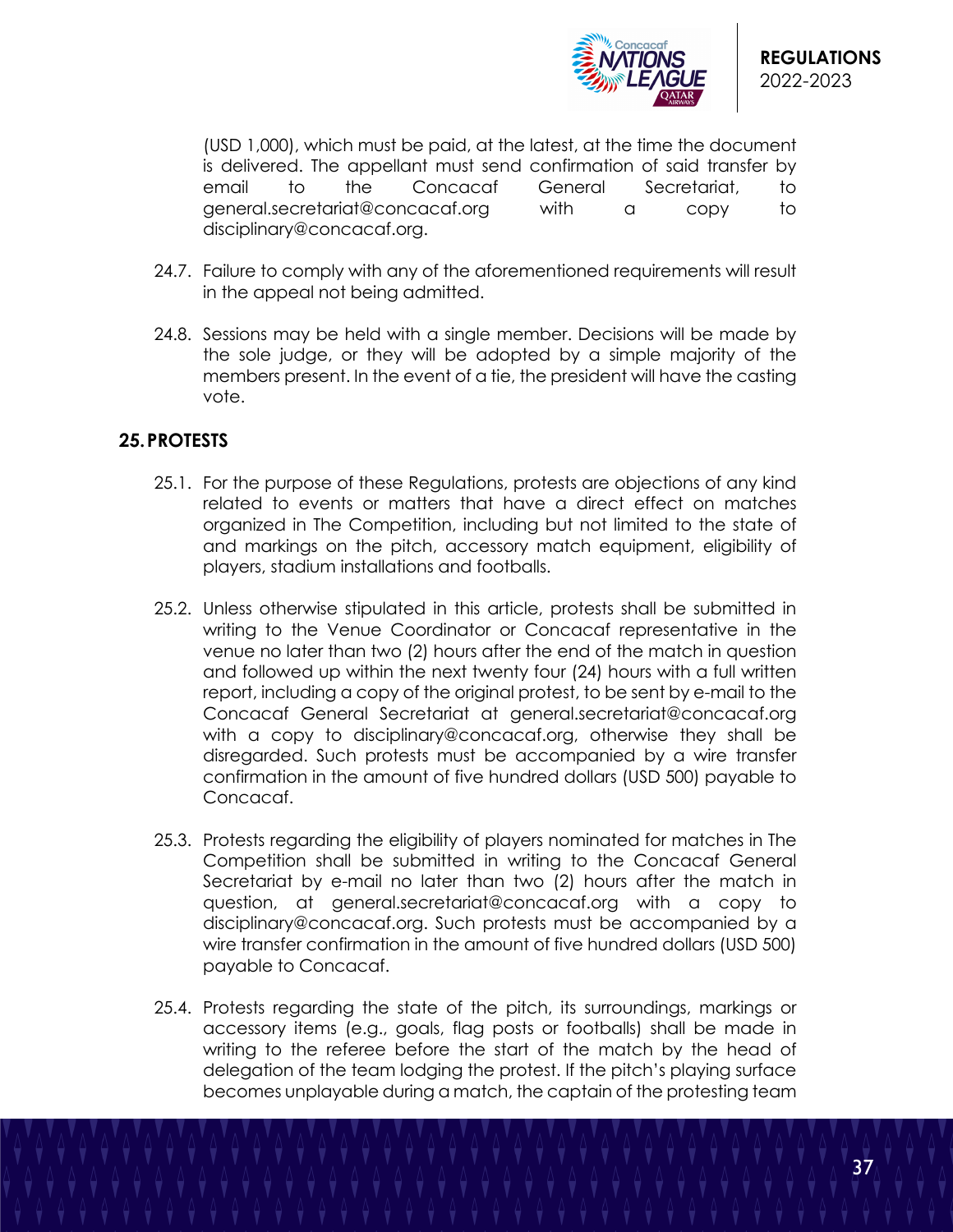(USD 1,000), which must be paid, at the latest, at the time the document is delivered. The appellant must send confirmation of said transfer by email to the Concacaf General Secretariat, to general.secretariat@concacaf.org with a copy to disciplinary@concacaf.org.

24.7. Failure to comply with any of the aforementioned requirements will result in the appeal not being admitted.

24.8. Sessions may be held with a single member. Decisions will be made by the sole judge, or they will be adopted by a simple majority of the members present. In the event of a tie, the president will have the casting vote.

## 25. PROTESTS

25.1. For the purpose of these Regulations, protests are objections of any kind related to events or matters that have a direct effect on matches organized in The Competition, including but not limited to the state of and markings on the pitch, accessory match equipment, eligibility of players, stadium installations and footballs.

25.2. Unless otherwise stipulated in this article, protests shall be submitted in writing to the Venue Coordinator or Concacaf representative in the venue no later than two (2) hours after the end of the match in question and followed up within the next twenty four (24) hours with a full written report, including a copy of the original protest, to be sent by e-mail to the Concacaf General Secretariat at general.secretariat@concacaf.org with a copy to disciplinary@concacaf.org, otherwise they shall be disregarded. Such protests must be accompanied by a wire transfer confirmation in the amount of five hundred dollars (USD 500) payable to Concacaf.

25.3. Protests regarding the eligibility of players nominated for matches in The Competition shall be submitted in writing to the Concacaf General Secretariat by e-mail no later than two (2) hours after the match in question, at general.secretariat@concacaf.org with a copy to disciplinary@concacaf.org. Such protests must be accompanied by a wire transfer confirmation in the amount of five hundred dollars (USD 500) payable to Concacaf.

25.4. Protests regarding the state of the pitch, its surroundings, markings or accessory items (e.g., goals, flag posts or footballs) shall be made in writing to the referee before the start of the match by the head of delegation of the team lodging the protest. If the pitch's playing surface becomes unplayable during a match, the captain of the protesting team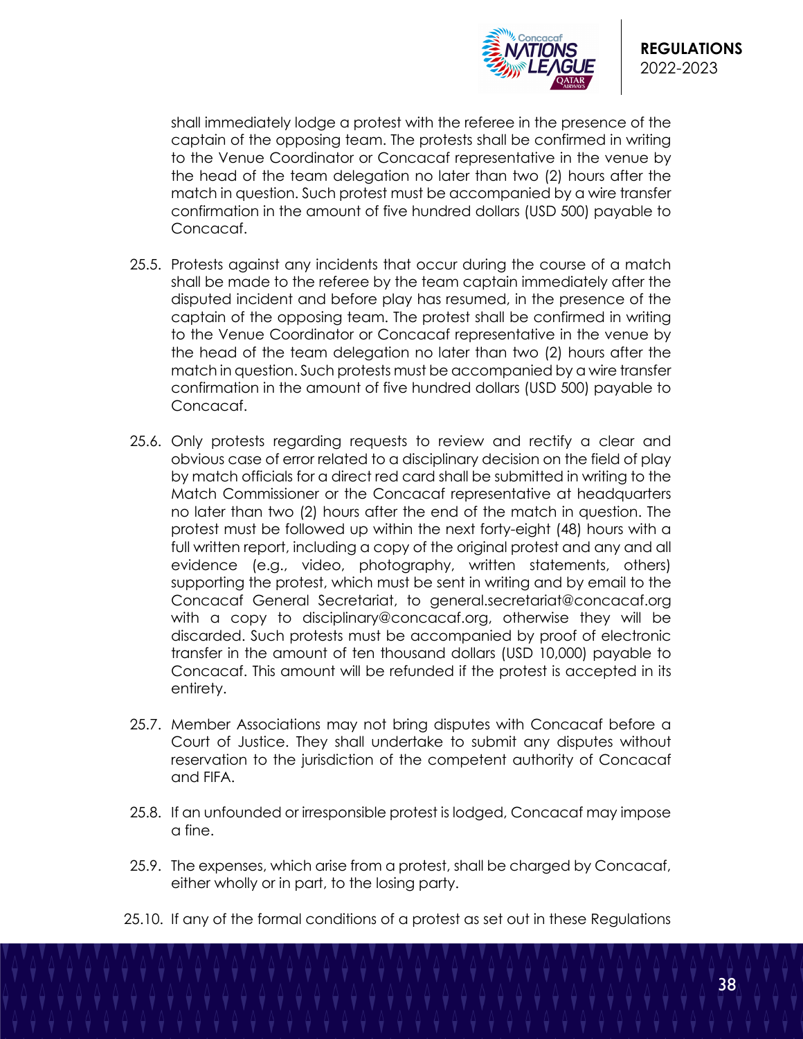shall immediately lodge a protest with the referee in the presence of the captain of the opposing team. The protests shall be confirmed in writing to the Venue Coordinator or Concacaf representative in the venue by the head of the team delegation no later than two (2) hours after the match in question. Such protest must be accompanied by a wire transfer confirmation in the amount of five hundred dollars (USD 500) payable to Concacaf.

25.5. Protests against any incidents that occur during the course of a match shall be made to the referee by the team captain immediately after the disputed incident and before play has resumed, in the presence of the captain of the opposing team. The protest shall be confirmed in writing to the Venue Coordinator or Concacaf representative in the venue by the head of the team delegation no later than two (2) hours after the match in question. Such protests must be accompanied by a wire transfer confirmation in the amount of five hundred dollars (USD 500) payable to Concacaf.

25.6. Only protests regarding requests to review and rectify a clear and obvious case of error related to a disciplinary decision on the field of play by match officials for a direct red card shall be submitted in writing to the Match Commissioner or the Concacaf representative at headquarters no later than two (2) hours after the end of the match in question. The protest must be followed up within the next forty-eight (48) hours with a full written report, including a copy of the original protest and any and all evidence (e.g., video, photography, written statements, others) supporting the protest, which must be sent in writing and by email to the Concacaf General Secretariat, to general.secretariat@concacaf.org with a copy to disciplinary@concacaf.org, otherwise they will be discarded. Such protests must be accompanied by proof of electronic transfer in the amount of ten thousand dollars (USD 10,000) payable to Concacaf. This amount will be refunded if the protest is accepted in its entirety.

25.7. Member Associations may not bring disputes with Concacaf before a Court of Justice. They shall undertake to submit any disputes without reservation to the jurisdiction of the competent authority of Concacaf and FIFA.

25.8. If an unfounded or irresponsible protest is lodged, Concacaf may impose a fine.

25.9. The expenses, which arise from a protest, shall be charged by Concacaf, either wholly or in part, to the losing party.

25.10. If any of the formal conditions of a protest as set out in these Regulations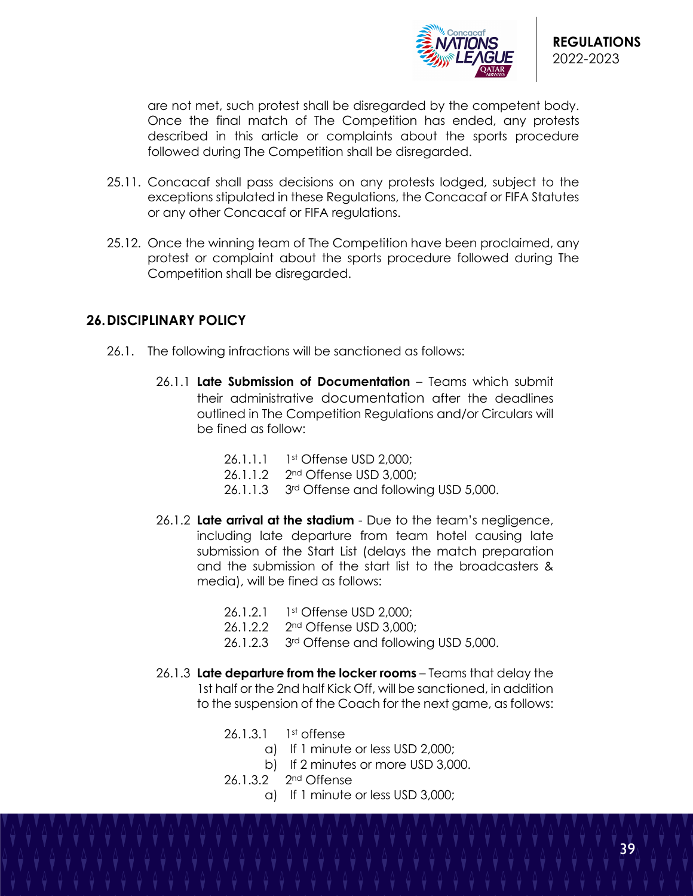are not met, such protest shall be disregarded by the competent body. Once the final match of The Competition has ended, any protests described in this article or complaints about the sports procedure followed during The Competition shall be disregarded.

25.11. Concacaf shall pass decisions on any protests lodged, subject to the exceptions stipulated in these Regulations, the Concacaf or FIFA Statutes or any other Concacaf or FIFA regulations.

25.12. Once the winning team of The Competition have been proclaimed, any protest or complaint about the sports procedure followed during The Competition shall be disregarded.

## 26. DISCIPLINARY POLICY

26.1. The following infractions will be sanctioned as follows:

26.1.1 **Late Submission of Documentation** – Teams which submit their administrative documentation after the deadlines outlined in The Competition Regulations and/or Circulars will be fined as follow:

26.1.1.1 1st Offense USD 2,000;
26.1.1.2 2nd Offense USD 3,000;
26.1.1.3 3rd Offense and following USD 5,000.

26.1.2 **Late arrival at the stadium** - Due to the team's negligence, including late departure from team hotel causing late submission of the Start List (delays the match preparation and the submission of the start list to the broadcasters & media), will be fined as follows:

26.1.2.1 1st Offense USD 2,000;
26.1.2.2 2nd Offense USD 3,000;
26.1.2.3 3rd Offense and following USD 5,000.

26.1.3 **Late departure from the locker rooms** – Teams that delay the 1st half or the 2nd half Kick Off, will be sanctioned, in addition to the suspension of the Coach for the next game, as follows:

26.1.3.1 1st offense
a) If 1 minute or less USD 2,000;
b) If 2 minutes or more USD 3,000.

26.1.3.2 2nd Offense
a) If 1 minute or less USD 3,000;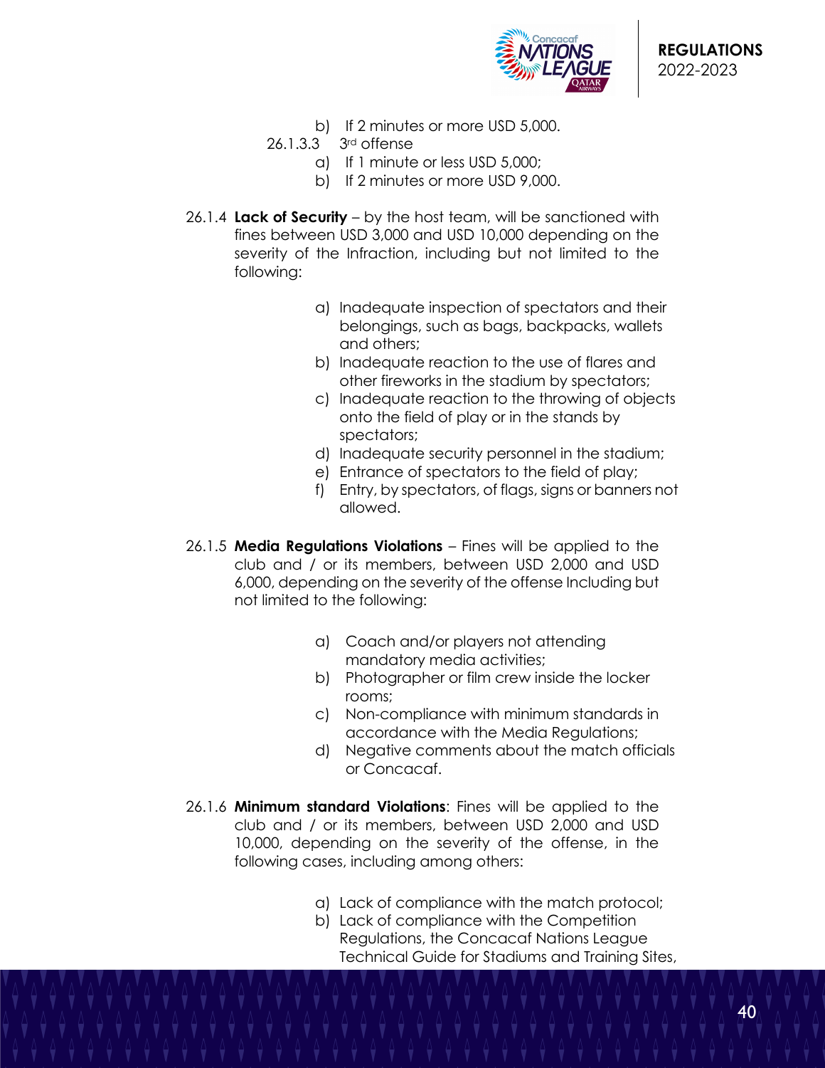b) If 2 minutes or more USD 5,000.

26.1.3.3 3rd offense

a) If 1 minute or less USD 5,000;
b) If 2 minutes or more USD 9,000.

26.1.4 **Lack of Security** – by the host team, will be sanctioned with fines between USD 3,000 and USD 10,000 depending on the severity of the Infraction, including but not limited to the following:

a) Inadequate inspection of spectators and their belongings, such as bags, backpacks, wallets and others;
b) Inadequate reaction to the use of flares and other fireworks in the stadium by spectators;
c) Inadequate reaction to the throwing of objects onto the field of play or in the stands by spectators;
d) Inadequate security personnel in the stadium;
e) Entrance of spectators to the field of play;
f) Entry, by spectators, of flags, signs or banners not allowed.

26.1.5 **Media Regulations Violations** – Fines will be applied to the club and / or its members, between USD 2,000 and USD 6,000, depending on the severity of the offense Including but not limited to the following:

a) Coach and/or players not attending mandatory media activities;
b) Photographer or film crew inside the locker rooms;
c) Non-compliance with minimum standards in accordance with the Media Regulations;
d) Negative comments about the match officials or Concacaf.

26.1.6 **Minimum standard Violations**: Fines will be applied to the club and / or its members, between USD 2,000 and USD 10,000, depending on the severity of the offense, in the following cases, including among others:

a) Lack of compliance with the match protocol;
b) Lack of compliance with the Competition Regulations, the Concacaf Nations League Technical Guide for Stadiums and Training Sites,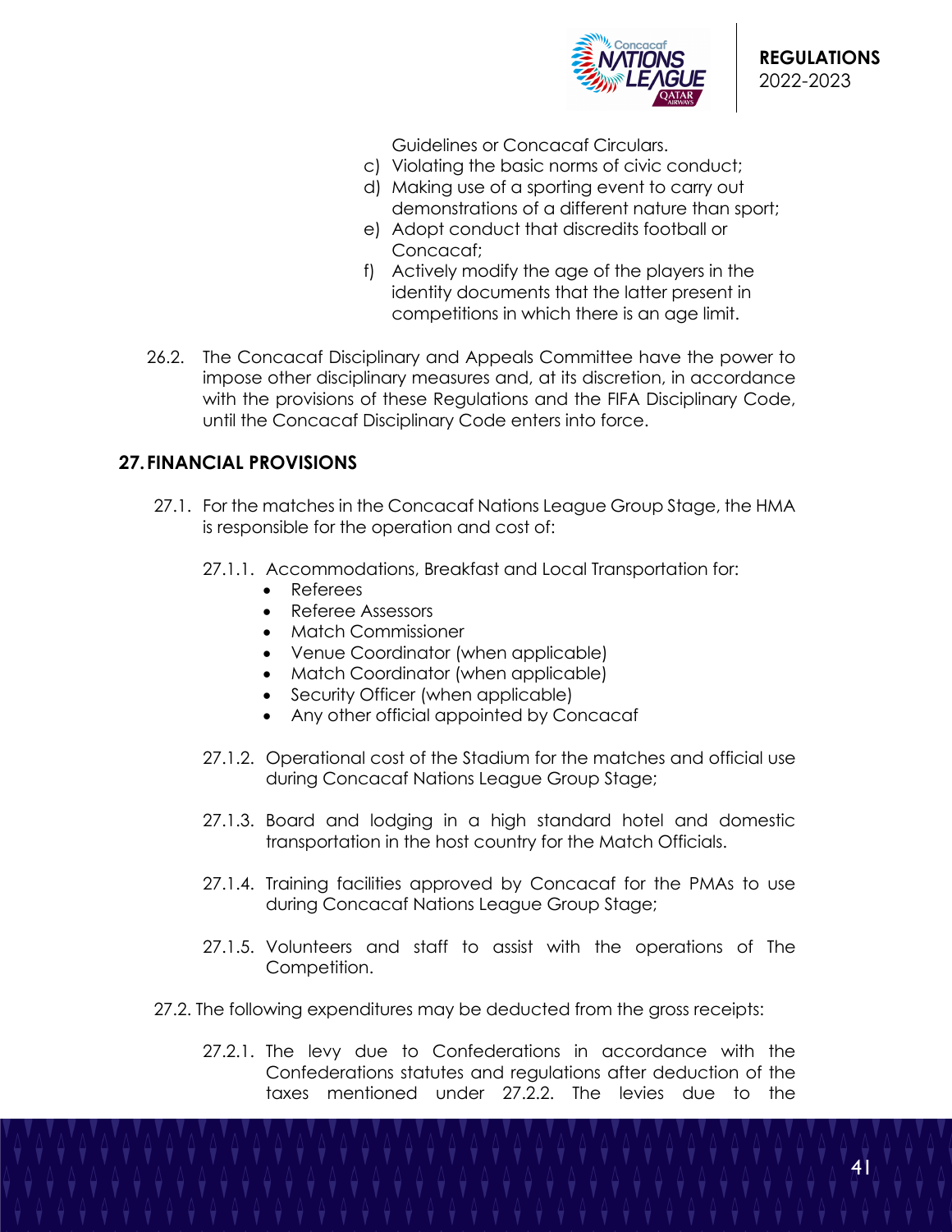Guidelines or Concacaf Circulars.

c) Violating the basic norms of civic conduct;
d) Making use of a sporting event to carry out demonstrations of a different nature than sport;
e) Adopt conduct that discredits football or Concacaf;
f) Actively modify the age of the players in the identity documents that the latter present in competitions in which there is an age limit.

26.2. The Concacaf Disciplinary and Appeals Committee have the power to impose other disciplinary measures and, at its discretion, in accordance with the provisions of these Regulations and the FIFA Disciplinary Code, until the Concacaf Disciplinary Code enters into force.

## 27. FINANCIAL PROVISIONS

27.1. For the matches in the Concacaf Nations League Group Stage, the HMA is responsible for the operation and cost of:

27.1.1. Accommodations, Breakfast and Local Transportation for:

- Referees
- Referee Assessors
- Match Commissioner
- Venue Coordinator (when applicable)
- Match Coordinator (when applicable)
- Security Officer (when applicable)
- Any other official appointed by Concacaf

27.1.2. Operational cost of the Stadium for the matches and official use during Concacaf Nations League Group Stage;

27.1.3. Board and lodging in a high standard hotel and domestic transportation in the host country for the Match Officials.

27.1.4. Training facilities approved by Concacaf for the PMAs to use during Concacaf Nations League Group Stage;

27.1.5. Volunteers and staff to assist with the operations of The Competition.

27.2. The following expenditures may be deducted from the gross receipts:

27.2.1. The levy due to Confederations in accordance with the Confederations statutes and regulations after deduction of the taxes mentioned under 27.2.2. The levies due to the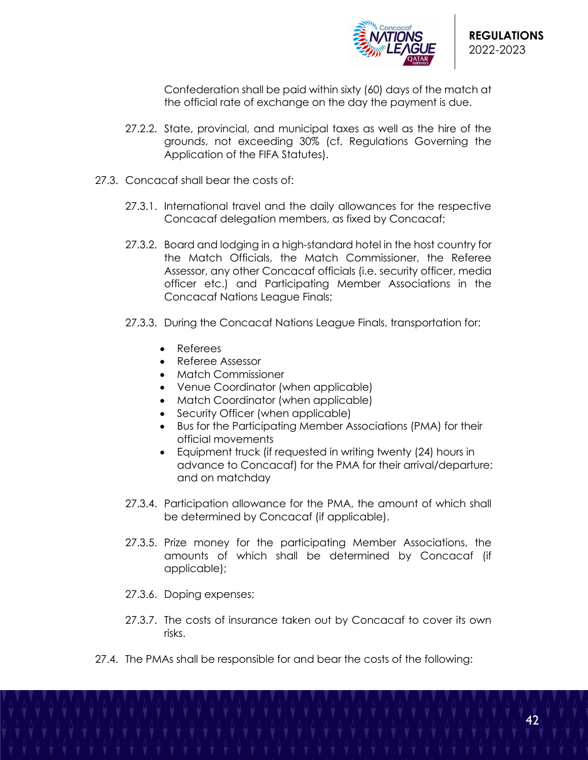Confederation shall be paid within sixty (60) days of the match at the official rate of exchange on the day the payment is due.

27.2.2. State, provincial, and municipal taxes as well as the hire of the grounds, not exceeding 30% (cf. Regulations Governing the Application of the FIFA Statutes).

27.3. Concacaf shall bear the costs of:

27.3.1. International travel and the daily allowances for the respective Concacaf delegation members, as fixed by Concacaf;

27.3.2. Board and lodging in a high-standard hotel in the host country for the Match Officials, the Match Commissioner, the Referee Assessor, any other Concacaf officials (i.e. security officer, media officer etc.) and Participating Member Associations in the Concacaf Nations League Finals;

27.3.3. During the Concacaf Nations League Finals, transportation for:

- Referees
- Referee Assessor
- Match Commissioner
- Venue Coordinator (when applicable)
- Match Coordinator (when applicable)
- Security Officer (when applicable)
- Bus for the Participating Member Associations (PMA) for their official movements
- Equipment truck (if requested in writing twenty (24) hours in advance to Concacaf) for the PMA for their arrival/departure; and on matchday

27.3.4. Participation allowance for the PMA, the amount of which shall be determined by Concacaf (if applicable).

27.3.5. Prize money for the participating Member Associations, the amounts of which shall be determined by Concacaf (if applicable);

27.3.6. Doping expenses;

27.3.7. The costs of insurance taken out by Concacaf to cover its own risks.

27.4. The PMAs shall be responsible for and bear the costs of the following: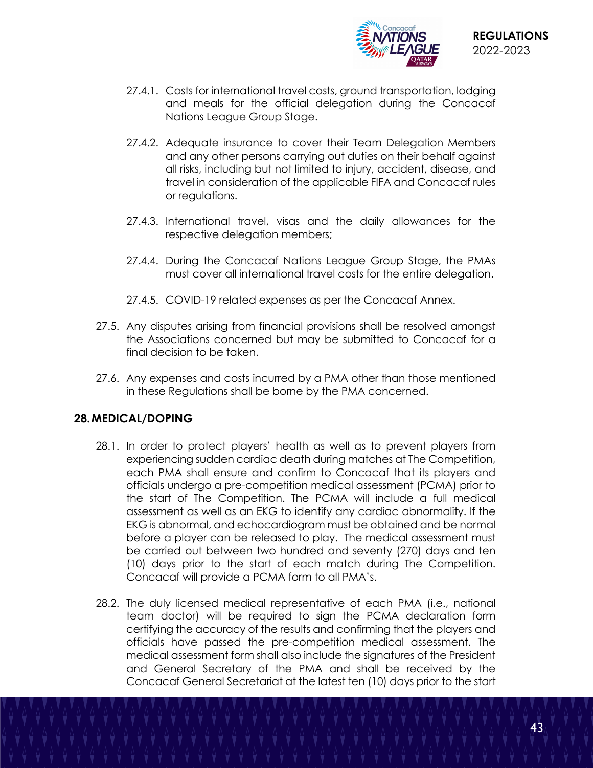27.4.1. Costs for international travel costs, ground transportation, lodging and meals for the official delegation during the Concacaf Nations League Group Stage.

27.4.2. Adequate insurance to cover their Team Delegation Members and any other persons carrying out duties on their behalf against all risks, including but not limited to injury, accident, disease, and travel in consideration of the applicable FIFA and Concacaf rules or regulations.

27.4.3. International travel, visas and the daily allowances for the respective delegation members;

27.4.4. During the Concacaf Nations League Group Stage, the PMAs must cover all international travel costs for the entire delegation.

27.4.5. COVID-19 related expenses as per the Concacaf Annex.

27.5. Any disputes arising from financial provisions shall be resolved amongst the Associations concerned but may be submitted to Concacaf for a final decision to be taken.

27.6. Any expenses and costs incurred by a PMA other than those mentioned in these Regulations shall be borne by the PMA concerned.

## 28. MEDICAL/DOPING

28.1. In order to protect players' health as well as to prevent players from experiencing sudden cardiac death during matches at The Competition, each PMA shall ensure and confirm to Concacaf that its players and officials undergo a pre-competition medical assessment (PCMA) prior to the start of The Competition. The PCMA will include a full medical assessment as well as an EKG to identify any cardiac abnormality. If the EKG is abnormal, and echocardiogram must be obtained and be normal before a player can be released to play. The medical assessment must be carried out between two hundred and seventy (270) days and ten (10) days prior to the start of each match during The Competition. Concacaf will provide a PCMA form to all PMA's.

28.2. The duly licensed medical representative of each PMA (i.e., national team doctor) will be required to sign the PCMA declaration form certifying the accuracy of the results and confirming that the players and officials have passed the pre-competition medical assessment. The medical assessment form shall also include the signatures of the President and General Secretary of the PMA and shall be received by the Concacaf General Secretariat at the latest ten (10) days prior to the start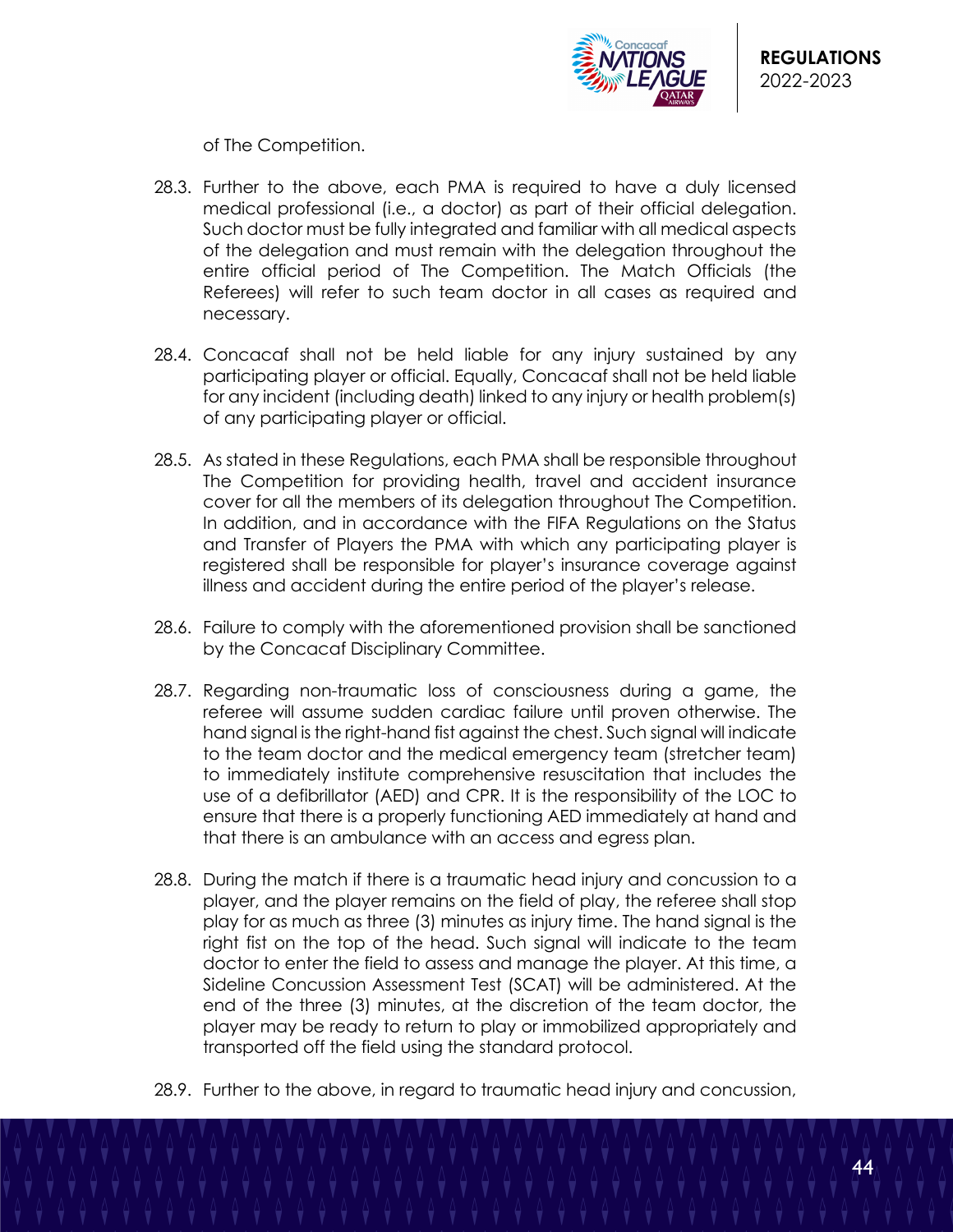of The Competition.

28.3. Further to the above, each PMA is required to have a duly licensed medical professional (i.e., a doctor) as part of their official delegation. Such doctor must be fully integrated and familiar with all medical aspects of the delegation and must remain with the delegation throughout the entire official period of The Competition. The Match Officials (the Referees) will refer to such team doctor in all cases as required and necessary.

28.4. Concacaf shall not be held liable for any injury sustained by any participating player or official. Equally, Concacaf shall not be held liable for any incident (including death) linked to any injury or health problem(s) of any participating player or official.

28.5. As stated in these Regulations, each PMA shall be responsible throughout The Competition for providing health, travel and accident insurance cover for all the members of its delegation throughout The Competition. In addition, and in accordance with the FIFA Regulations on the Status and Transfer of Players the PMA with which any participating player is registered shall be responsible for player's insurance coverage against illness and accident during the entire period of the player's release.

28.6. Failure to comply with the aforementioned provision shall be sanctioned by the Concacaf Disciplinary Committee.

28.7. Regarding non-traumatic loss of consciousness during a game, the referee will assume sudden cardiac failure until proven otherwise. The hand signal is the right-hand fist against the chest. Such signal will indicate to the team doctor and the medical emergency team (stretcher team) to immediately institute comprehensive resuscitation that includes the use of a defibrillator (AED) and CPR. It is the responsibility of the LOC to ensure that there is a properly functioning AED immediately at hand and that there is an ambulance with an access and egress plan.

28.8. During the match if there is a traumatic head injury and concussion to a player, and the player remains on the field of play, the referee shall stop play for as much as three (3) minutes as injury time. The hand signal is the right fist on the top of the head. Such signal will indicate to the team doctor to enter the field to assess and manage the player. At this time, a Sideline Concussion Assessment Test (SCAT) will be administered. At the end of the three (3) minutes, at the discretion of the team doctor, the player may be ready to return to play or immobilized appropriately and transported off the field using the standard protocol.

28.9. Further to the above, in regard to traumatic head injury and concussion,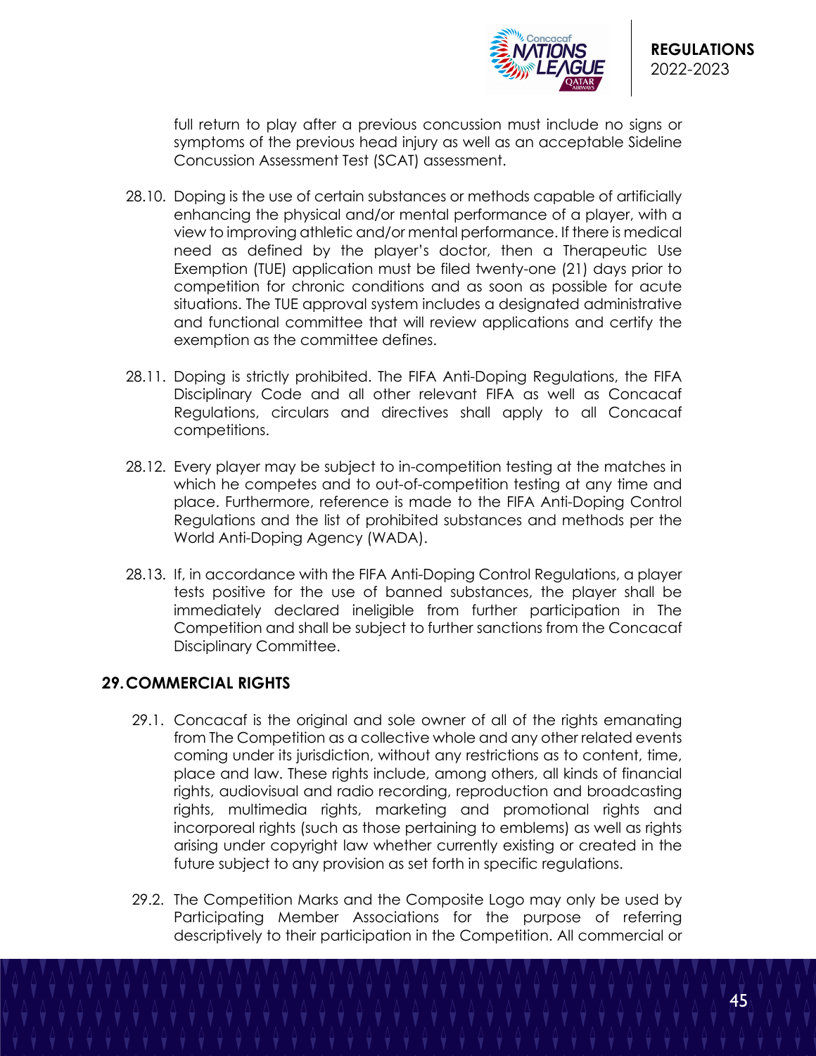full return to play after a previous concussion must include no signs or symptoms of the previous head injury as well as an acceptable Sideline Concussion Assessment Test (SCAT) assessment.

28.10. Doping is the use of certain substances or methods capable of artificially enhancing the physical and/or mental performance of a player, with a view to improving athletic and/or mental performance. If there is medical need as defined by the player's doctor, then a Therapeutic Use Exemption (TUE) application must be filed twenty-one (21) days prior to competition for chronic conditions and as soon as possible for acute situations. The TUE approval system includes a designated administrative and functional committee that will review applications and certify the exemption as the committee defines.

28.11. Doping is strictly prohibited. The FIFA Anti-Doping Regulations, the FIFA Disciplinary Code and all other relevant FIFA as well as Concacaf Regulations, circulars and directives shall apply to all Concacaf competitions.

28.12. Every player may be subject to in-competition testing at the matches in which he competes and to out-of-competition testing at any time and place. Furthermore, reference is made to the FIFA Anti-Doping Control Regulations and the list of prohibited substances and methods per the World Anti-Doping Agency (WADA).

28.13. If, in accordance with the FIFA Anti-Doping Control Regulations, a player tests positive for the use of banned substances, the player shall be immediately declared ineligible from further participation in The Competition and shall be subject to further sanctions from the Concacaf Disciplinary Committee.

## 29. COMMERCIAL RIGHTS

29.1. Concacaf is the original and sole owner of all of the rights emanating from The Competition as a collective whole and any other related events coming under its jurisdiction, without any restrictions as to content, time, place and law. These rights include, among others, all kinds of financial rights, audiovisual and radio recording, reproduction and broadcasting rights, multimedia rights, marketing and promotional rights and incorporeal rights (such as those pertaining to emblems) as well as rights arising under copyright law whether currently existing or created in the future subject to any provision as set forth in specific regulations.

29.2. The Competition Marks and the Composite Logo may only be used by Participating Member Associations for the purpose of referring descriptively to their participation in the Competition. All commercial or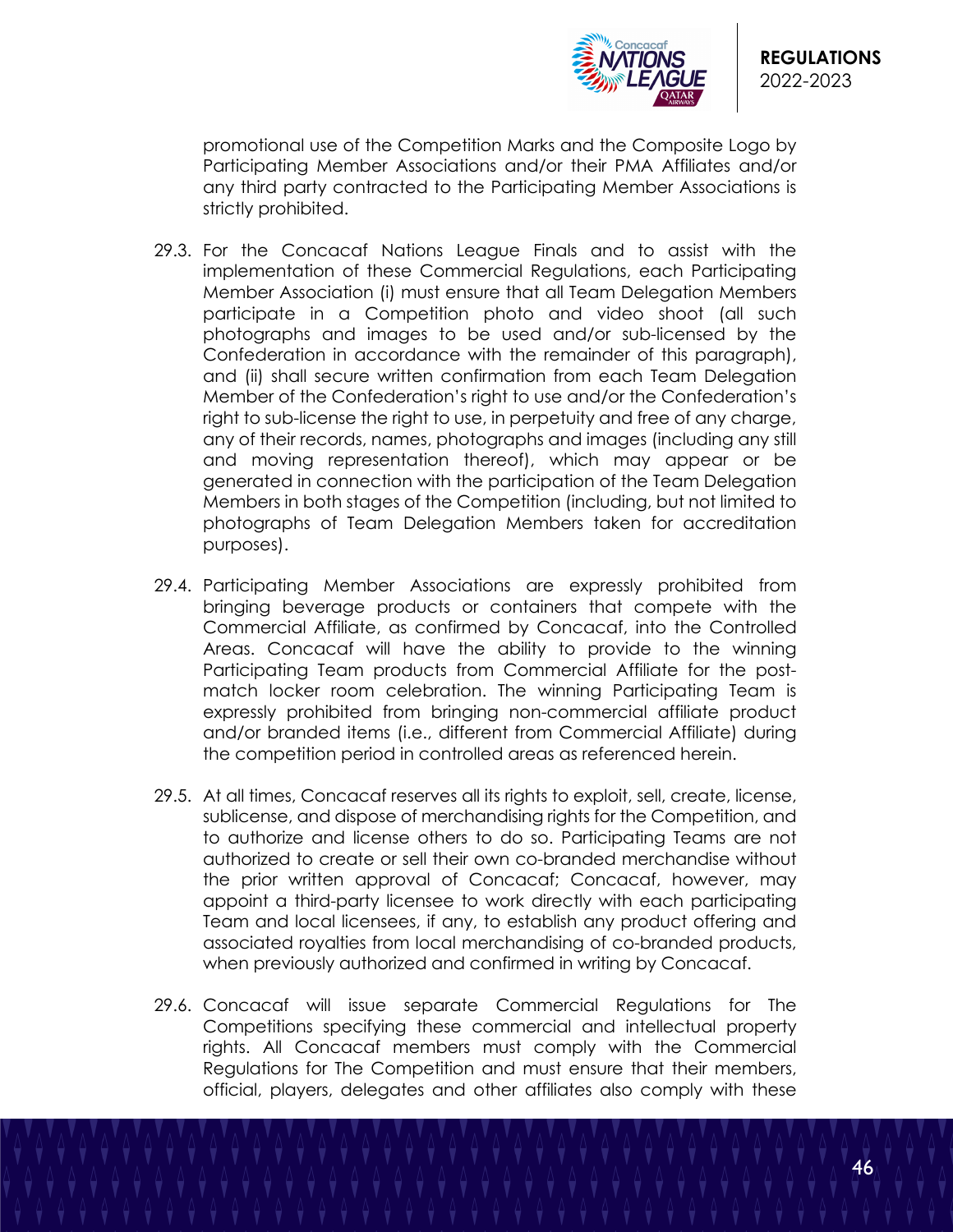promotional use of the Competition Marks and the Composite Logo by Participating Member Associations and/or their PMA Affiliates and/or any third party contracted to the Participating Member Associations is strictly prohibited.

29.3. For the Concacaf Nations League Finals and to assist with the implementation of these Commercial Regulations, each Participating Member Association (i) must ensure that all Team Delegation Members participate in a Competition photo and video shoot (all such photographs and images to be used and/or sub-licensed by the Confederation in accordance with the remainder of this paragraph), and (ii) shall secure written confirmation from each Team Delegation Member of the Confederation's right to use and/or the Confederation's right to sub-license the right to use, in perpetuity and free of any charge, any of their records, names, photographs and images (including any still and moving representation thereof), which may appear or be generated in connection with the participation of the Team Delegation Members in both stages of the Competition (including, but not limited to photographs of Team Delegation Members taken for accreditation purposes).

29.4. Participating Member Associations are expressly prohibited from bringing beverage products or containers that compete with the Commercial Affiliate, as confirmed by Concacaf, into the Controlled Areas. Concacaf will have the ability to provide to the winning Participating Team products from Commercial Affiliate for the post-match locker room celebration. The winning Participating Team is expressly prohibited from bringing non-commercial affiliate product and/or branded items (i.e., different from Commercial Affiliate) during the competition period in controlled areas as referenced herein.

29.5. At all times, Concacaf reserves all its rights to exploit, sell, create, license, sublicense, and dispose of merchandising rights for the Competition, and to authorize and license others to do so. Participating Teams are not authorized to create or sell their own co-branded merchandise without the prior written approval of Concacaf; Concacaf, however, may appoint a third-party licensee to work directly with each participating Team and local licensees, if any, to establish any product offering and associated royalties from local merchandising of co-branded products, when previously authorized and confirmed in writing by Concacaf.

29.6. Concacaf will issue separate Commercial Regulations for The Competitions specifying these commercial and intellectual property rights. All Concacaf members must comply with the Commercial Regulations for The Competition and must ensure that their members, official, players, delegates and other affiliates also comply with these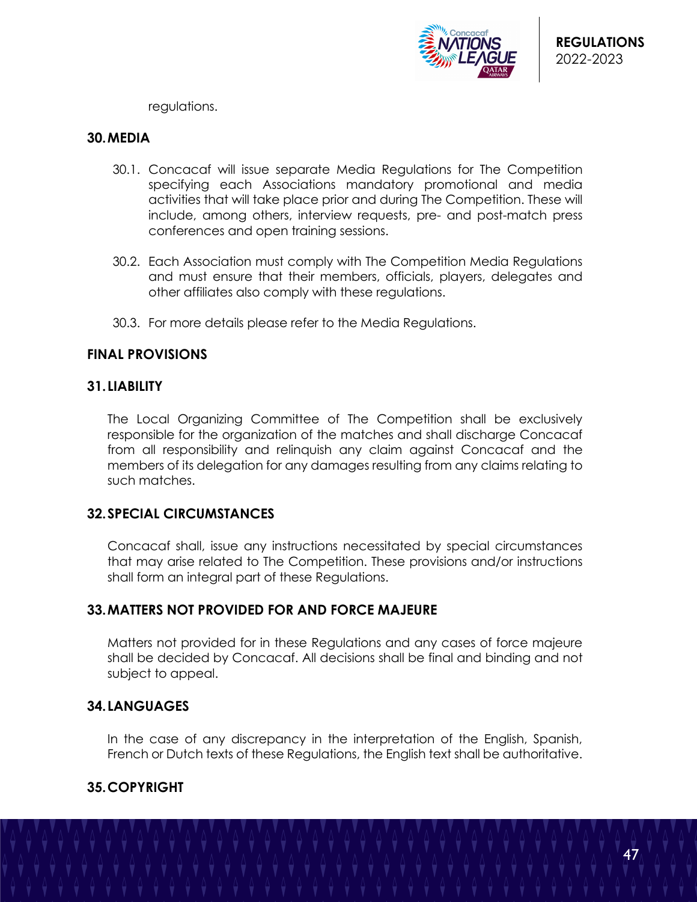regulations.

## 30. MEDIA

30.1. Concacaf will issue separate Media Regulations for The Competition specifying each Associations mandatory promotional and media activities that will take place prior and during The Competition. These will include, among others, interview requests, pre- and post-match press conferences and open training sessions.

30.2. Each Association must comply with The Competition Media Regulations and must ensure that their members, officials, players, delegates and other affiliates also comply with these regulations.

30.3. For more details please refer to the Media Regulations.

# FINAL PROVISIONS

## 31. LIABILITY

The Local Organizing Committee of The Competition shall be exclusively responsible for the organization of the matches and shall discharge Concacaf from all responsibility and relinquish any claim against Concacaf and the members of its delegation for any damages resulting from any claims relating to such matches.

## 32. SPECIAL CIRCUMSTANCES

Concacaf shall, issue any instructions necessitated by special circumstances that may arise related to The Competition. These provisions and/or instructions shall form an integral part of these Regulations.

## 33. MATTERS NOT PROVIDED FOR AND FORCE MAJEURE

Matters not provided for in these Regulations and any cases of force majeure shall be decided by Concacaf. All decisions shall be final and binding and not subject to appeal.

## 34. LANGUAGES

In the case of any discrepancy in the interpretation of the English, Spanish, French or Dutch texts of these Regulations, the English text shall be authoritative.

## 35. COPYRIGHT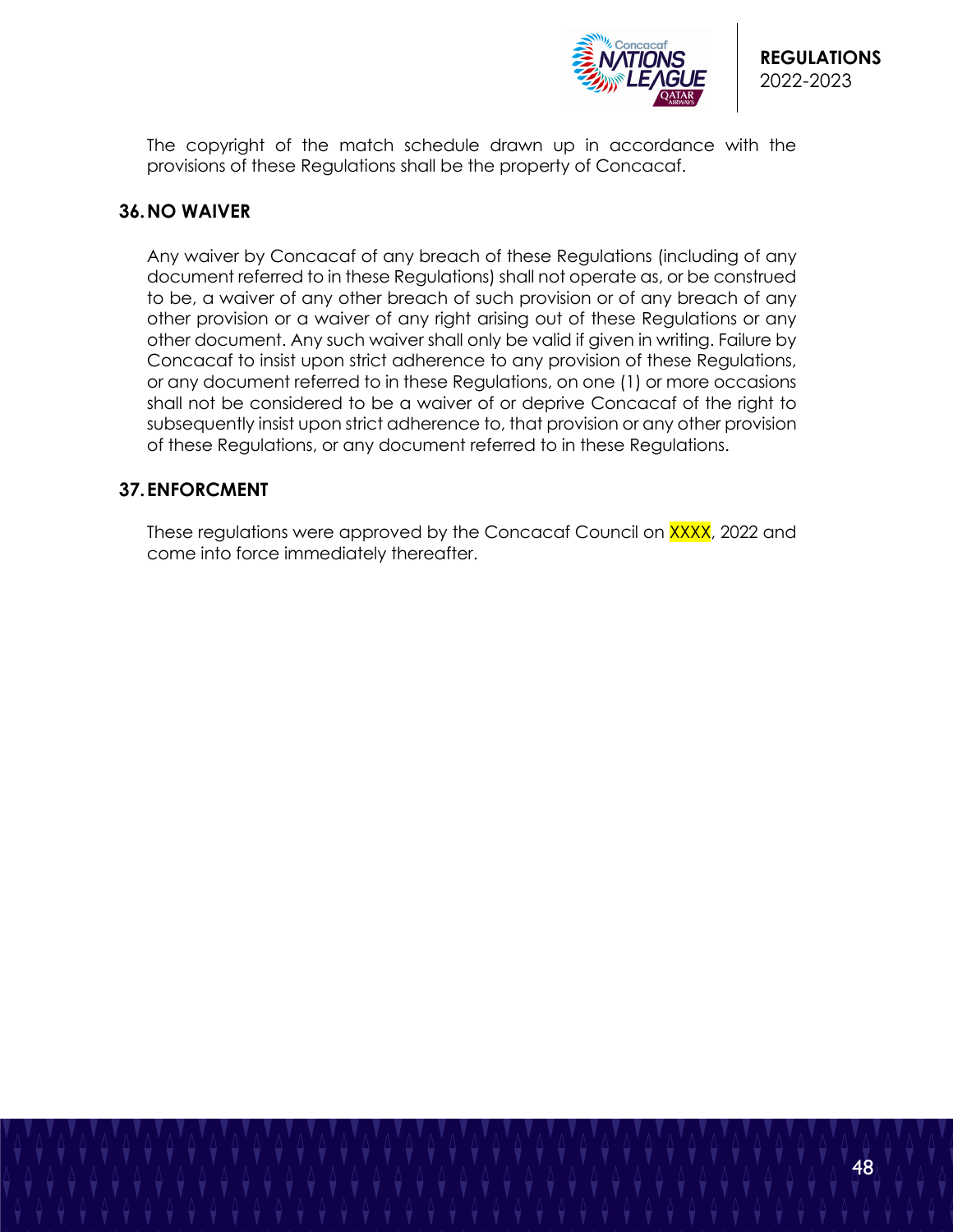The copyright of the match schedule drawn up in accordance with the provisions of these Regulations shall be the property of Concacaf.

## 36. NO WAIVER

Any waiver by Concacaf of any breach of these Regulations (including of any document referred to in these Regulations) shall not operate as, or be construed to be, a waiver of any other breach of such provision or of any breach of any other provision or a waiver of any right arising out of these Regulations or any other document. Any such waiver shall only be valid if given in writing. Failure by Concacaf to insist upon strict adherence to any provision of these Regulations, or any document referred to in these Regulations, on one (1) or more occasions shall not be considered to be a waiver of or deprive Concacaf of the right to subsequently insist upon strict adherence to, that provision or any other provision of these Regulations, or any document referred to in these Regulations.

## 37. ENFORCMENT

These regulations were approved by the Concacaf Council on XXXX, 2022 and come into force immediately thereafter.